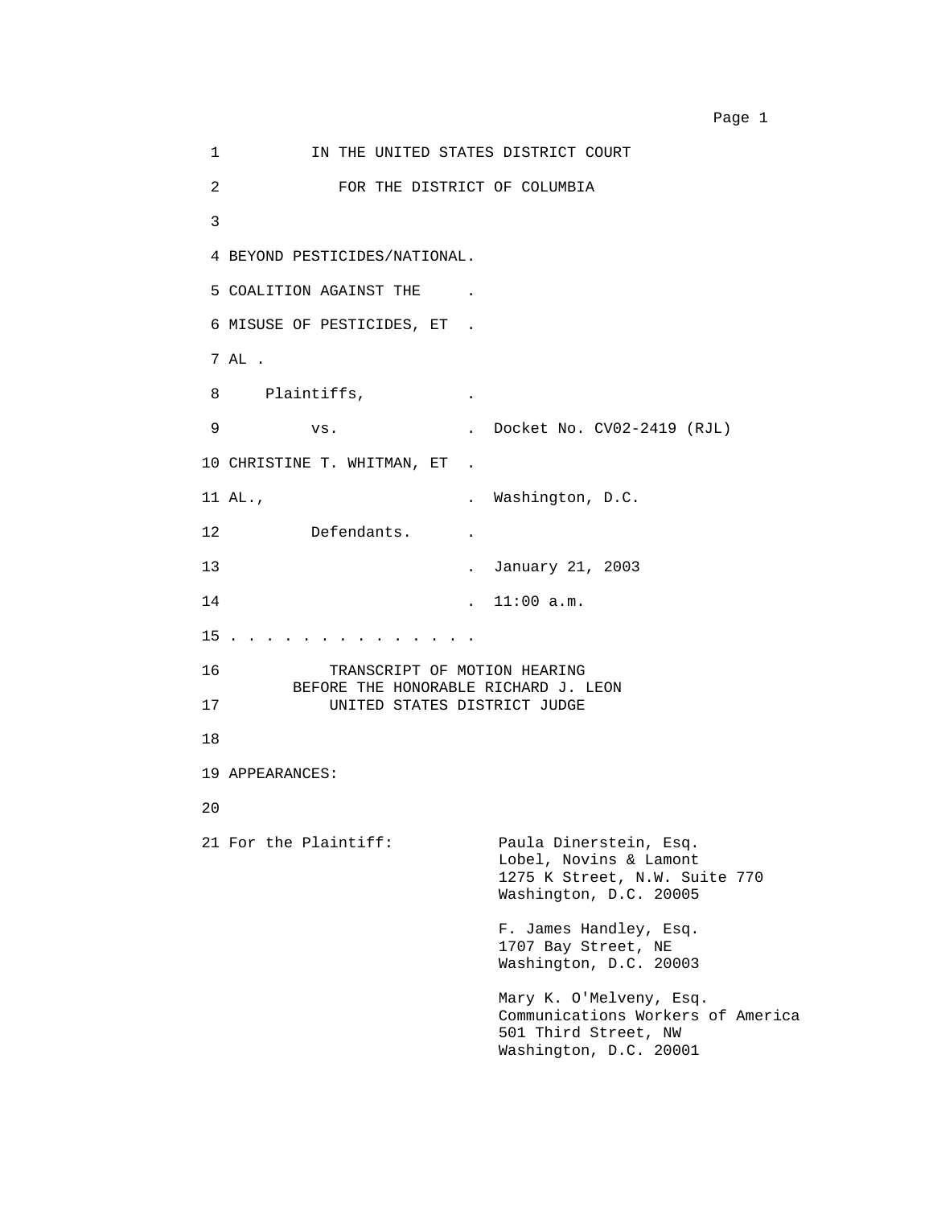IN THE UNITED STATES DISTRICT COURT

FOR THE DISTRICT OF COLUMBIA

BEYOND PESTICIDES/NATIONAL .
COALITION AGAINST THE .
MISUSE OF PESTICIDES, ET .
AL .

Plaintiffs, .

vs. . Docket No. CV02-2419 (RJL)

CHRISTINE T. WHITMAN, ET .
AL., . Washington, D.C.

Defendants. .

. January 21, 2003

. 11:00 a.m.

. . . . . . . . . . . . . .

TRANSCRIPT OF MOTION HEARING
BEFORE THE HONORABLE RICHARD J. LEON
UNITED STATES DISTRICT JUDGE

APPEARANCES:

For the Plaintiff:

Paula Dinerstein, Esq.
Lobel, Novins & Lamont
1275 K Street, N.W. Suite 770
Washington, D.C. 20005

F. James Handley, Esq.
1707 Bay Street, NE
Washington, D.C. 20003

Mary K. O'Melveny, Esq.
Communications Workers of America
501 Third Street, NW
Washington, D.C. 20001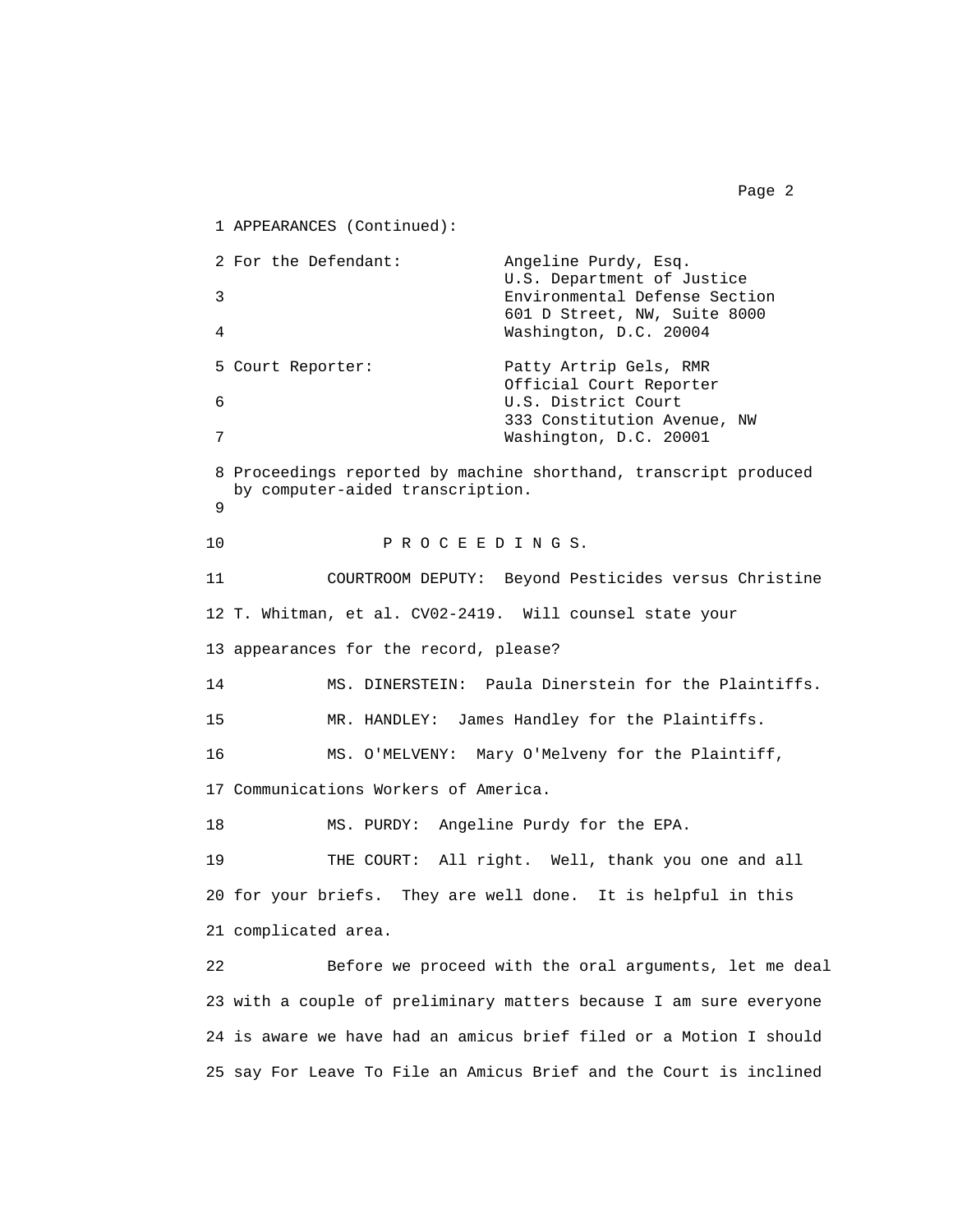1 APPEARANCES (Continued):

2 For the Defendant: Angeline Purdy, Esq.
U.S. Department of Justice
3 Environmental Defense Section
601 D Street, NW, Suite 8000
4 Washington, D.C. 20004

5 Court Reporter: Patty Artrip Gels, RMR
Official Court Reporter
6 U.S. District Court
333 Constitution Avenue, NW
7 Washington, D.C. 20001

8 Proceedings reported by machine shorthand, transcript produced
by computer-aided transcription.

9

10 P R O C E E D I N G S.

11 COURTROOM DEPUTY: Beyond Pesticides versus Christine

12 T. Whitman, et al. CV02-2419. Will counsel state your

13 appearances for the record, please?

14 MS. DINERSTEIN: Paula Dinerstein for the Plaintiffs.

15 MR. HANDLEY: James Handley for the Plaintiffs.

16 MS. O'MELVENY: Mary O'Melveny for the Plaintiff,

17 Communications Workers of America.

18 MS. PURDY: Angeline Purdy for the EPA.

19 THE COURT: All right. Well, thank you one and all

20 for your briefs. They are well done. It is helpful in this

21 complicated area.

22 Before we proceed with the oral arguments, let me deal

23 with a couple of preliminary matters because I am sure everyone

24 is aware we have had an amicus brief filed or a Motion I should

25 say For Leave To File an Amicus Brief and the Court is inclined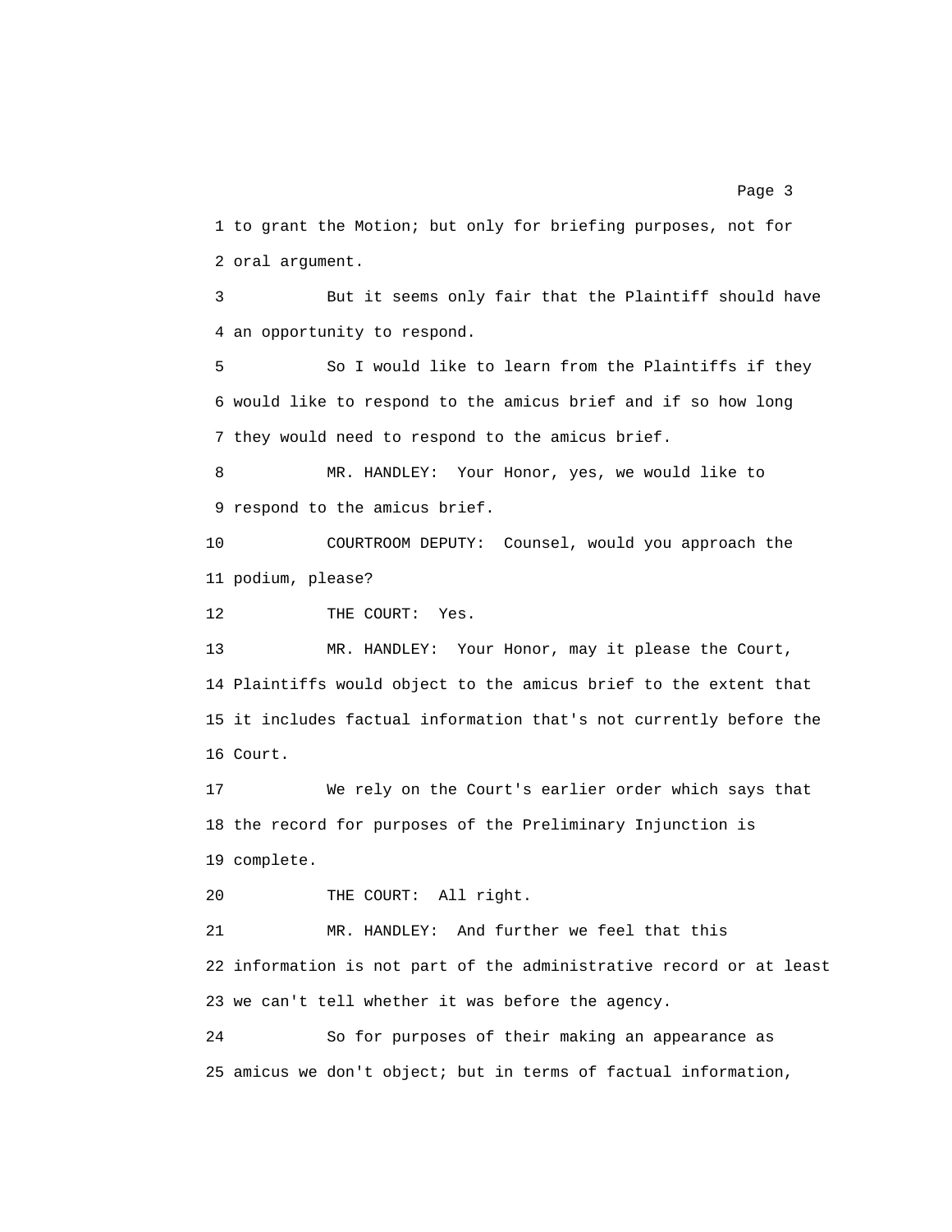1 to grant the Motion; but only for briefing purposes, not for
2 oral argument.

3 But it seems only fair that the Plaintiff should have
4 an opportunity to respond.

5 So I would like to learn from the Plaintiffs if they
6 would like to respond to the amicus brief and if so how long
7 they would need to respond to the amicus brief.

8 MR. HANDLEY: Your Honor, yes, we would like to
9 respond to the amicus brief.

10 COURTROOM DEPUTY: Counsel, would you approach the
11 podium, please?

12 THE COURT: Yes.

13 MR. HANDLEY: Your Honor, may it please the Court,
14 Plaintiffs would object to the amicus brief to the extent that
15 it includes factual information that's not currently before the
16 Court.

17 We rely on the Court's earlier order which says that
18 the record for purposes of the Preliminary Injunction is
19 complete.

20 THE COURT: All right.

21 MR. HANDLEY: And further we feel that this
22 information is not part of the administrative record or at least
23 we can't tell whether it was before the agency.

24 So for purposes of their making an appearance as
25 amicus we don't object; but in terms of factual information,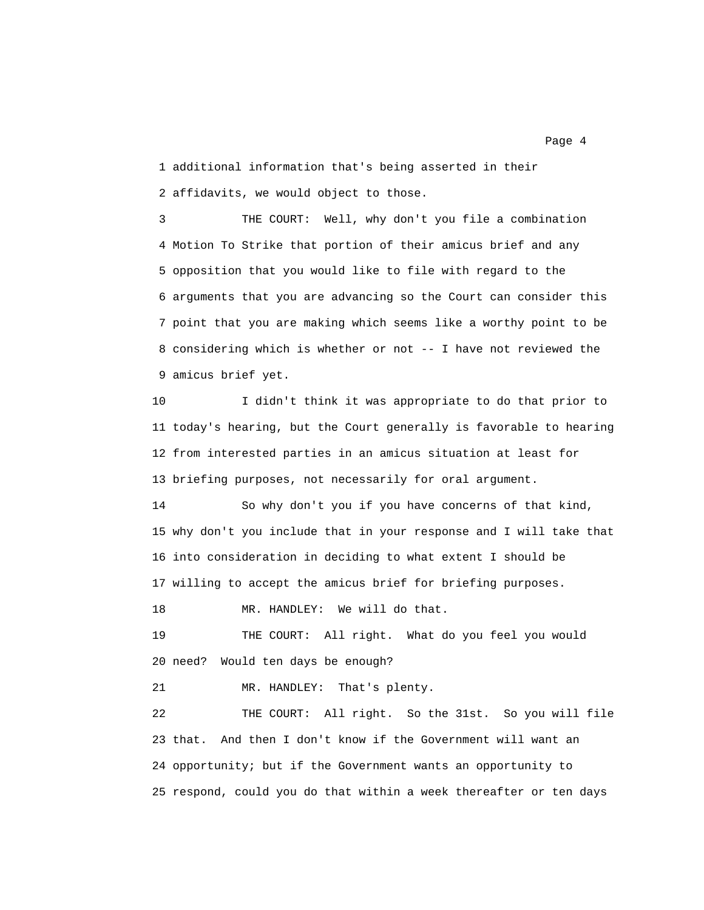1 additional information that's being asserted in their
2 affidavits, we would object to those.

3 THE COURT: Well, why don't you file a combination
4 Motion To Strike that portion of their amicus brief and any
5 opposition that you would like to file with regard to the
6 arguments that you are advancing so the Court can consider this
7 point that you are making which seems like a worthy point to be
8 considering which is whether or not -- I have not reviewed the
9 amicus brief yet.

10 I didn't think it was appropriate to do that prior to
11 today's hearing, but the Court generally is favorable to hearing
12 from interested parties in an amicus situation at least for
13 briefing purposes, not necessarily for oral argument.

14 So why don't you if you have concerns of that kind,
15 why don't you include that in your response and I will take that
16 into consideration in deciding to what extent I should be
17 willing to accept the amicus brief for briefing purposes.

18 MR. HANDLEY: We will do that.

19 THE COURT: All right. What do you feel you would
20 need? Would ten days be enough?

21 MR. HANDLEY: That's plenty.

22 THE COURT: All right. So the 31st. So you will file
23 that. And then I don't know if the Government will want an
24 opportunity; but if the Government wants an opportunity to
25 respond, could you do that within a week thereafter or ten days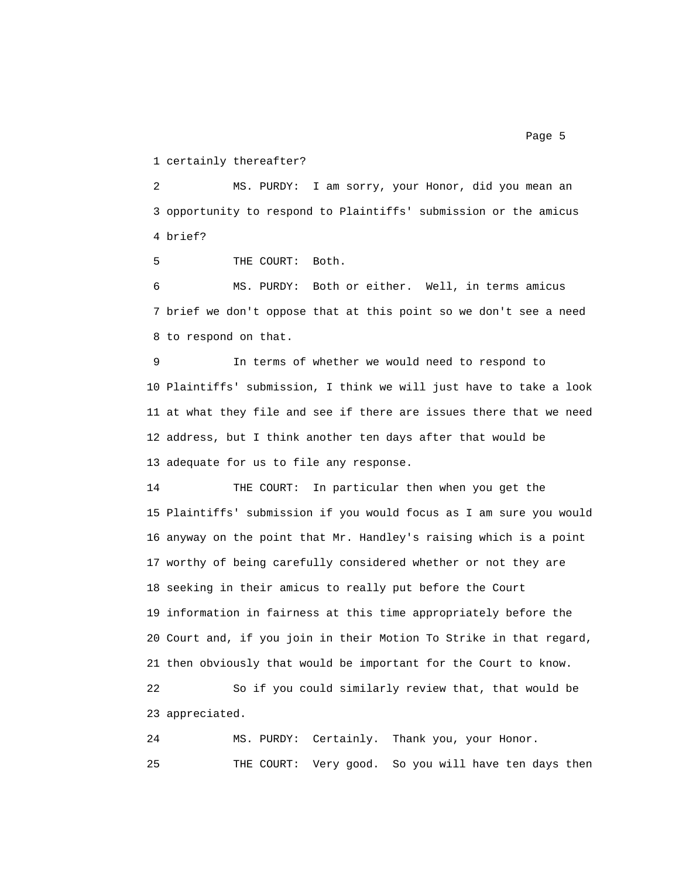1 certainly thereafter?

2 MS. PURDY: I am sorry, your Honor, did you mean an

3 opportunity to respond to Plaintiffs' submission or the amicus

4 brief?

5 THE COURT: Both.

6 MS. PURDY: Both or either. Well, in terms amicus

7 brief we don't oppose that at this point so we don't see a need

8 to respond on that.

9 In terms of whether we would need to respond to

10 Plaintiffs' submission, I think we will just have to take a look

11 at what they file and see if there are issues there that we need

12 address, but I think another ten days after that would be

13 adequate for us to file any response.

14 THE COURT: In particular then when you get the

15 Plaintiffs' submission if you would focus as I am sure you would

16 anyway on the point that Mr. Handley's raising which is a point

17 worthy of being carefully considered whether or not they are

18 seeking in their amicus to really put before the Court

19 information in fairness at this time appropriately before the

20 Court and, if you join in their Motion To Strike in that regard,

21 then obviously that would be important for the Court to know.

22 So if you could similarly review that, that would be

23 appreciated.

24 MS. PURDY: Certainly. Thank you, your Honor.

25 THE COURT: Very good. So you will have ten days then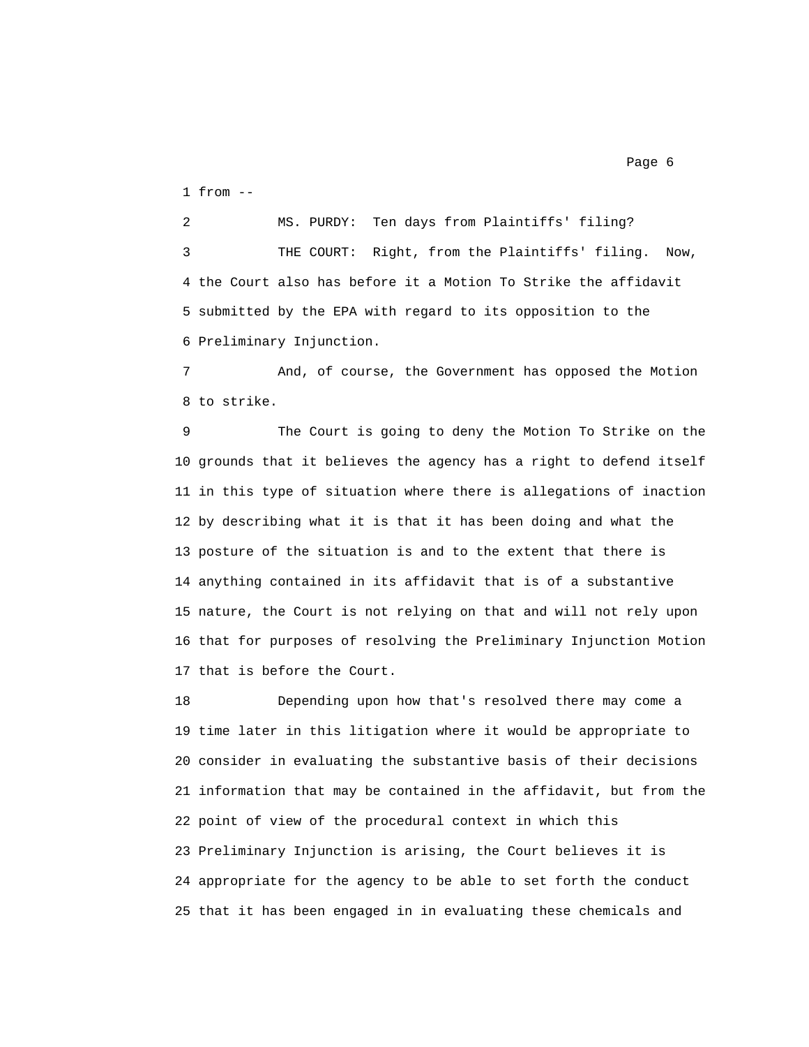from --

MS. PURDY: Ten days from Plaintiffs' filing?

THE COURT: Right, from the Plaintiffs' filing. Now, the Court also has before it a Motion To Strike the affidavit submitted by the EPA with regard to its opposition to the Preliminary Injunction.

And, of course, the Government has opposed the Motion to strike.

The Court is going to deny the Motion To Strike on the grounds that it believes the agency has a right to defend itself in this type of situation where there is allegations of inaction by describing what it is that it has been doing and what the posture of the situation is and to the extent that there is anything contained in its affidavit that is of a substantive nature, the Court is not relying on that and will not rely upon that for purposes of resolving the Preliminary Injunction Motion that is before the Court.

Depending upon how that's resolved there may come a time later in this litigation where it would be appropriate to consider in evaluating the substantive basis of their decisions information that may be contained in the affidavit, but from the point of view of the procedural context in which this Preliminary Injunction is arising, the Court believes it is appropriate for the agency to be able to set forth the conduct that it has been engaged in in evaluating these chemicals and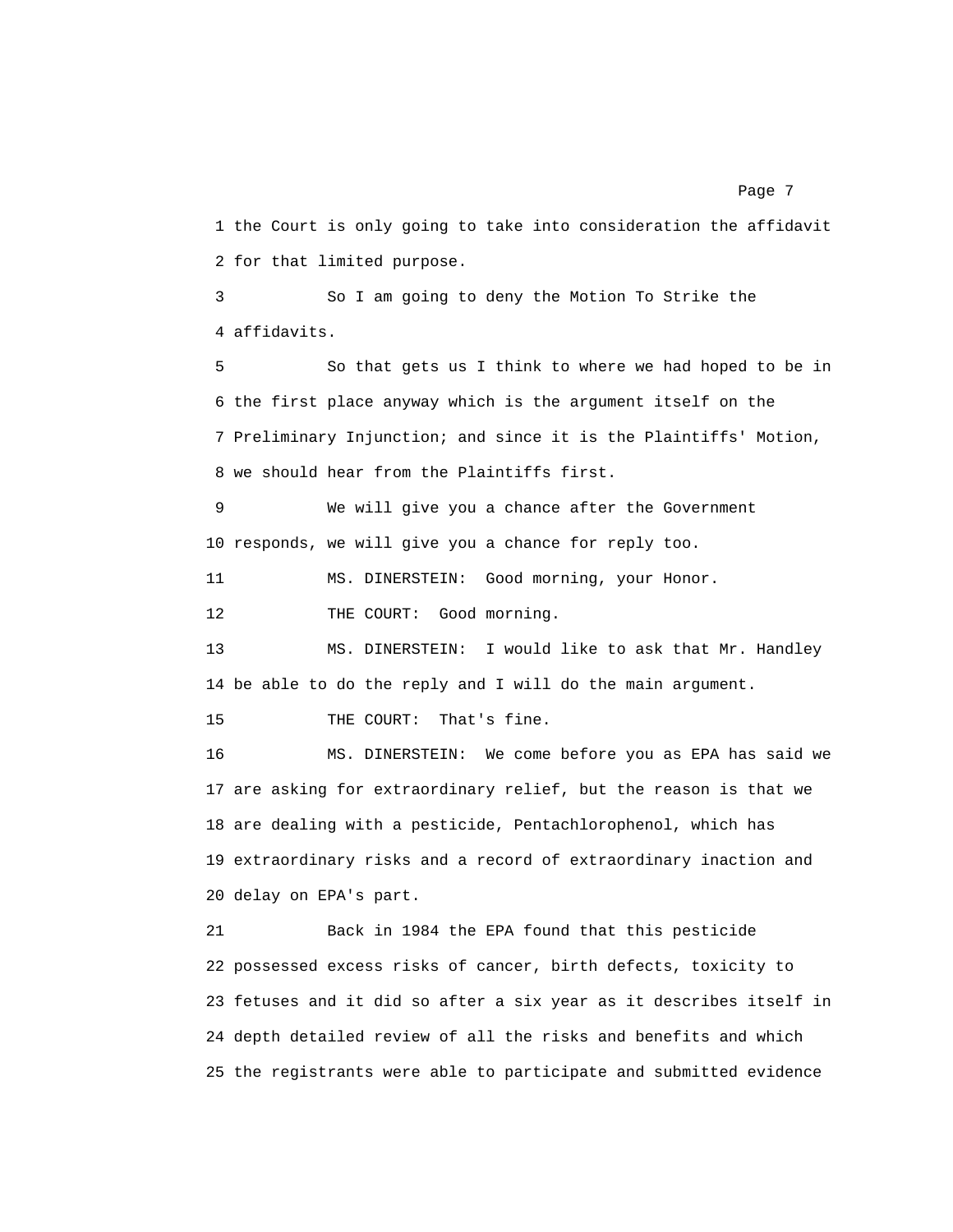1 the Court is only going to take into consideration the affidavit
2 for that limited purpose.

3 So I am going to deny the Motion To Strike the
4 affidavits.

5 So that gets us I think to where we had hoped to be in
6 the first place anyway which is the argument itself on the
7 Preliminary Injunction; and since it is the Plaintiffs' Motion,
8 we should hear from the Plaintiffs first.

9 We will give you a chance after the Government
10 responds, we will give you a chance for reply too.

11 MS. DINERSTEIN: Good morning, your Honor.

12 THE COURT: Good morning.

13 MS. DINERSTEIN: I would like to ask that Mr. Handley
14 be able to do the reply and I will do the main argument.

15 THE COURT: That's fine.

16 MS. DINERSTEIN: We come before you as EPA has said we
17 are asking for extraordinary relief, but the reason is that we
18 are dealing with a pesticide, Pentachlorophenol, which has
19 extraordinary risks and a record of extraordinary inaction and
20 delay on EPA's part.

21 Back in 1984 the EPA found that this pesticide
22 possessed excess risks of cancer, birth defects, toxicity to
23 fetuses and it did so after a six year as it describes itself in
24 depth detailed review of all the risks and benefits and which
25 the registrants were able to participate and submitted evidence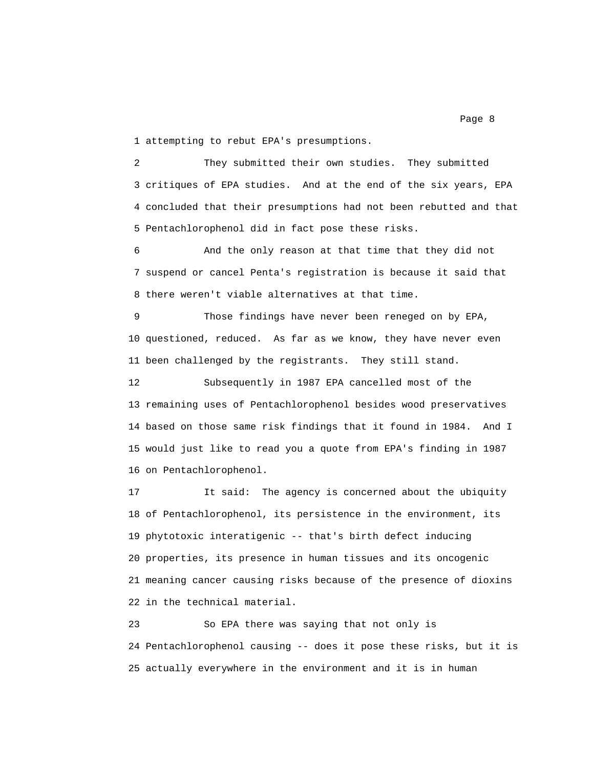attempting to rebut EPA's presumptions.

They submitted their own studies. They submitted critiques of EPA studies. And at the end of the six years, EPA concluded that their presumptions had not been rebutted and that Pentachlorophenol did in fact pose these risks.

And the only reason at that time that they did not suspend or cancel Penta's registration is because it said that there weren't viable alternatives at that time.

Those findings have never been reneged on by EPA, questioned, reduced. As far as we know, they have never even been challenged by the registrants. They still stand.

Subsequently in 1987 EPA cancelled most of the remaining uses of Pentachlorophenol besides wood preservatives based on those same risk findings that it found in 1984. And I would just like to read you a quote from EPA's finding in 1987 on Pentachlorophenol.

It said: The agency is concerned about the ubiquity of Pentachlorophenol, its persistence in the environment, its phytotoxic interatigenic -- that's birth defect inducing properties, its presence in human tissues and its oncogenic meaning cancer causing risks because of the presence of dioxins in the technical material.

So EPA there was saying that not only is Pentachlorophenol causing -- does it pose these risks, but it is actually everywhere in the environment and it is in human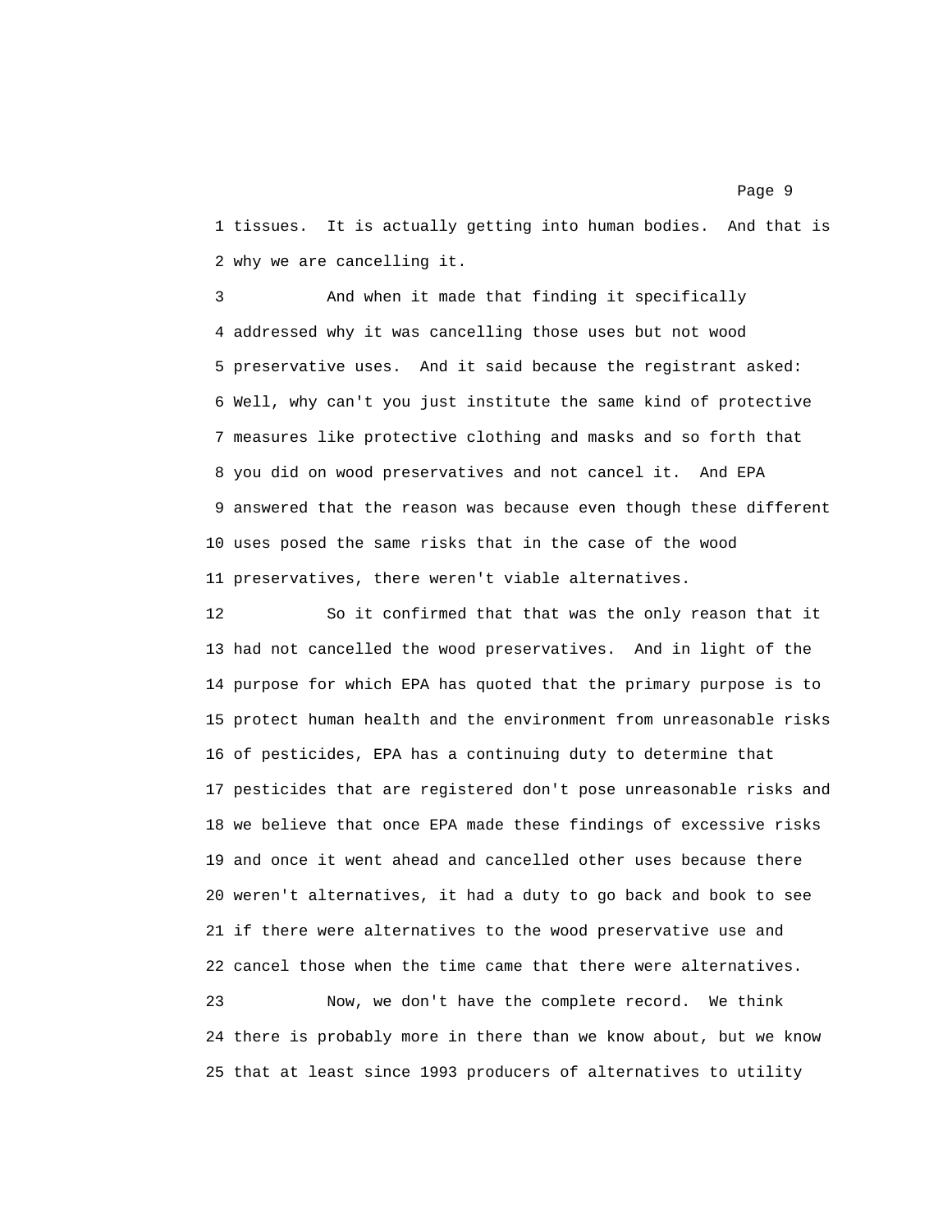1 tissues. It is actually getting into human bodies. And that is
2 why we are cancelling it.

3 And when it made that finding it specifically
4 addressed why it was cancelling those uses but not wood
5 preservative uses. And it said because the registrant asked:
6 Well, why can't you just institute the same kind of protective
7 measures like protective clothing and masks and so forth that
8 you did on wood preservatives and not cancel it. And EPA
9 answered that the reason was because even though these different
10 uses posed the same risks that in the case of the wood
11 preservatives, there weren't viable alternatives.

12 So it confirmed that that was the only reason that it
13 had not cancelled the wood preservatives. And in light of the
14 purpose for which EPA has quoted that the primary purpose is to
15 protect human health and the environment from unreasonable risks
16 of pesticides, EPA has a continuing duty to determine that
17 pesticides that are registered don't pose unreasonable risks and
18 we believe that once EPA made these findings of excessive risks
19 and once it went ahead and cancelled other uses because there
20 weren't alternatives, it had a duty to go back and book to see
21 if there were alternatives to the wood preservative use and
22 cancel those when the time came that there were alternatives.

23 Now, we don't have the complete record. We think
24 there is probably more in there than we know about, but we know
25 that at least since 1993 producers of alternatives to utility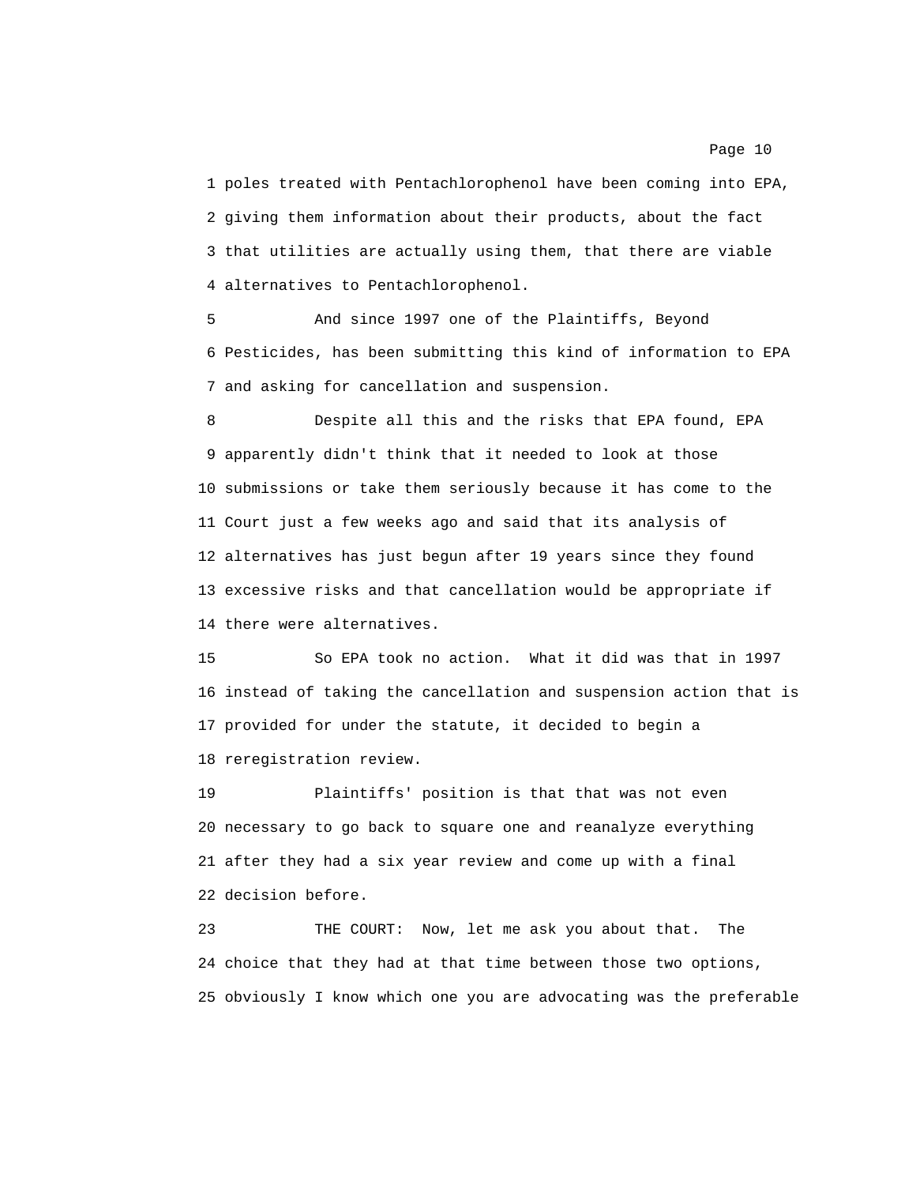poles treated with Pentachlorophenol have been coming into EPA, giving them information about their products, about the fact that utilities are actually using them, that there are viable alternatives to Pentachlorophenol.

And since 1997 one of the Plaintiffs, Beyond Pesticides, has been submitting this kind of information to EPA and asking for cancellation and suspension.

Despite all this and the risks that EPA found, EPA apparently didn't think that it needed to look at those submissions or take them seriously because it has come to the Court just a few weeks ago and said that its analysis of alternatives has just begun after 19 years since they found excessive risks and that cancellation would be appropriate if there were alternatives.

So EPA took no action. What it did was that in 1997 instead of taking the cancellation and suspension action that is provided for under the statute, it decided to begin a reregistration review.

Plaintiffs' position is that that was not even necessary to go back to square one and reanalyze everything after they had a six year review and come up with a final decision before.

THE COURT: Now, let me ask you about that. The choice that they had at that time between those two options, obviously I know which one you are advocating was the preferable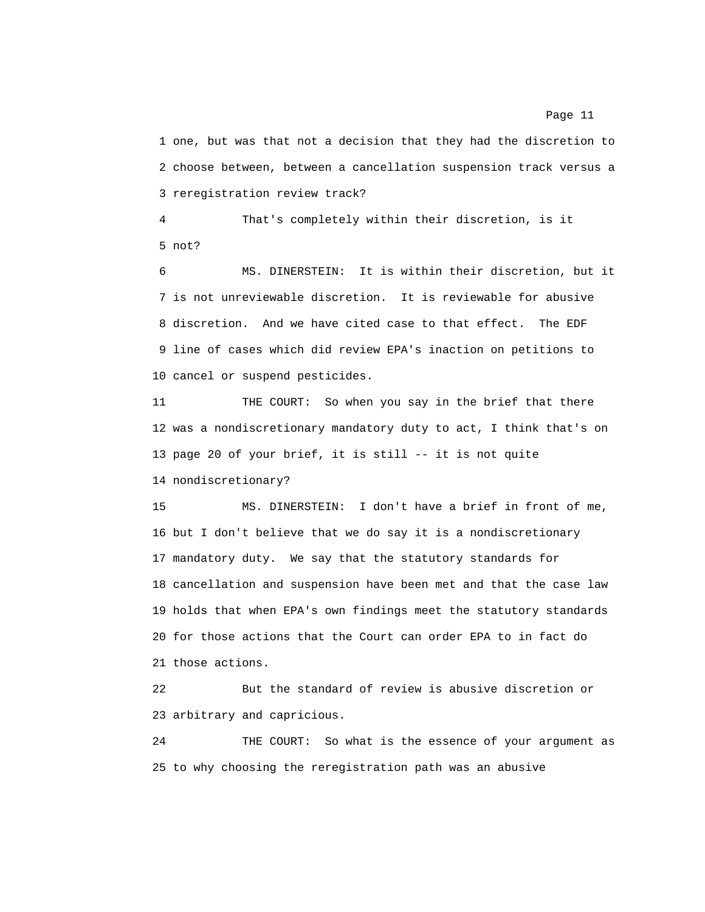1 one, but was that not a decision that they had the discretion to
2 choose between, between a cancellation suspension track versus a
3 reregistration review track?

4 That's completely within their discretion, is it
5 not?

6 MS. DINERSTEIN: It is within their discretion, but it
7 is not unreviewable discretion. It is reviewable for abusive
8 discretion. And we have cited case to that effect. The EDF
9 line of cases which did review EPA's inaction on petitions to
10 cancel or suspend pesticides.

11 THE COURT: So when you say in the brief that there
12 was a nondiscretionary mandatory duty to act, I think that's on
13 page 20 of your brief, it is still -- it is not quite
14 nondiscretionary?

15 MS. DINERSTEIN: I don't have a brief in front of me,
16 but I don't believe that we do say it is a nondiscretionary
17 mandatory duty. We say that the statutory standards for
18 cancellation and suspension have been met and that the case law
19 holds that when EPA's own findings meet the statutory standards
20 for those actions that the Court can order EPA to in fact do
21 those actions.

22 But the standard of review is abusive discretion or
23 arbitrary and capricious.

24 THE COURT: So what is the essence of your argument as
25 to why choosing the reregistration path was an abusive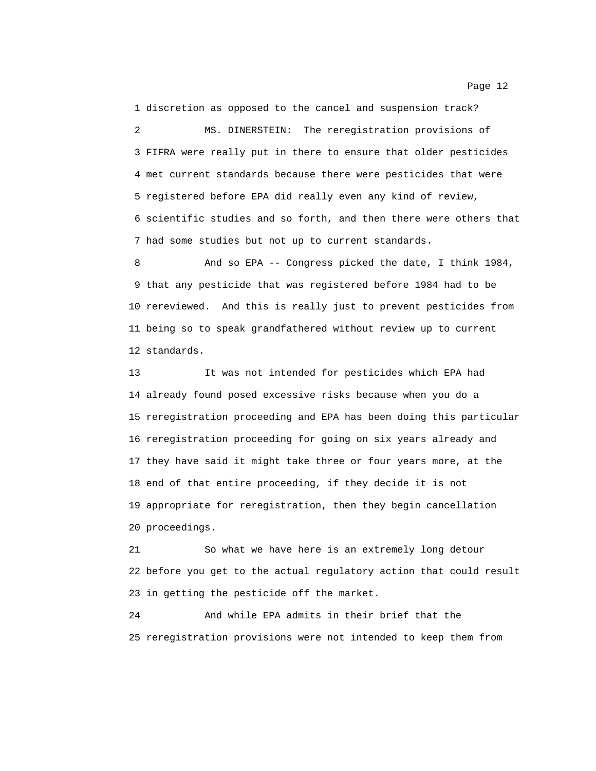1 discretion as opposed to the cancel and suspension track?

2 MS. DINERSTEIN: The reregistration provisions of

3 FIFRA were really put in there to ensure that older pesticides

4 met current standards because there were pesticides that were

5 registered before EPA did really even any kind of review,

6 scientific studies and so forth, and then there were others that

7 had some studies but not up to current standards.

8 And so EPA -- Congress picked the date, I think 1984,

9 that any pesticide that was registered before 1984 had to be

10 rereviewed. And this is really just to prevent pesticides from

11 being so to speak grandfathered without review up to current

12 standards.

13 It was not intended for pesticides which EPA had

14 already found posed excessive risks because when you do a

15 reregistration proceeding and EPA has been doing this particular

16 reregistration proceeding for going on six years already and

17 they have said it might take three or four years more, at the

18 end of that entire proceeding, if they decide it is not

19 appropriate for reregistration, then they begin cancellation

20 proceedings.

21 So what we have here is an extremely long detour

22 before you get to the actual regulatory action that could result

23 in getting the pesticide off the market.

24 And while EPA admits in their brief that the

25 reregistration provisions were not intended to keep them from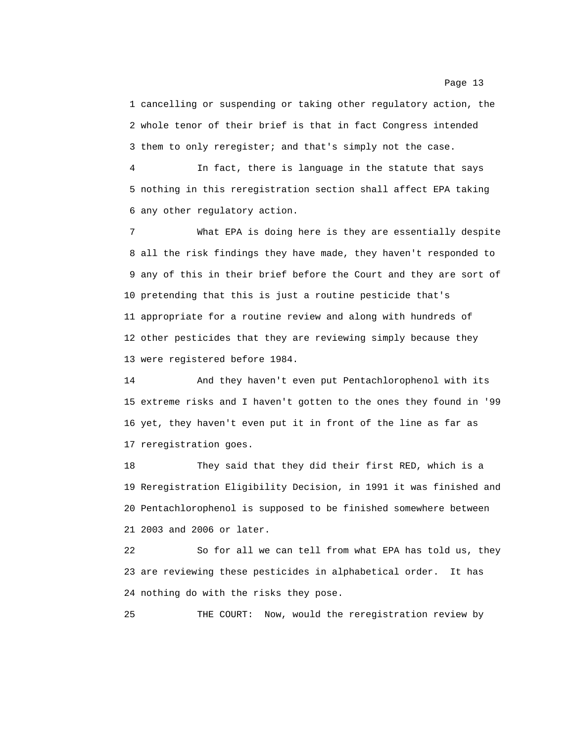1 cancelling or suspending or taking other regulatory action, the
2 whole tenor of their brief is that in fact Congress intended
3 them to only reregister; and that's simply not the case.

4 In fact, there is language in the statute that says
5 nothing in this reregistration section shall affect EPA taking
6 any other regulatory action.

7 What EPA is doing here is they are essentially despite
8 all the risk findings they have made, they haven't responded to
9 any of this in their brief before the Court and they are sort of
10 pretending that this is just a routine pesticide that's
11 appropriate for a routine review and along with hundreds of
12 other pesticides that they are reviewing simply because they
13 were registered before 1984.

14 And they haven't even put Pentachlorophenol with its
15 extreme risks and I haven't gotten to the ones they found in '99
16 yet, they haven't even put it in front of the line as far as
17 reregistration goes.

18 They said that they did their first RED, which is a
19 Reregistration Eligibility Decision, in 1991 it was finished and
20 Pentachlorophenol is supposed to be finished somewhere between
21 2003 and 2006 or later.

22 So for all we can tell from what EPA has told us, they
23 are reviewing these pesticides in alphabetical order. It has
24 nothing do with the risks they pose.

25 THE COURT: Now, would the reregistration review by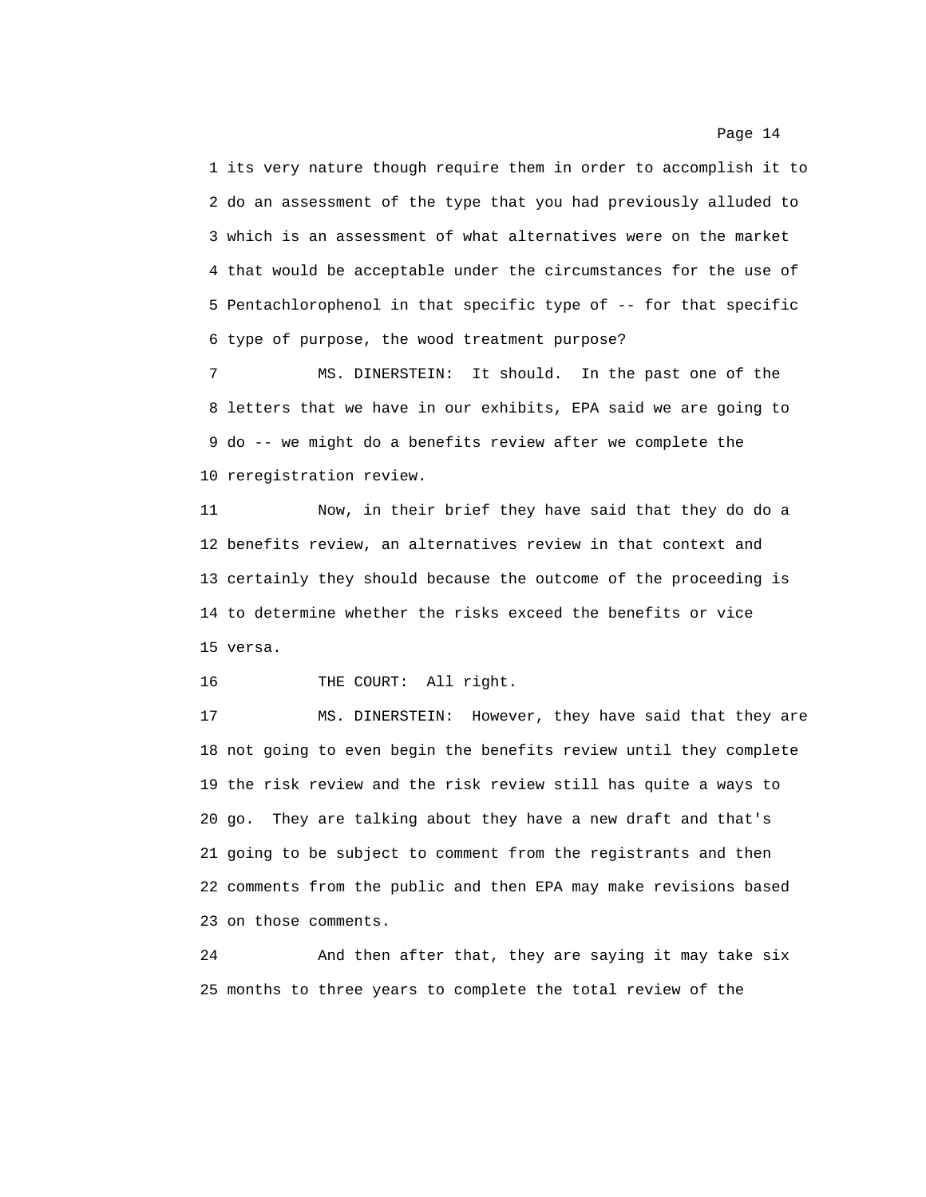its very nature though require them in order to accomplish it to do an assessment of the type that you had previously alluded to which is an assessment of what alternatives were on the market that would be acceptable under the circumstances for the use of Pentachlorophenol in that specific type of -- for that specific type of purpose, the wood treatment purpose?

MS. DINERSTEIN: It should. In the past one of the letters that we have in our exhibits, EPA said we are going to do -- we might do a benefits review after we complete the reregistration review.

Now, in their brief they have said that they do do a benefits review, an alternatives review in that context and certainly they should because the outcome of the proceeding is to determine whether the risks exceed the benefits or vice versa.

THE COURT: All right.

MS. DINERSTEIN: However, they have said that they are not going to even begin the benefits review until they complete the risk review and the risk review still has quite a ways to go. They are talking about they have a new draft and that's going to be subject to comment from the registrants and then comments from the public and then EPA may make revisions based on those comments.

And then after that, they are saying it may take six months to three years to complete the total review of the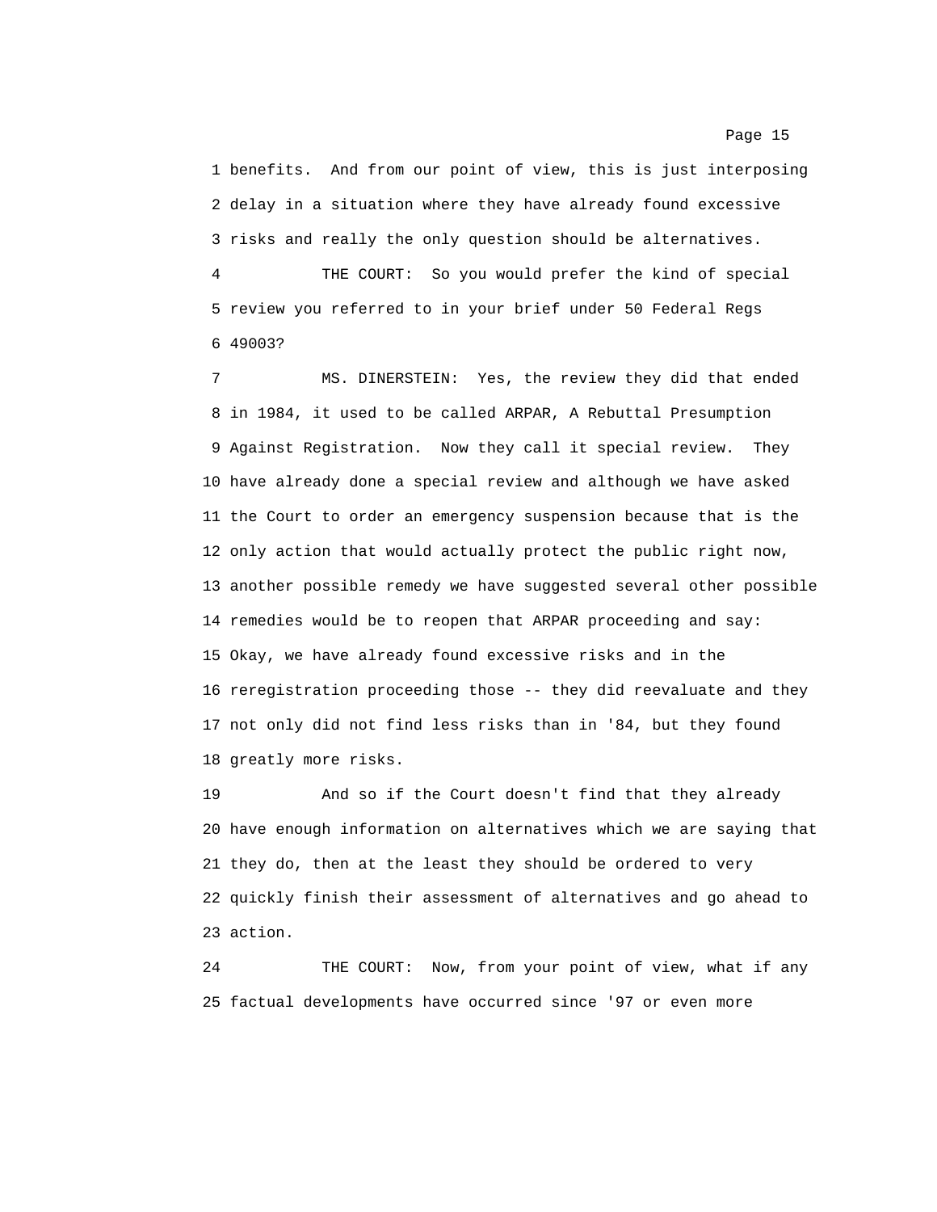1 benefits. And from our point of view, this is just interposing
2 delay in a situation where they have already found excessive
3 risks and really the only question should be alternatives.

4 THE COURT: So you would prefer the kind of special
5 review you referred to in your brief under 50 Federal Regs
6 49003?

7 MS. DINERSTEIN: Yes, the review they did that ended
8 in 1984, it used to be called ARPAR, A Rebuttal Presumption
9 Against Registration. Now they call it special review. They
10 have already done a special review and although we have asked
11 the Court to order an emergency suspension because that is the
12 only action that would actually protect the public right now,
13 another possible remedy we have suggested several other possible
14 remedies would be to reopen that ARPAR proceeding and say:
15 Okay, we have already found excessive risks and in the
16 reregistration proceeding those -- they did reevaluate and they
17 not only did not find less risks than in '84, but they found
18 greatly more risks.

19 And so if the Court doesn't find that they already
20 have enough information on alternatives which we are saying that
21 they do, then at the least they should be ordered to very
22 quickly finish their assessment of alternatives and go ahead to
23 action.

24 THE COURT: Now, from your point of view, what if any
25 factual developments have occurred since '97 or even more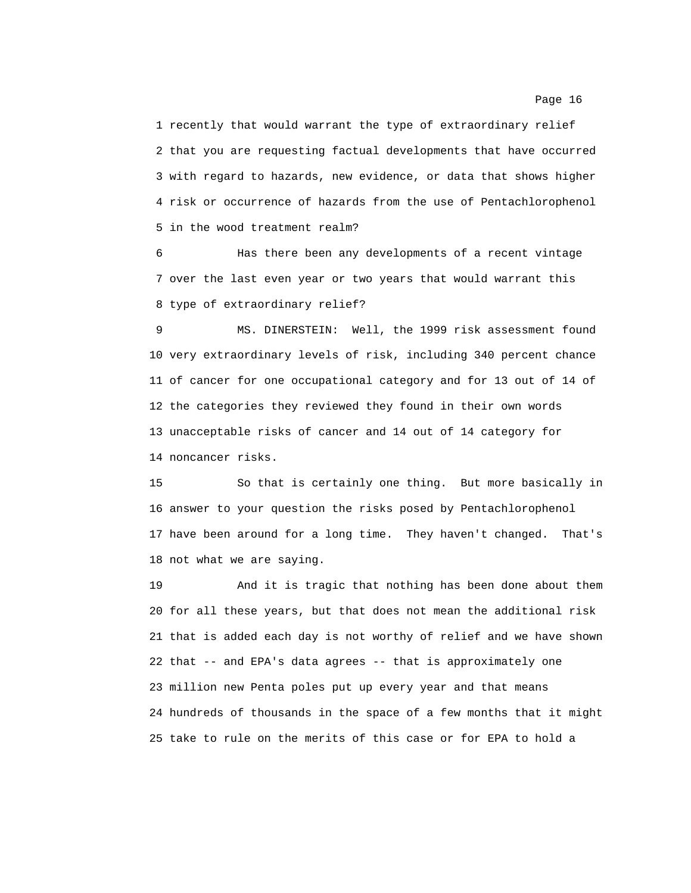1 recently that would warrant the type of extraordinary relief
2 that you are requesting factual developments that have occurred
3 with regard to hazards, new evidence, or data that shows higher
4 risk or occurrence of hazards from the use of Pentachlorophenol
5 in the wood treatment realm?

6 Has there been any developments of a recent vintage
7 over the last even year or two years that would warrant this
8 type of extraordinary relief?

9 MS. DINERSTEIN: Well, the 1999 risk assessment found
10 very extraordinary levels of risk, including 340 percent chance
11 of cancer for one occupational category and for 13 out of 14 of
12 the categories they reviewed they found in their own words
13 unacceptable risks of cancer and 14 out of 14 category for
14 noncancer risks.

15 So that is certainly one thing. But more basically in
16 answer to your question the risks posed by Pentachlorophenol
17 have been around for a long time. They haven't changed. That's
18 not what we are saying.

19 And it is tragic that nothing has been done about them
20 for all these years, but that does not mean the additional risk
21 that is added each day is not worthy of relief and we have shown
22 that -- and EPA's data agrees -- that is approximately one
23 million new Penta poles put up every year and that means
24 hundreds of thousands in the space of a few months that it might
25 take to rule on the merits of this case or for EPA to hold a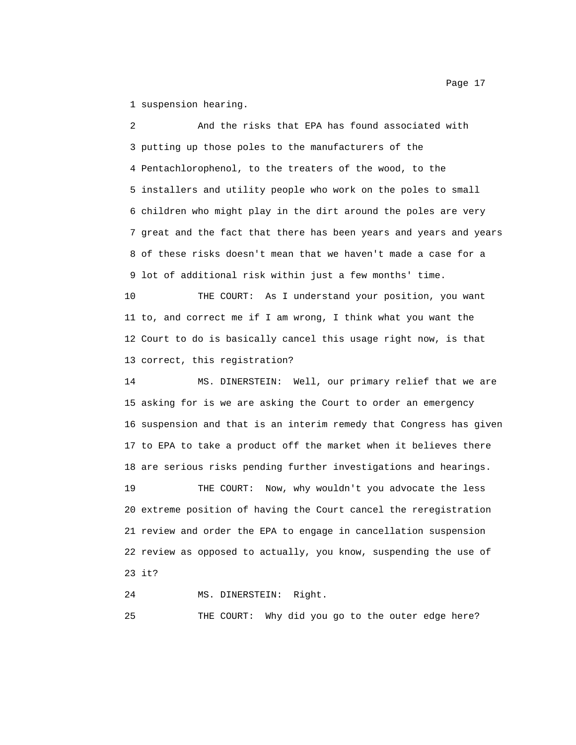1 suspension hearing.

2 And the risks that EPA has found associated with
3 putting up those poles to the manufacturers of the
4 Pentachlorophenol, to the treaters of the wood, to the
5 installers and utility people who work on the poles to small
6 children who might play in the dirt around the poles are very
7 great and the fact that there has been years and years and years
8 of these risks doesn't mean that we haven't made a case for a
9 lot of additional risk within just a few months' time.

10 THE COURT: As I understand your position, you want
11 to, and correct me if I am wrong, I think what you want the
12 Court to do is basically cancel this usage right now, is that
13 correct, this registration?

14 MS. DINERSTEIN: Well, our primary relief that we are
15 asking for is we are asking the Court to order an emergency
16 suspension and that is an interim remedy that Congress has given
17 to EPA to take a product off the market when it believes there
18 are serious risks pending further investigations and hearings.

19 THE COURT: Now, why wouldn't you advocate the less
20 extreme position of having the Court cancel the reregistration
21 review and order the EPA to engage in cancellation suspension
22 review as opposed to actually, you know, suspending the use of
23 it?

24 MS. DINERSTEIN: Right.

25 THE COURT: Why did you go to the outer edge here?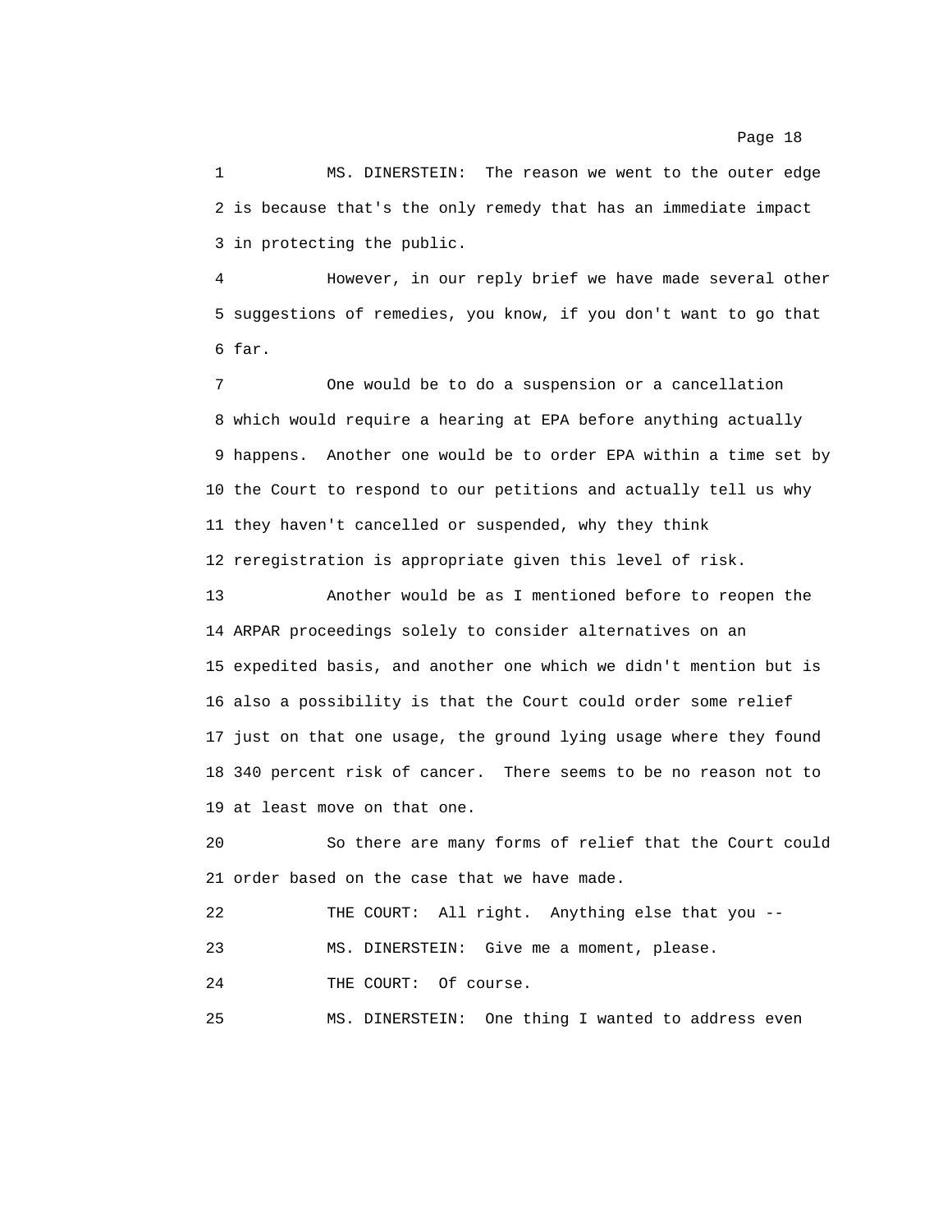1 MS. DINERSTEIN: The reason we went to the outer edge
2 is because that's the only remedy that has an immediate impact
3 in protecting the public.

4 However, in our reply brief we have made several other
5 suggestions of remedies, you know, if you don't want to go that
6 far.

7 One would be to do a suspension or a cancellation
8 which would require a hearing at EPA before anything actually
9 happens. Another one would be to order EPA within a time set by
10 the Court to respond to our petitions and actually tell us why
11 they haven't cancelled or suspended, why they think
12 reregistration is appropriate given this level of risk.

13 Another would be as I mentioned before to reopen the
14 ARPAR proceedings solely to consider alternatives on an
15 expedited basis, and another one which we didn't mention but is
16 also a possibility is that the Court could order some relief
17 just on that one usage, the ground lying usage where they found
18 340 percent risk of cancer. There seems to be no reason not to
19 at least move on that one.

20 So there are many forms of relief that the Court could
21 order based on the case that we have made.

22 THE COURT: All right. Anything else that you --

23 MS. DINERSTEIN: Give me a moment, please.

24 THE COURT: Of course.

25 MS. DINERSTEIN: One thing I wanted to address even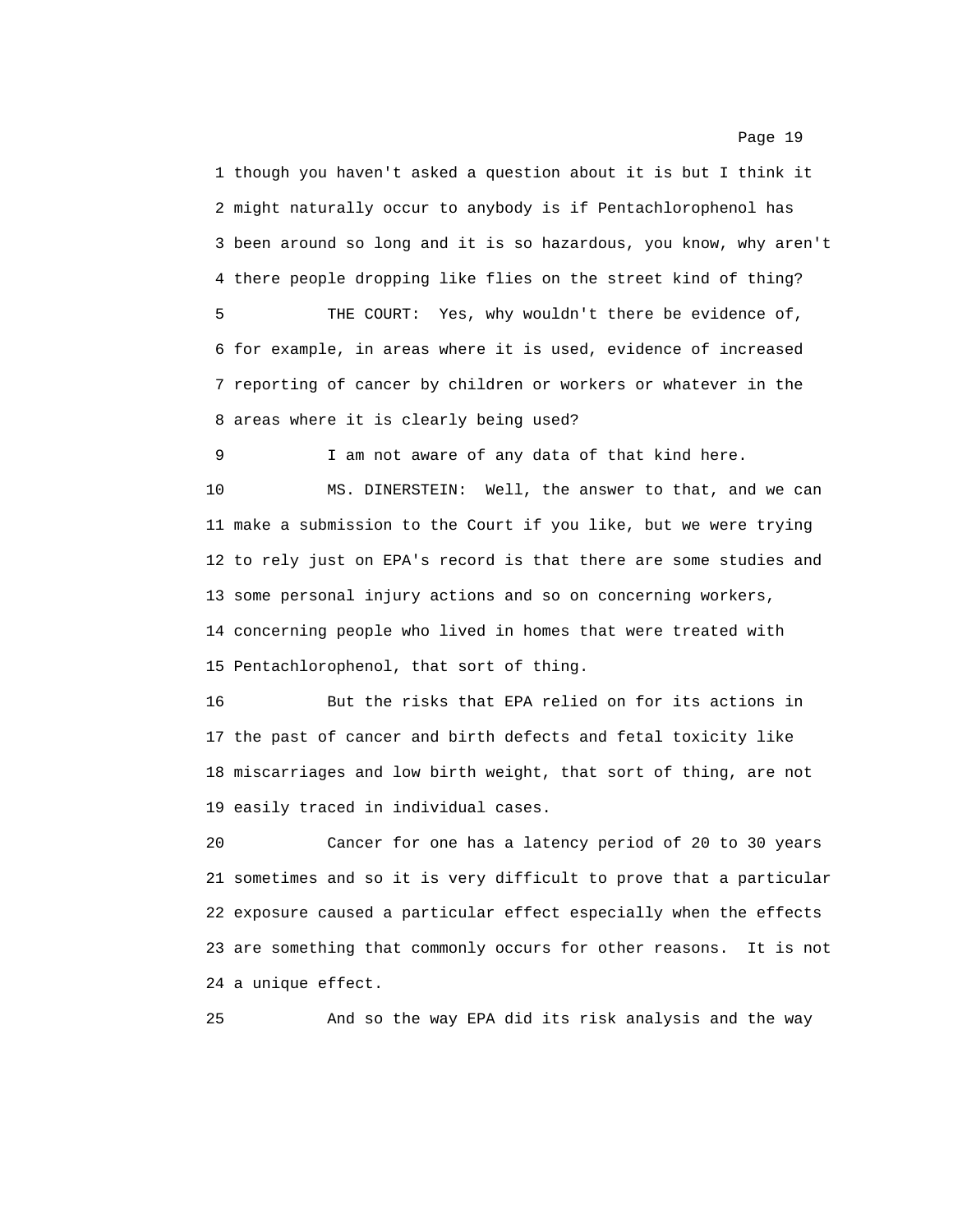1 though you haven't asked a question about it is but I think it
2 might naturally occur to anybody is if Pentachlorophenol has
3 been around so long and it is so hazardous, you know, why aren't
4 there people dropping like flies on the street kind of thing?

5 THE COURT: Yes, why wouldn't there be evidence of,
6 for example, in areas where it is used, evidence of increased
7 reporting of cancer by children or workers or whatever in the
8 areas where it is clearly being used?

9 I am not aware of any data of that kind here.

10 MS. DINERSTEIN: Well, the answer to that, and we can
11 make a submission to the Court if you like, but we were trying
12 to rely just on EPA's record is that there are some studies and
13 some personal injury actions and so on concerning workers,
14 concerning people who lived in homes that were treated with
15 Pentachlorophenol, that sort of thing.

16 But the risks that EPA relied on for its actions in
17 the past of cancer and birth defects and fetal toxicity like
18 miscarriages and low birth weight, that sort of thing, are not
19 easily traced in individual cases.

20 Cancer for one has a latency period of 20 to 30 years
21 sometimes and so it is very difficult to prove that a particular
22 exposure caused a particular effect especially when the effects
23 are something that commonly occurs for other reasons. It is not
24 a unique effect.

25 And so the way EPA did its risk analysis and the way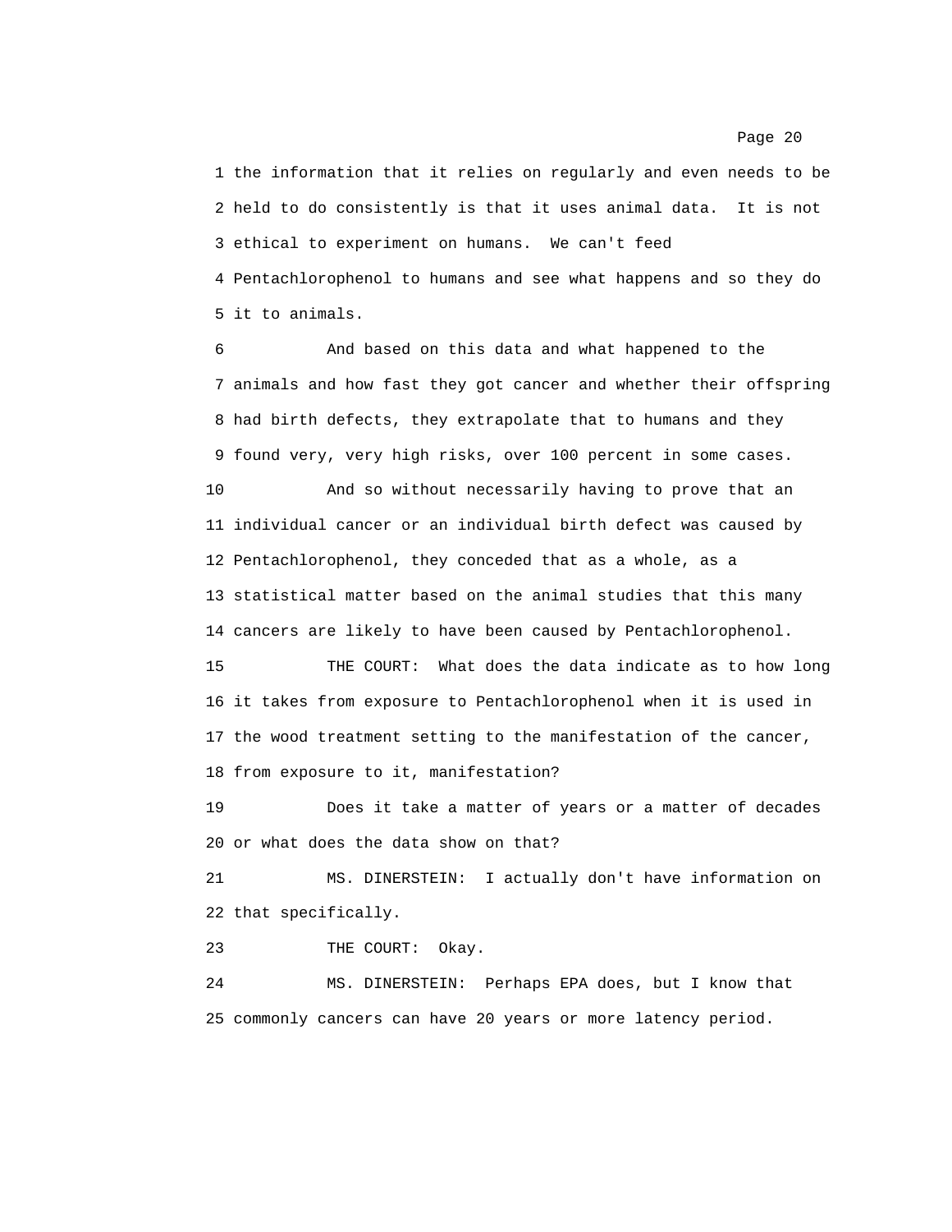the information that it relies on regularly and even needs to be held to do consistently is that it uses animal data. It is not ethical to experiment on humans. We can't feed Pentachlorophenol to humans and see what happens and so they do it to animals.

And based on this data and what happened to the animals and how fast they got cancer and whether their offspring had birth defects, they extrapolate that to humans and they found very, very high risks, over 100 percent in some cases.

And so without necessarily having to prove that an individual cancer or an individual birth defect was caused by Pentachlorophenol, they conceded that as a whole, as a statistical matter based on the animal studies that this many cancers are likely to have been caused by Pentachlorophenol.

THE COURT: What does the data indicate as to how long it takes from exposure to Pentachlorophenol when it is used in the wood treatment setting to the manifestation of the cancer, from exposure to it, manifestation?

Does it take a matter of years or a matter of decades or what does the data show on that?

MS. DINERSTEIN: I actually don't have information on that specifically.

THE COURT: Okay.

MS. DINERSTEIN: Perhaps EPA does, but I know that commonly cancers can have 20 years or more latency period.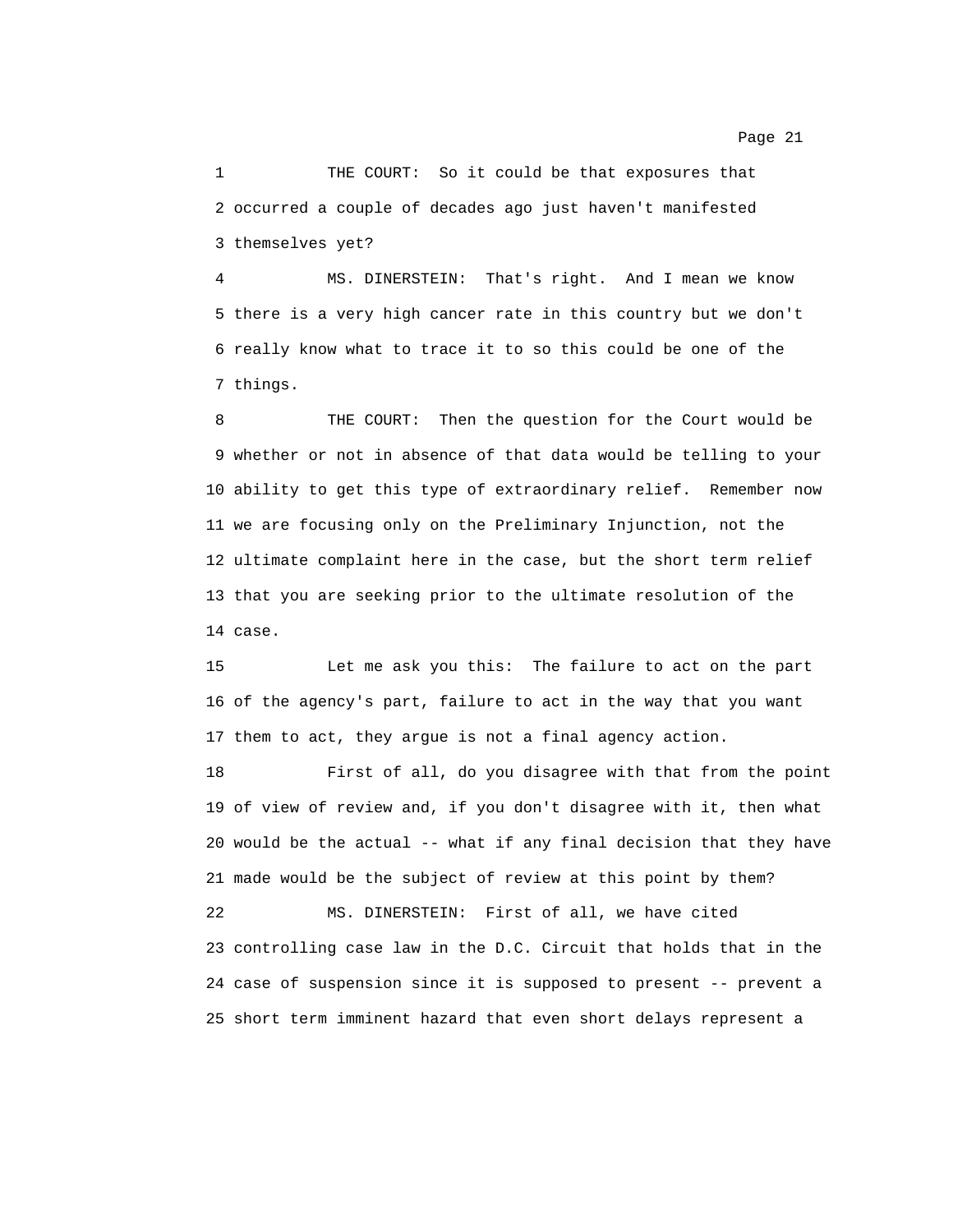1 THE COURT: So it could be that exposures that
2 occurred a couple of decades ago just haven't manifested
3 themselves yet?

4 MS. DINERSTEIN: That's right. And I mean we know
5 there is a very high cancer rate in this country but we don't
6 really know what to trace it to so this could be one of the
7 things.

8 THE COURT: Then the question for the Court would be
9 whether or not in absence of that data would be telling to your
10 ability to get this type of extraordinary relief. Remember now
11 we are focusing only on the Preliminary Injunction, not the
12 ultimate complaint here in the case, but the short term relief
13 that you are seeking prior to the ultimate resolution of the
14 case.

15 Let me ask you this: The failure to act on the part
16 of the agency's part, failure to act in the way that you want
17 them to act, they argue is not a final agency action.

18 First of all, do you disagree with that from the point
19 of view of review and, if you don't disagree with it, then what
20 would be the actual -- what if any final decision that they have
21 made would be the subject of review at this point by them?

22 MS. DINERSTEIN: First of all, we have cited
23 controlling case law in the D.C. Circuit that holds that in the
24 case of suspension since it is supposed to present -- prevent a
25 short term imminent hazard that even short delays represent a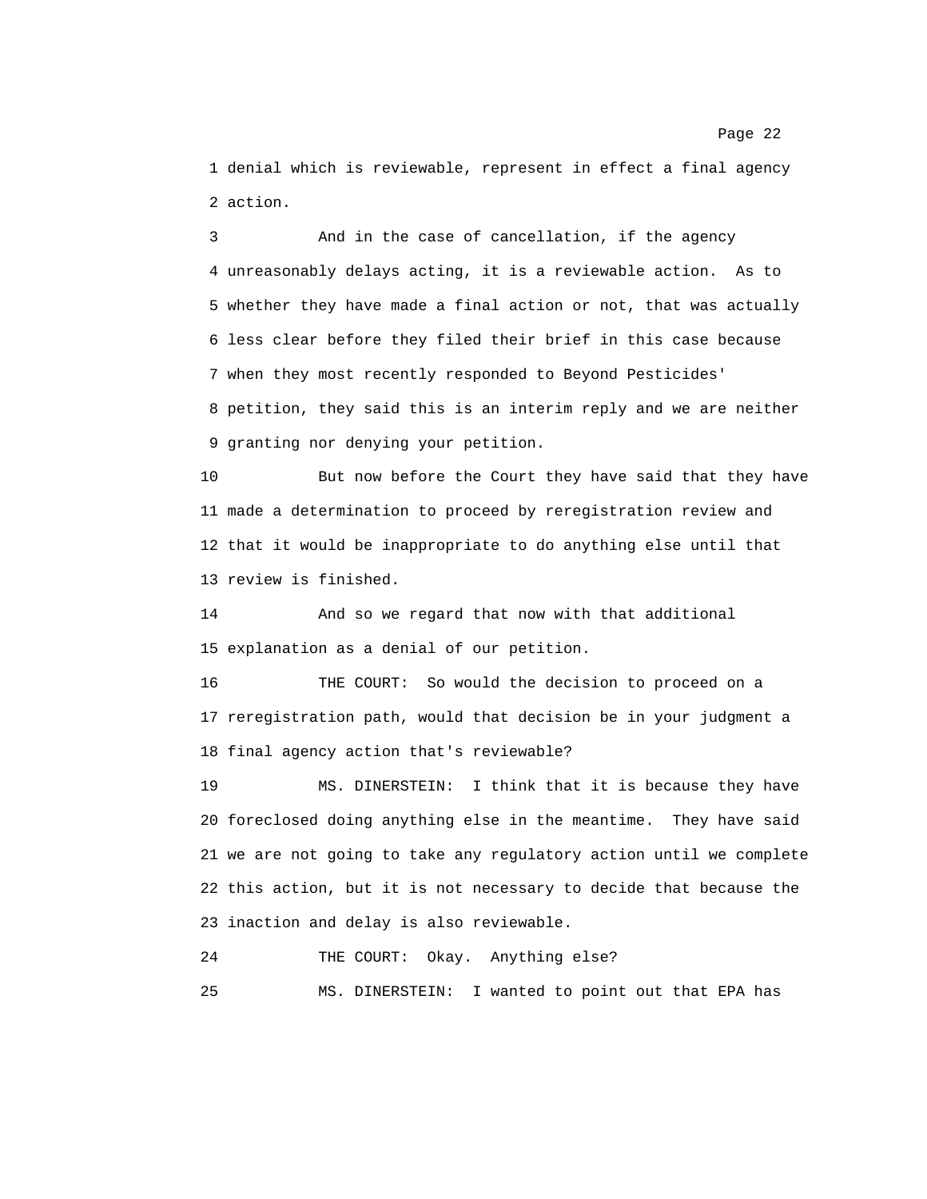1 denial which is reviewable, represent in effect a final agency
2 action.

3 And in the case of cancellation, if the agency
4 unreasonably delays acting, it is a reviewable action. As to
5 whether they have made a final action or not, that was actually
6 less clear before they filed their brief in this case because
7 when they most recently responded to Beyond Pesticides'
8 petition, they said this is an interim reply and we are neither
9 granting nor denying your petition.

10 But now before the Court they have said that they have
11 made a determination to proceed by reregistration review and
12 that it would be inappropriate to do anything else until that
13 review is finished.

14 And so we regard that now with that additional
15 explanation as a denial of our petition.

16 THE COURT: So would the decision to proceed on a
17 reregistration path, would that decision be in your judgment a
18 final agency action that's reviewable?

19 MS. DINERSTEIN: I think that it is because they have
20 foreclosed doing anything else in the meantime. They have said
21 we are not going to take any regulatory action until we complete
22 this action, but it is not necessary to decide that because the
23 inaction and delay is also reviewable.

24 THE COURT: Okay. Anything else?

25 MS. DINERSTEIN: I wanted to point out that EPA has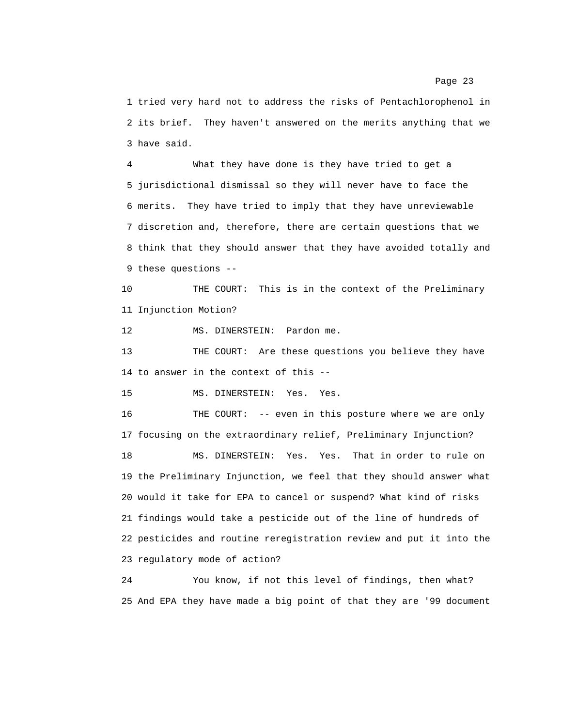1 tried very hard not to address the risks of Pentachlorophenol in
2 its brief. They haven't answered on the merits anything that we
3 have said.

4 What they have done is they have tried to get a
5 jurisdictional dismissal so they will never have to face the
6 merits. They have tried to imply that they have unreviewable
7 discretion and, therefore, there are certain questions that we
8 think that they should answer that they have avoided totally and
9 these questions --

10 THE COURT: This is in the context of the Preliminary
11 Injunction Motion?

12 MS. DINERSTEIN: Pardon me.

13 THE COURT: Are these questions you believe they have
14 to answer in the context of this --

15 MS. DINERSTEIN: Yes. Yes.

16 THE COURT: -- even in this posture where we are only
17 focusing on the extraordinary relief, Preliminary Injunction?

18 MS. DINERSTEIN: Yes. Yes. That in order to rule on
19 the Preliminary Injunction, we feel that they should answer what
20 would it take for EPA to cancel or suspend? What kind of risks
21 findings would take a pesticide out of the line of hundreds of
22 pesticides and routine reregistration review and put it into the
23 regulatory mode of action?

24 You know, if not this level of findings, then what?
25 And EPA they have made a big point of that they are '99 document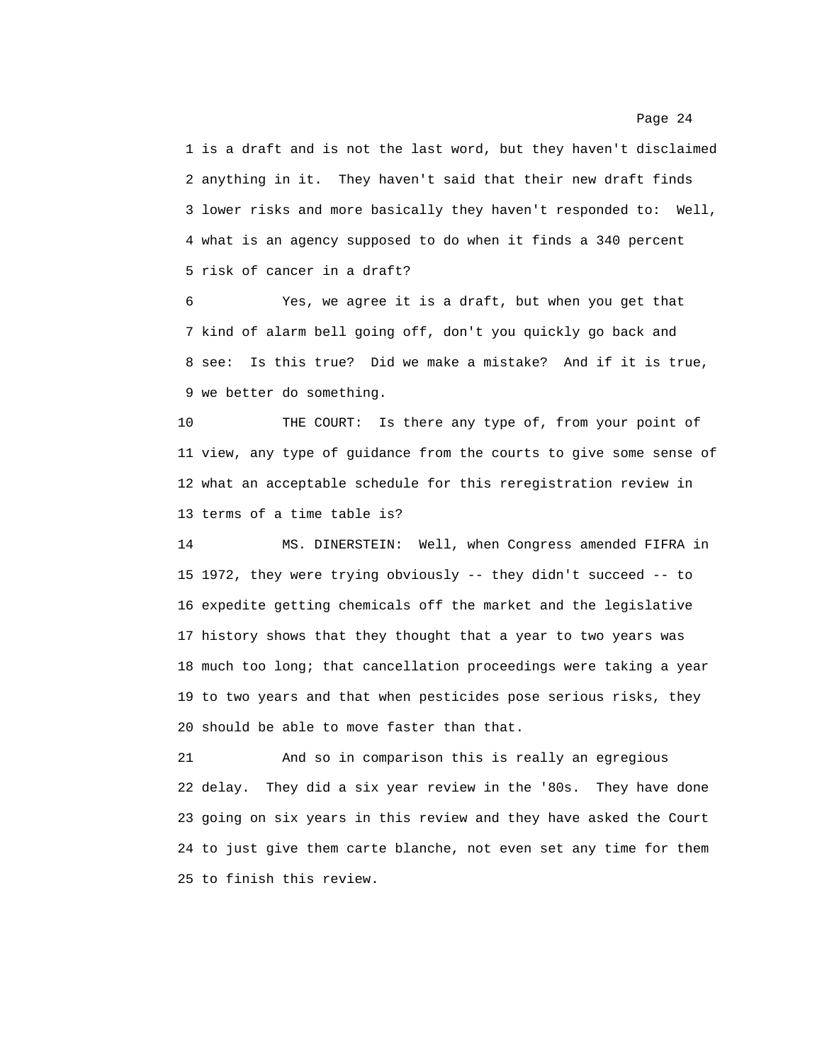1 is a draft and is not the last word, but they haven't disclaimed
2 anything in it. They haven't said that their new draft finds
3 lower risks and more basically they haven't responded to: Well,
4 what is an agency supposed to do when it finds a 340 percent
5 risk of cancer in a draft?

6 Yes, we agree it is a draft, but when you get that
7 kind of alarm bell going off, don't you quickly go back and
8 see: Is this true? Did we make a mistake? And if it is true,
9 we better do something.

10 THE COURT: Is there any type of, from your point of
11 view, any type of guidance from the courts to give some sense of
12 what an acceptable schedule for this reregistration review in
13 terms of a time table is?

14 MS. DINERSTEIN: Well, when Congress amended FIFRA in
15 1972, they were trying obviously -- they didn't succeed -- to
16 expedite getting chemicals off the market and the legislative
17 history shows that they thought that a year to two years was
18 much too long; that cancellation proceedings were taking a year
19 to two years and that when pesticides pose serious risks, they
20 should be able to move faster than that.

21 And so in comparison this is really an egregious
22 delay. They did a six year review in the '80s. They have done
23 going on six years in this review and they have asked the Court
24 to just give them carte blanche, not even set any time for them
25 to finish this review.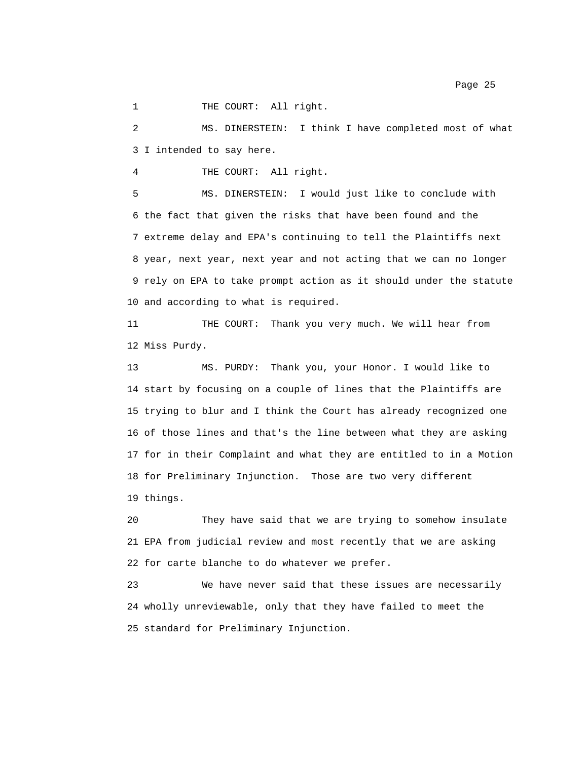1 THE COURT: All right.

2 MS. DINERSTEIN: I think I have completed most of what
3 I intended to say here.

4 THE COURT: All right.

5 MS. DINERSTEIN: I would just like to conclude with
6 the fact that given the risks that have been found and the
7 extreme delay and EPA's continuing to tell the Plaintiffs next
8 year, next year, next year and not acting that we can no longer
9 rely on EPA to take prompt action as it should under the statute
10 and according to what is required.

11 THE COURT: Thank you very much. We will hear from
12 Miss Purdy.

13 MS. PURDY: Thank you, your Honor. I would like to
14 start by focusing on a couple of lines that the Plaintiffs are
15 trying to blur and I think the Court has already recognized one
16 of those lines and that's the line between what they are asking
17 for in their Complaint and what they are entitled to in a Motion
18 for Preliminary Injunction. Those are two very different
19 things.

20 They have said that we are trying to somehow insulate
21 EPA from judicial review and most recently that we are asking
22 for carte blanche to do whatever we prefer.

23 We have never said that these issues are necessarily
24 wholly unreviewable, only that they have failed to meet the
25 standard for Preliminary Injunction.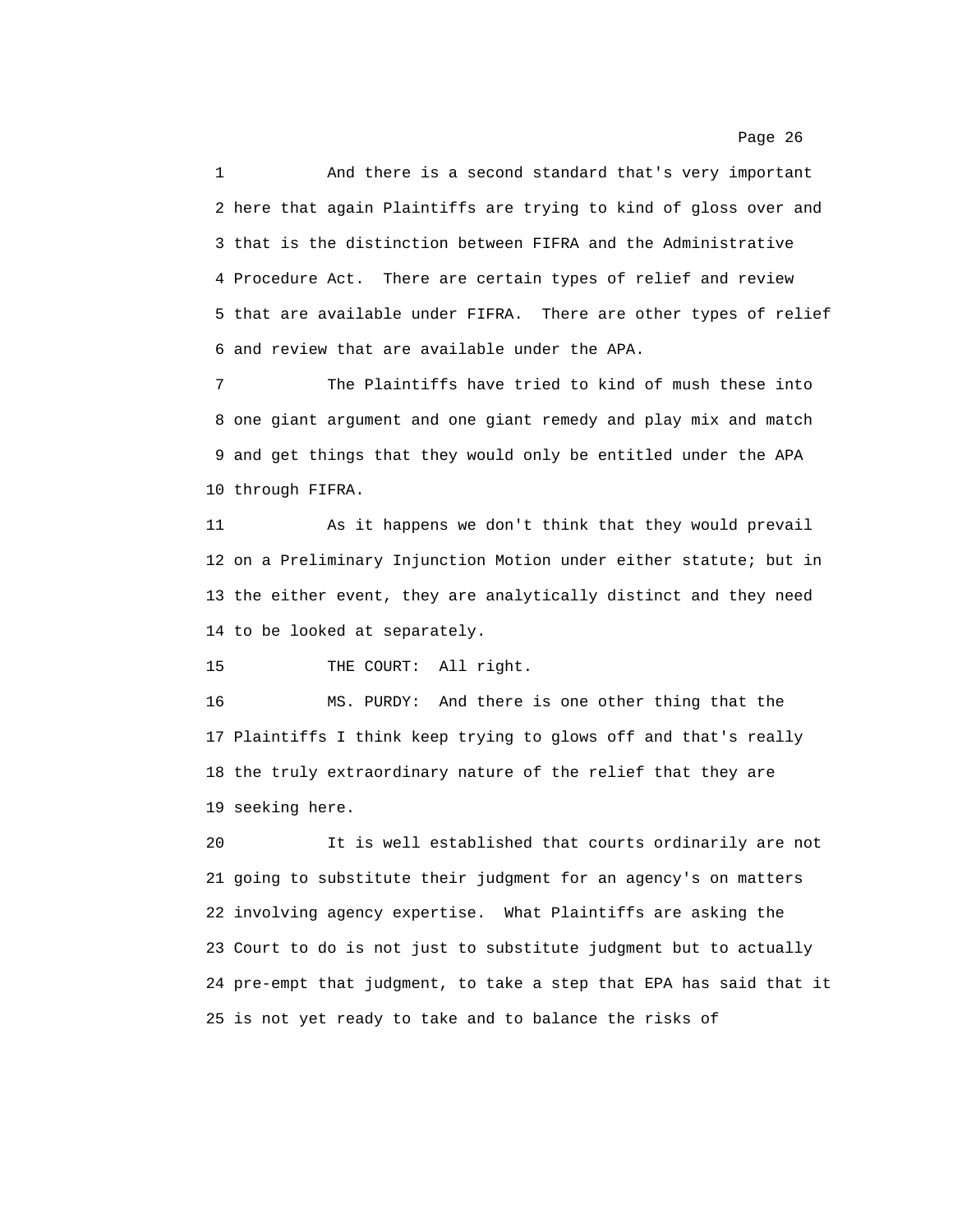1 And there is a second standard that's very important
2 here that again Plaintiffs are trying to kind of gloss over and
3 that is the distinction between FIFRA and the Administrative
4 Procedure Act. There are certain types of relief and review
5 that are available under FIFRA. There are other types of relief
6 and review that are available under the APA.

7 The Plaintiffs have tried to kind of mush these into
8 one giant argument and one giant remedy and play mix and match
9 and get things that they would only be entitled under the APA
10 through FIFRA.

11 As it happens we don't think that they would prevail
12 on a Preliminary Injunction Motion under either statute; but in
13 the either event, they are analytically distinct and they need
14 to be looked at separately.

15 THE COURT: All right.

16 MS. PURDY: And there is one other thing that the
17 Plaintiffs I think keep trying to glows off and that's really
18 the truly extraordinary nature of the relief that they are
19 seeking here.

20 It is well established that courts ordinarily are not
21 going to substitute their judgment for an agency's on matters
22 involving agency expertise. What Plaintiffs are asking the
23 Court to do is not just to substitute judgment but to actually
24 pre-empt that judgment, to take a step that EPA has said that it
25 is not yet ready to take and to balance the risks of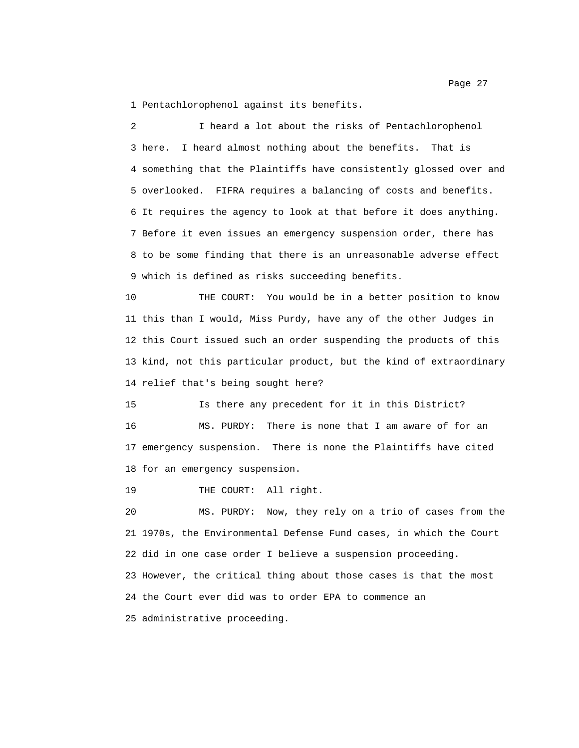1 Pentachlorophenol against its benefits.

2 I heard a lot about the risks of Pentachlorophenol

3 here. I heard almost nothing about the benefits. That is

4 something that the Plaintiffs have consistently glossed over and

5 overlooked. FIFRA requires a balancing of costs and benefits.

6 It requires the agency to look at that before it does anything.

7 Before it even issues an emergency suspension order, there has

8 to be some finding that there is an unreasonable adverse effect

9 which is defined as risks succeeding benefits.

10 THE COURT: You would be in a better position to know

11 this than I would, Miss Purdy, have any of the other Judges in

12 this Court issued such an order suspending the products of this

13 kind, not this particular product, but the kind of extraordinary

14 relief that's being sought here?

15 Is there any precedent for it in this District?

16 MS. PURDY: There is none that I am aware of for an

17 emergency suspension. There is none the Plaintiffs have cited

18 for an emergency suspension.

19 THE COURT: All right.

20 MS. PURDY: Now, they rely on a trio of cases from the

21 1970s, the Environmental Defense Fund cases, in which the Court

22 did in one case order I believe a suspension proceeding.

23 However, the critical thing about those cases is that the most

24 the Court ever did was to order EPA to commence an

25 administrative proceeding.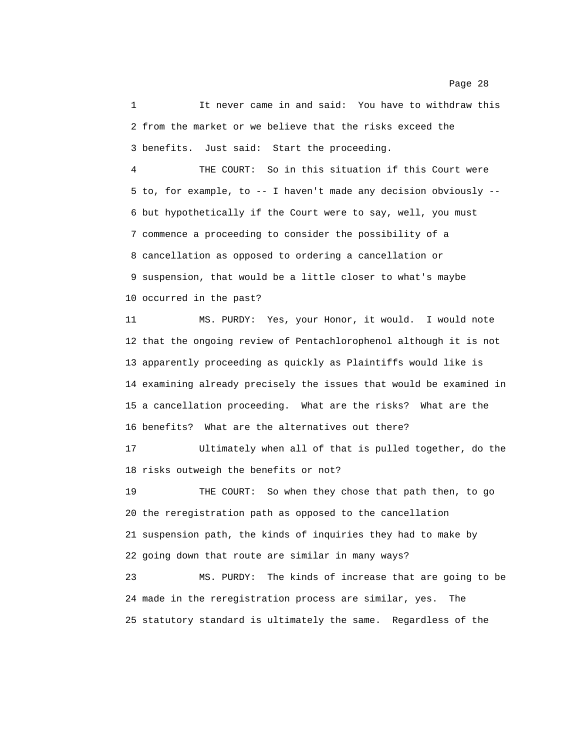1 It never came in and said: You have to withdraw this
2 from the market or we believe that the risks exceed the
3 benefits. Just said: Start the proceeding.

4 THE COURT: So in this situation if this Court were
5 to, for example, to -- I haven't made any decision obviously --
6 but hypothetically if the Court were to say, well, you must
7 commence a proceeding to consider the possibility of a
8 cancellation as opposed to ordering a cancellation or
9 suspension, that would be a little closer to what's maybe
10 occurred in the past?

11 MS. PURDY: Yes, your Honor, it would. I would note
12 that the ongoing review of Pentachlorophenol although it is not
13 apparently proceeding as quickly as Plaintiffs would like is
14 examining already precisely the issues that would be examined in
15 a cancellation proceeding. What are the risks? What are the
16 benefits? What are the alternatives out there?

17 Ultimately when all of that is pulled together, do the
18 risks outweigh the benefits or not?

19 THE COURT: So when they chose that path then, to go
20 the reregistration path as opposed to the cancellation
21 suspension path, the kinds of inquiries they had to make by
22 going down that route are similar in many ways?

23 MS. PURDY: The kinds of increase that are going to be
24 made in the reregistration process are similar, yes. The
25 statutory standard is ultimately the same. Regardless of the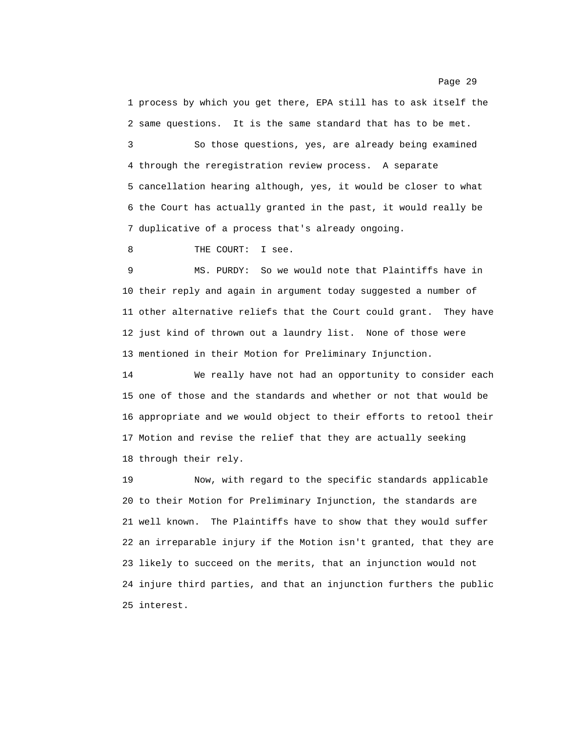1 process by which you get there, EPA still has to ask itself the
2 same questions. It is the same standard that has to be met.

3 So those questions, yes, are already being examined
4 through the reregistration review process. A separate
5 cancellation hearing although, yes, it would be closer to what
6 the Court has actually granted in the past, it would really be
7 duplicative of a process that's already ongoing.

8 THE COURT: I see.

9 MS. PURDY: So we would note that Plaintiffs have in
10 their reply and again in argument today suggested a number of
11 other alternative reliefs that the Court could grant. They have
12 just kind of thrown out a laundry list. None of those were
13 mentioned in their Motion for Preliminary Injunction.

14 We really have not had an opportunity to consider each
15 one of those and the standards and whether or not that would be
16 appropriate and we would object to their efforts to retool their
17 Motion and revise the relief that they are actually seeking
18 through their rely.

19 Now, with regard to the specific standards applicable
20 to their Motion for Preliminary Injunction, the standards are
21 well known. The Plaintiffs have to show that they would suffer
22 an irreparable injury if the Motion isn't granted, that they are
23 likely to succeed on the merits, that an injunction would not
24 injure third parties, and that an injunction furthers the public
25 interest.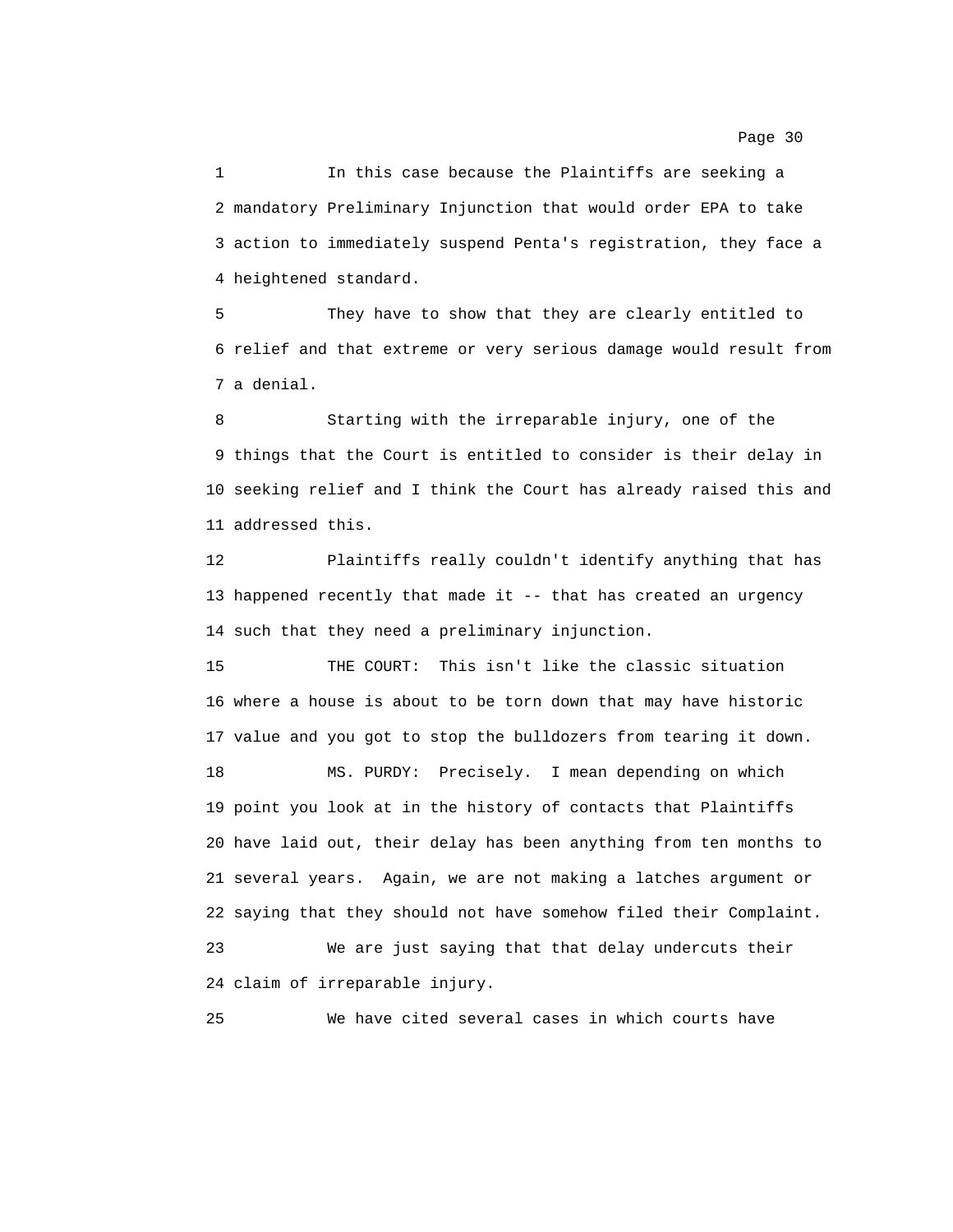In this case because the Plaintiffs are seeking a mandatory Preliminary Injunction that would order EPA to take action to immediately suspend Penta's registration, they face a heightened standard.

They have to show that they are clearly entitled to relief and that extreme or very serious damage would result from a denial.

Starting with the irreparable injury, one of the things that the Court is entitled to consider is their delay in seeking relief and I think the Court has already raised this and addressed this.

Plaintiffs really couldn't identify anything that has happened recently that made it -- that has created an urgency such that they need a preliminary injunction.

THE COURT: This isn't like the classic situation where a house is about to be torn down that may have historic value and you got to stop the bulldozers from tearing it down.

MS. PURDY: Precisely. I mean depending on which point you look at in the history of contacts that Plaintiffs have laid out, their delay has been anything from ten months to several years. Again, we are not making a latches argument or saying that they should not have somehow filed their Complaint.

We are just saying that that delay undercuts their claim of irreparable injury.

We have cited several cases in which courts have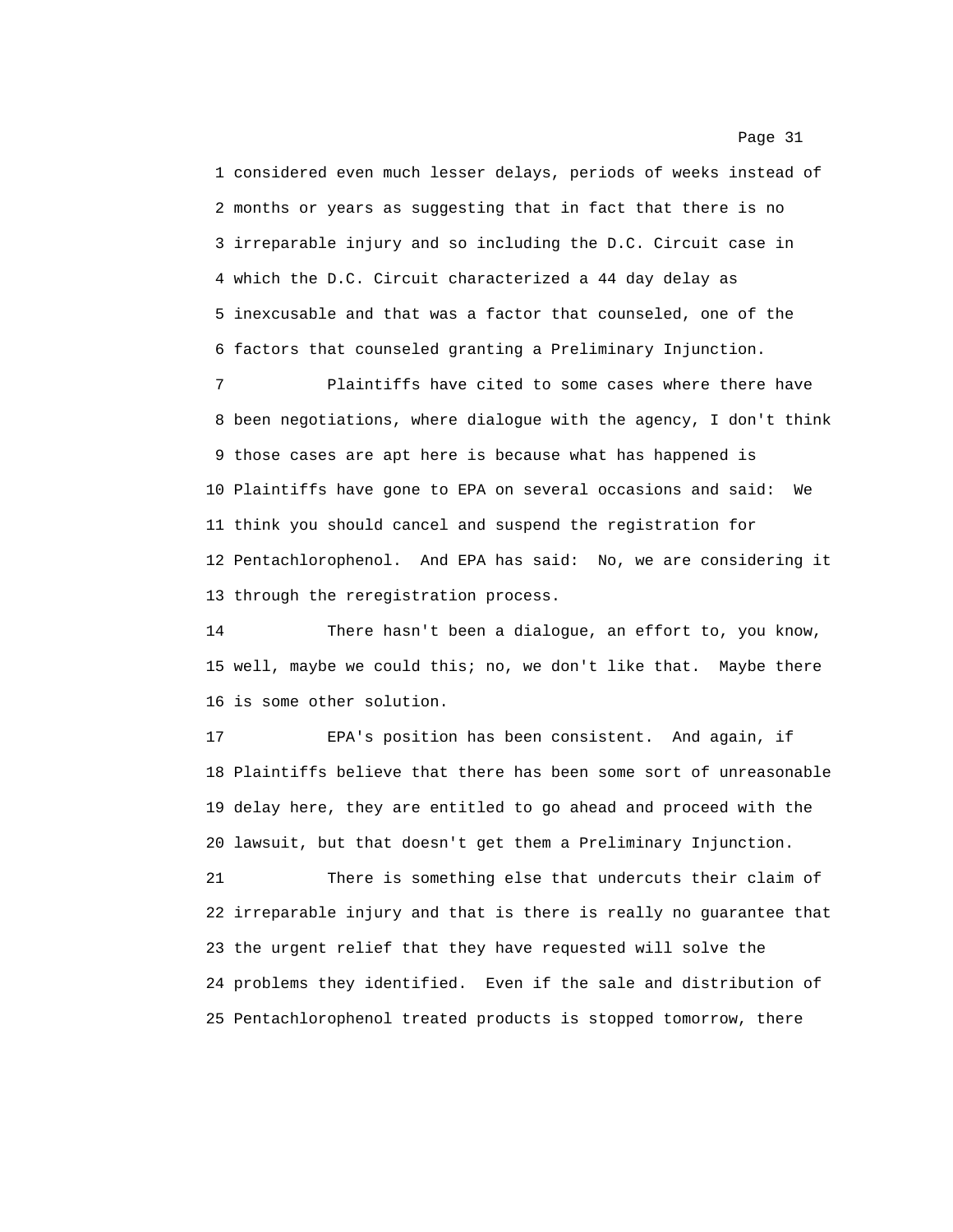considered even much lesser delays, periods of weeks instead of months or years as suggesting that in fact that there is no irreparable injury and so including the D.C. Circuit case in which the D.C. Circuit characterized a 44 day delay as inexcusable and that was a factor that counseled, one of the factors that counseled granting a Preliminary Injunction.

Plaintiffs have cited to some cases where there have been negotiations, where dialogue with the agency, I don't think those cases are apt here is because what has happened is Plaintiffs have gone to EPA on several occasions and said: We think you should cancel and suspend the registration for Pentachlorophenol. And EPA has said: No, we are considering it through the reregistration process.

There hasn't been a dialogue, an effort to, you know, well, maybe we could this; no, we don't like that. Maybe there is some other solution.

EPA's position has been consistent. And again, if Plaintiffs believe that there has been some sort of unreasonable delay here, they are entitled to go ahead and proceed with the lawsuit, but that doesn't get them a Preliminary Injunction.

There is something else that undercuts their claim of irreparable injury and that is there is really no guarantee that the urgent relief that they have requested will solve the problems they identified. Even if the sale and distribution of Pentachlorophenol treated products is stopped tomorrow, there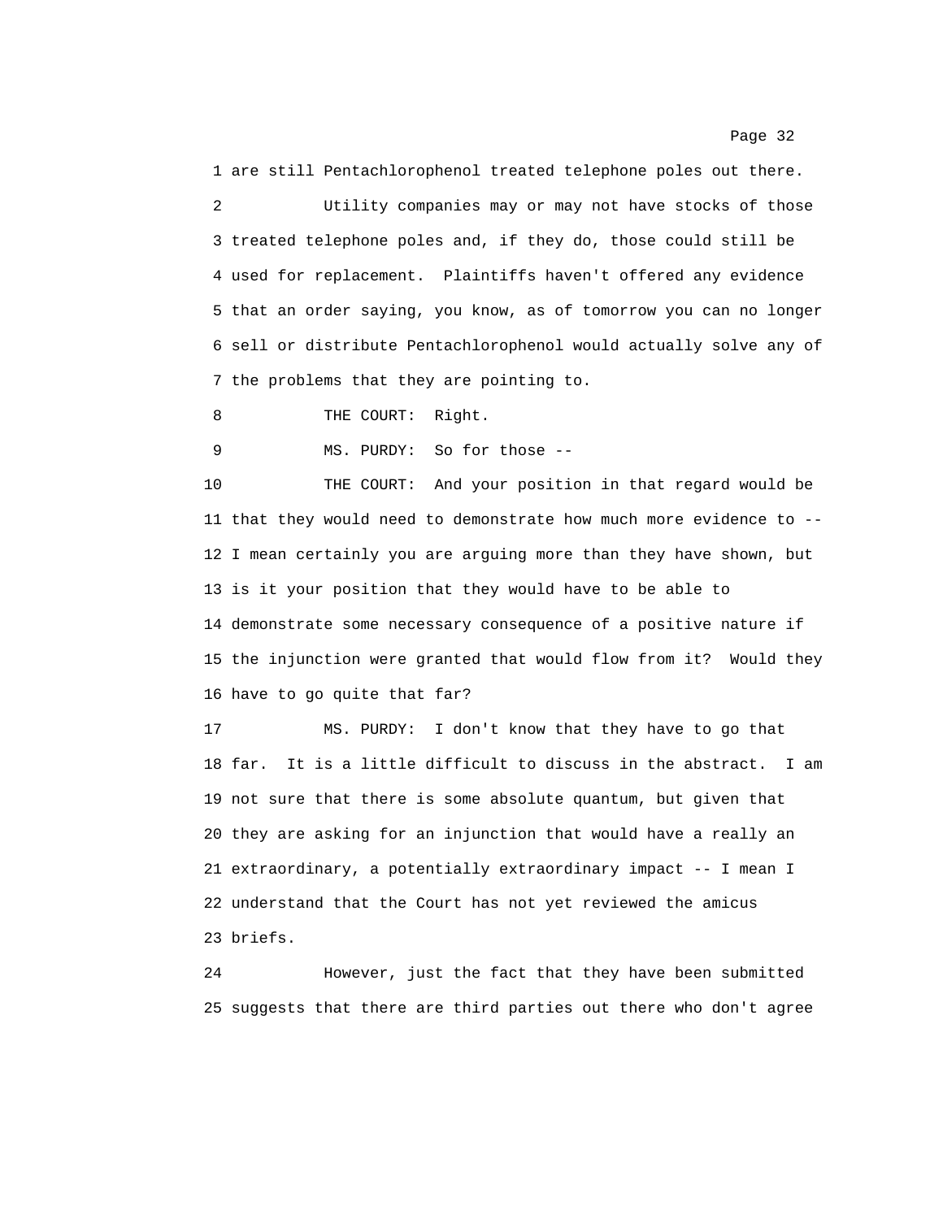1 are still Pentachlorophenol treated telephone poles out there.

2 Utility companies may or may not have stocks of those

3 treated telephone poles and, if they do, those could still be

4 used for replacement. Plaintiffs haven't offered any evidence

5 that an order saying, you know, as of tomorrow you can no longer

6 sell or distribute Pentachlorophenol would actually solve any of

7 the problems that they are pointing to.

8 THE COURT: Right.

9 MS. PURDY: So for those --

10 THE COURT: And your position in that regard would be

11 that they would need to demonstrate how much more evidence to --

12 I mean certainly you are arguing more than they have shown, but

13 is it your position that they would have to be able to

14 demonstrate some necessary consequence of a positive nature if

15 the injunction were granted that would flow from it? Would they

16 have to go quite that far?

17 MS. PURDY: I don't know that they have to go that

18 far. It is a little difficult to discuss in the abstract. I am

19 not sure that there is some absolute quantum, but given that

20 they are asking for an injunction that would have a really an

21 extraordinary, a potentially extraordinary impact -- I mean I

22 understand that the Court has not yet reviewed the amicus

23 briefs.

24 However, just the fact that they have been submitted

25 suggests that there are third parties out there who don't agree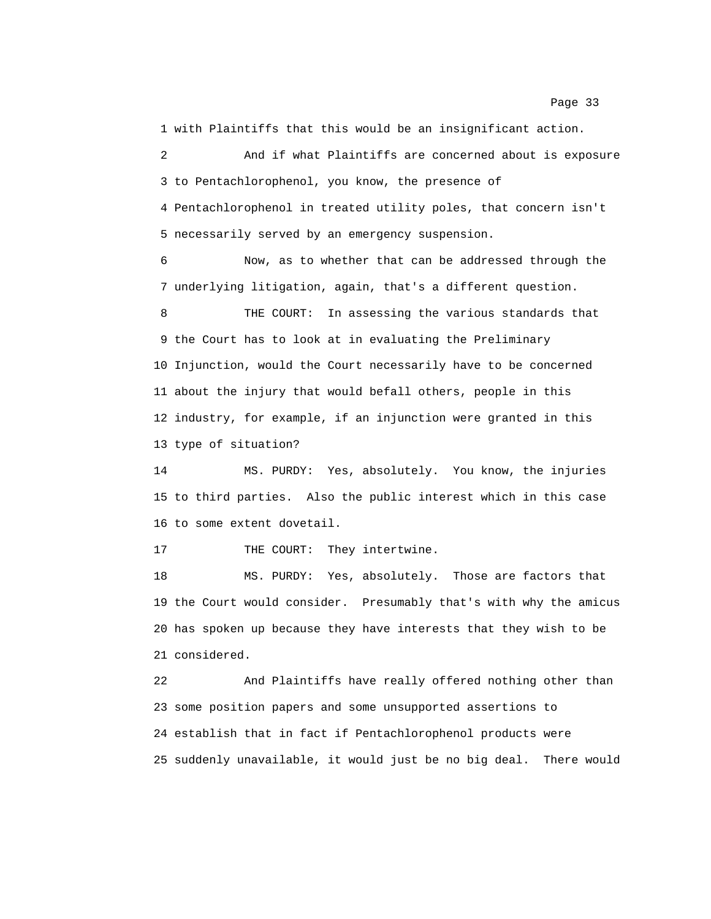1 with Plaintiffs that this would be an insignificant action.

2 And if what Plaintiffs are concerned about is exposure

3 to Pentachlorophenol, you know, the presence of

4 Pentachlorophenol in treated utility poles, that concern isn't

5 necessarily served by an emergency suspension.

6 Now, as to whether that can be addressed through the

7 underlying litigation, again, that's a different question.

8 THE COURT: In assessing the various standards that

9 the Court has to look at in evaluating the Preliminary

10 Injunction, would the Court necessarily have to be concerned

11 about the injury that would befall others, people in this

12 industry, for example, if an injunction were granted in this

13 type of situation?

14 MS. PURDY: Yes, absolutely. You know, the injuries

15 to third parties. Also the public interest which in this case

16 to some extent dovetail.

17 THE COURT: They intertwine.

18 MS. PURDY: Yes, absolutely. Those are factors that

19 the Court would consider. Presumably that's with why the amicus

20 has spoken up because they have interests that they wish to be

21 considered.

22 And Plaintiffs have really offered nothing other than

23 some position papers and some unsupported assertions to

24 establish that in fact if Pentachlorophenol products were

25 suddenly unavailable, it would just be no big deal. There would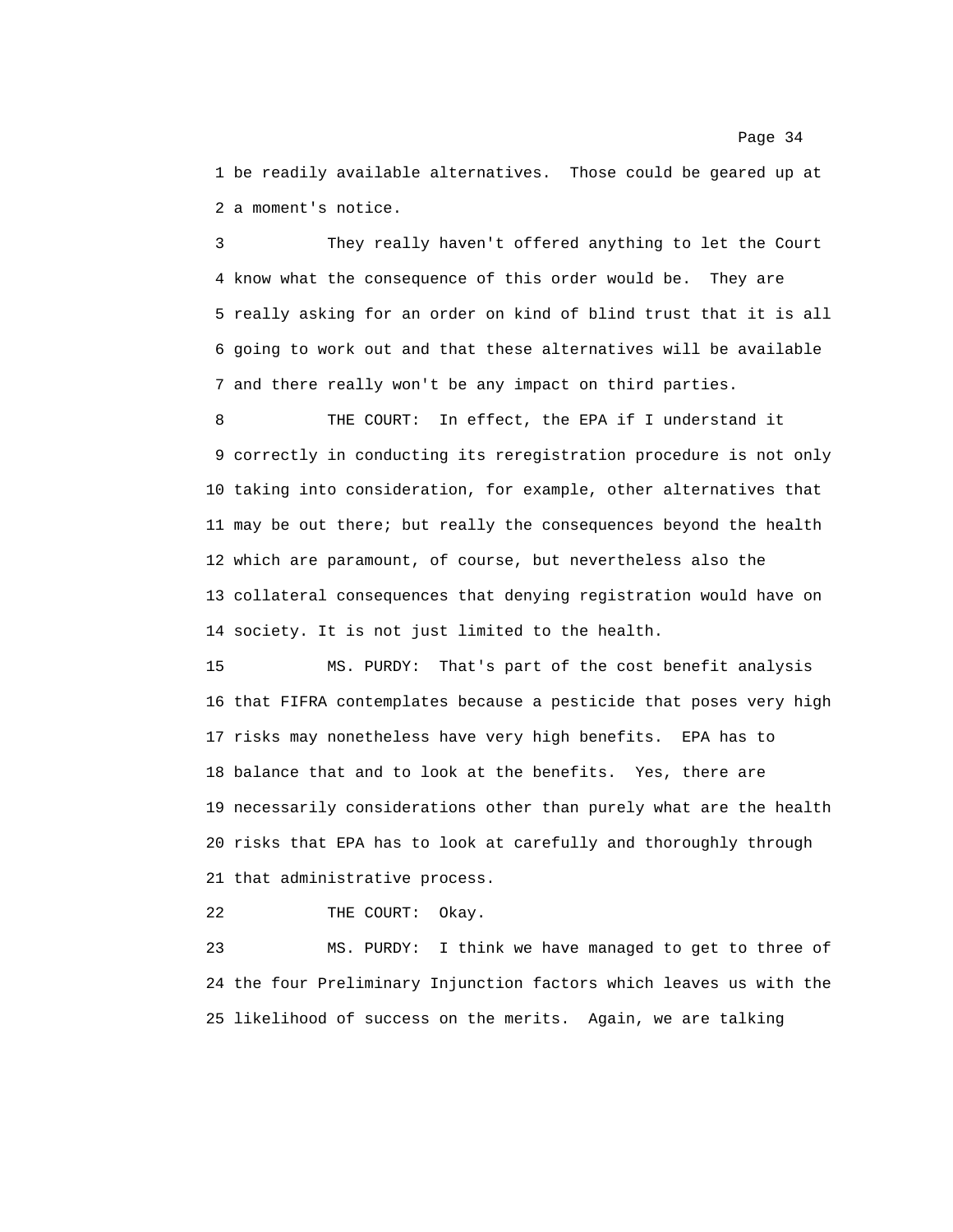1 be readily available alternatives. Those could be geared up at
2 a moment's notice.

3 They really haven't offered anything to let the Court
4 know what the consequence of this order would be. They are
5 really asking for an order on kind of blind trust that it is all
6 going to work out and that these alternatives will be available
7 and there really won't be any impact on third parties.

8 THE COURT: In effect, the EPA if I understand it
9 correctly in conducting its reregistration procedure is not only
10 taking into consideration, for example, other alternatives that
11 may be out there; but really the consequences beyond the health
12 which are paramount, of course, but nevertheless also the
13 collateral consequences that denying registration would have on
14 society. It is not just limited to the health.

15 MS. PURDY: That's part of the cost benefit analysis
16 that FIFRA contemplates because a pesticide that poses very high
17 risks may nonetheless have very high benefits. EPA has to
18 balance that and to look at the benefits. Yes, there are
19 necessarily considerations other than purely what are the health
20 risks that EPA has to look at carefully and thoroughly through
21 that administrative process.

22 THE COURT: Okay.

23 MS. PURDY: I think we have managed to get to three of
24 the four Preliminary Injunction factors which leaves us with the
25 likelihood of success on the merits. Again, we are talking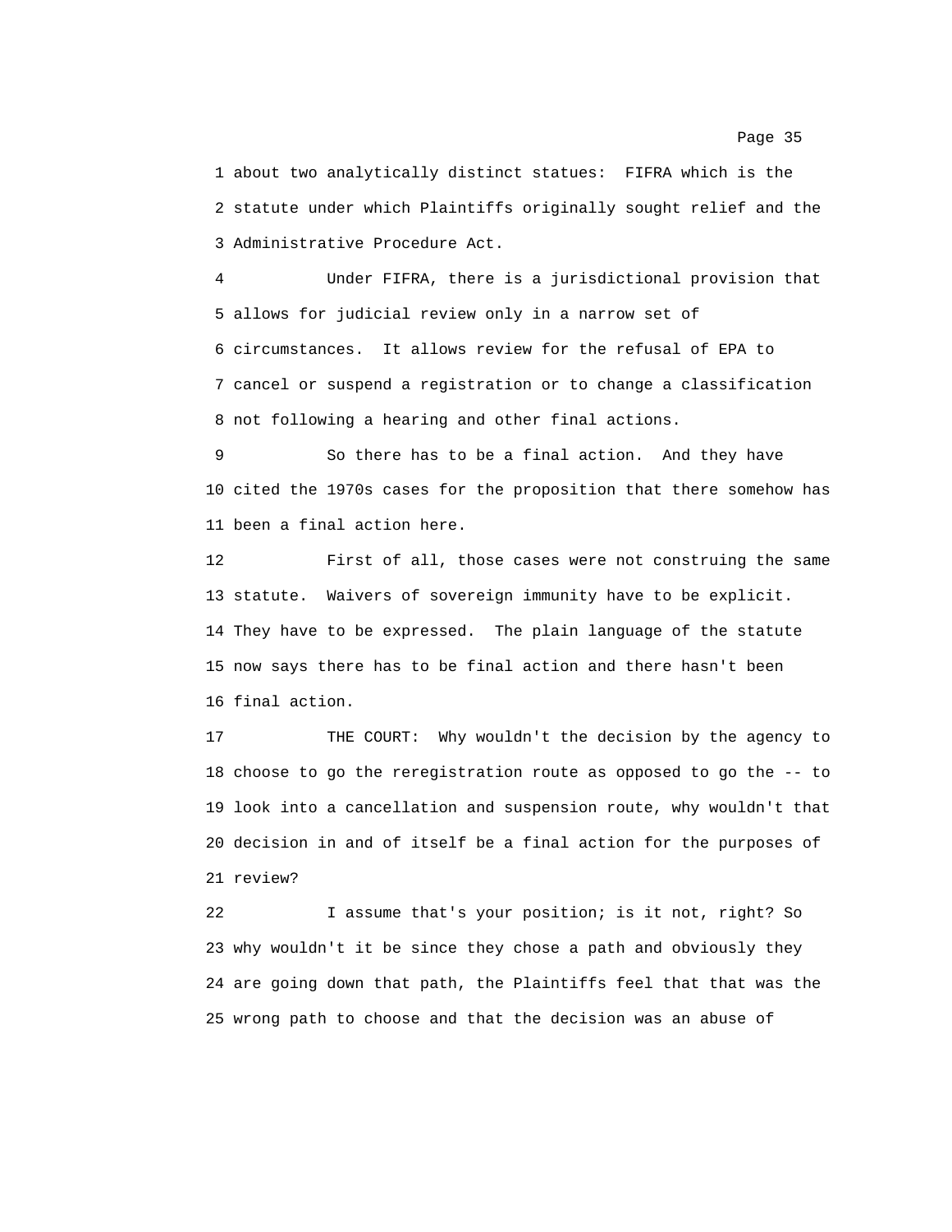about two analytically distinct statues: FIFRA which is the statute under which Plaintiffs originally sought relief and the Administrative Procedure Act.

Under FIFRA, there is a jurisdictional provision that allows for judicial review only in a narrow set of circumstances. It allows review for the refusal of EPA to cancel or suspend a registration or to change a classification not following a hearing and other final actions.

So there has to be a final action. And they have cited the 1970s cases for the proposition that there somehow has been a final action here.

First of all, those cases were not construing the same statute. Waivers of sovereign immunity have to be explicit. They have to be expressed. The plain language of the statute now says there has to be final action and there hasn't been final action.

THE COURT: Why wouldn't the decision by the agency to choose to go the reregistration route as opposed to go the -- to look into a cancellation and suspension route, why wouldn't that decision in and of itself be a final action for the purposes of review?

I assume that's your position; is it not, right? So why wouldn't it be since they chose a path and obviously they are going down that path, the Plaintiffs feel that that was the wrong path to choose and that the decision was an abuse of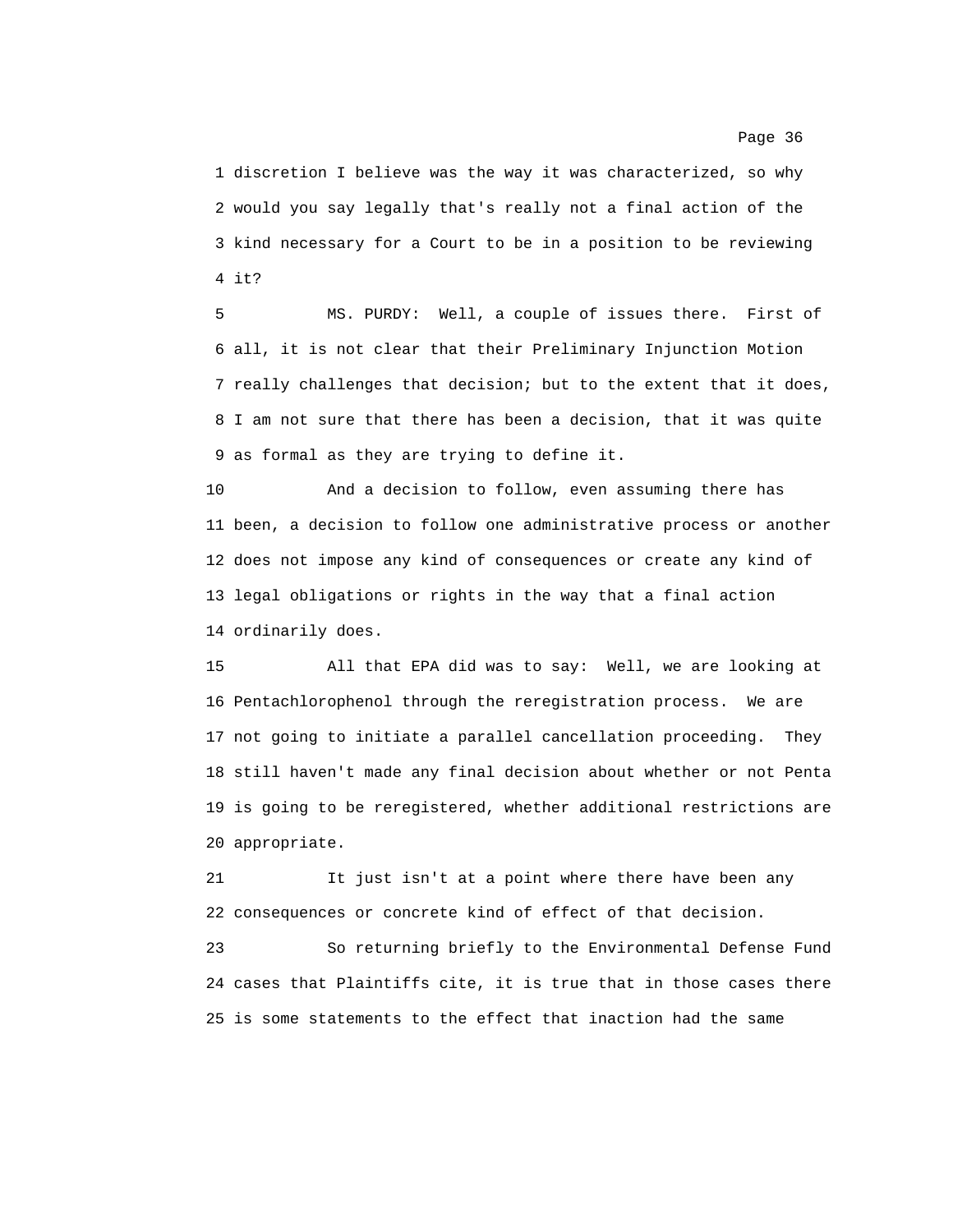1 discretion I believe was the way it was characterized, so why
2 would you say legally that's really not a final action of the
3 kind necessary for a Court to be in a position to be reviewing
4 it?

5 MS. PURDY: Well, a couple of issues there. First of
6 all, it is not clear that their Preliminary Injunction Motion
7 really challenges that decision; but to the extent that it does,
8 I am not sure that there has been a decision, that it was quite
9 as formal as they are trying to define it.

10 And a decision to follow, even assuming there has
11 been, a decision to follow one administrative process or another
12 does not impose any kind of consequences or create any kind of
13 legal obligations or rights in the way that a final action
14 ordinarily does.

15 All that EPA did was to say: Well, we are looking at
16 Pentachlorophenol through the reregistration process. We are
17 not going to initiate a parallel cancellation proceeding. They
18 still haven't made any final decision about whether or not Penta
19 is going to be reregistered, whether additional restrictions are
20 appropriate.

21 It just isn't at a point where there have been any
22 consequences or concrete kind of effect of that decision.

23 So returning briefly to the Environmental Defense Fund
24 cases that Plaintiffs cite, it is true that in those cases there
25 is some statements to the effect that inaction had the same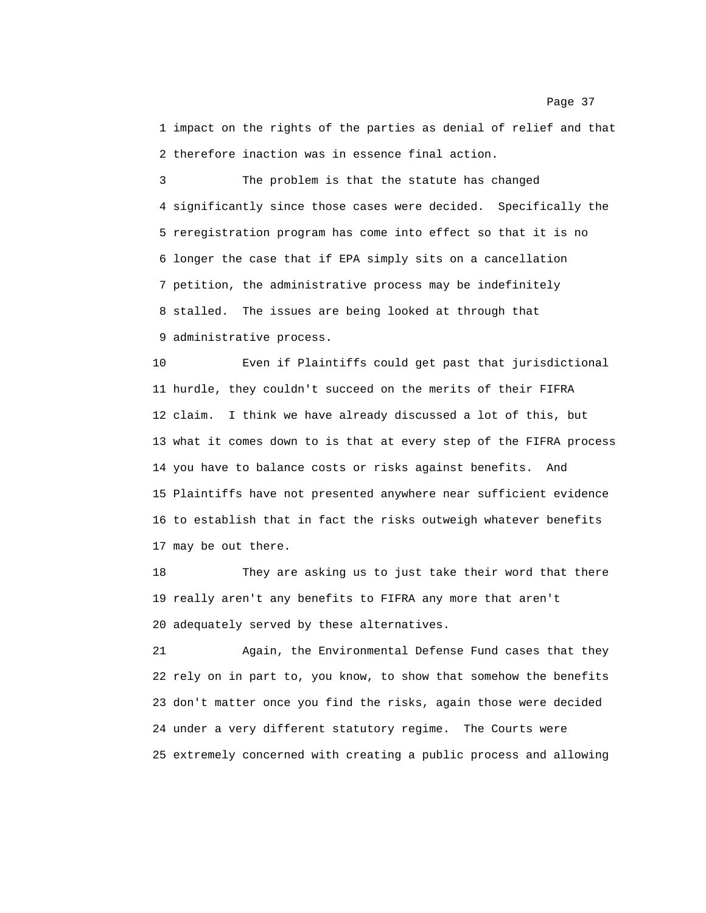impact on the rights of the parties as denial of relief and that therefore inaction was in essence final action.

The problem is that the statute has changed significantly since those cases were decided. Specifically the reregistration program has come into effect so that it is no longer the case that if EPA simply sits on a cancellation petition, the administrative process may be indefinitely stalled. The issues are being looked at through that administrative process.

Even if Plaintiffs could get past that jurisdictional hurdle, they couldn't succeed on the merits of their FIFRA claim. I think we have already discussed a lot of this, but what it comes down to is that at every step of the FIFRA process you have to balance costs or risks against benefits. And Plaintiffs have not presented anywhere near sufficient evidence to establish that in fact the risks outweigh whatever benefits may be out there.

They are asking us to just take their word that there really aren't any benefits to FIFRA any more that aren't adequately served by these alternatives.

Again, the Environmental Defense Fund cases that they rely on in part to, you know, to show that somehow the benefits don't matter once you find the risks, again those were decided under a very different statutory regime. The Courts were extremely concerned with creating a public process and allowing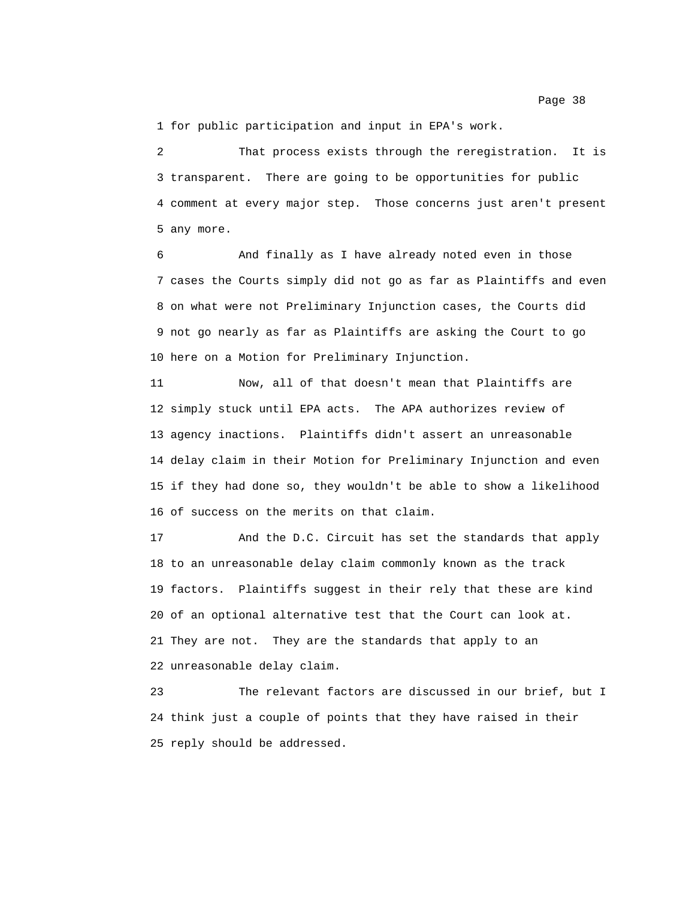1 for public participation and input in EPA's work.

2 That process exists through the reregistration. It is
3 transparent. There are going to be opportunities for public
4 comment at every major step. Those concerns just aren't present
5 any more.

6 And finally as I have already noted even in those
7 cases the Courts simply did not go as far as Plaintiffs and even
8 on what were not Preliminary Injunction cases, the Courts did
9 not go nearly as far as Plaintiffs are asking the Court to go
10 here on a Motion for Preliminary Injunction.

11 Now, all of that doesn't mean that Plaintiffs are
12 simply stuck until EPA acts. The APA authorizes review of
13 agency inactions. Plaintiffs didn't assert an unreasonable
14 delay claim in their Motion for Preliminary Injunction and even
15 if they had done so, they wouldn't be able to show a likelihood
16 of success on the merits on that claim.

17 And the D.C. Circuit has set the standards that apply
18 to an unreasonable delay claim commonly known as the track
19 factors. Plaintiffs suggest in their rely that these are kind
20 of an optional alternative test that the Court can look at.
21 They are not. They are the standards that apply to an
22 unreasonable delay claim.

23 The relevant factors are discussed in our brief, but I
24 think just a couple of points that they have raised in their
25 reply should be addressed.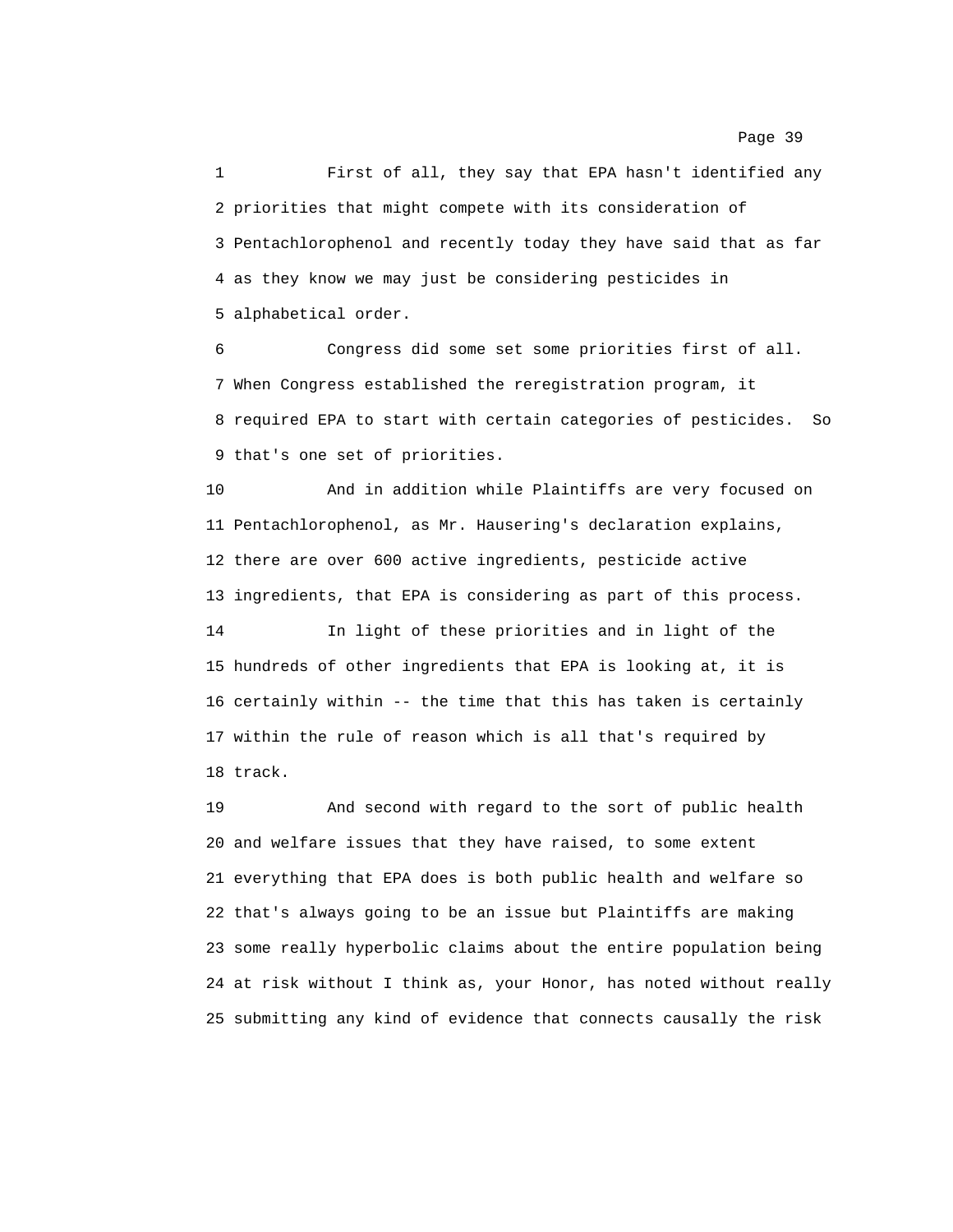1 First of all, they say that EPA hasn't identified any
2 priorities that might compete with its consideration of
3 Pentachlorophenol and recently today they have said that as far
4 as they know we may just be considering pesticides in
5 alphabetical order.

6 Congress did some set some priorities first of all.
7 When Congress established the reregistration program, it
8 required EPA to start with certain categories of pesticides. So
9 that's one set of priorities.

10 And in addition while Plaintiffs are very focused on
11 Pentachlorophenol, as Mr. Hausering's declaration explains,
12 there are over 600 active ingredients, pesticide active
13 ingredients, that EPA is considering as part of this process.

14 In light of these priorities and in light of the
15 hundreds of other ingredients that EPA is looking at, it is
16 certainly within -- the time that this has taken is certainly
17 within the rule of reason which is all that's required by
18 track.

19 And second with regard to the sort of public health
20 and welfare issues that they have raised, to some extent
21 everything that EPA does is both public health and welfare so
22 that's always going to be an issue but Plaintiffs are making
23 some really hyperbolic claims about the entire population being
24 at risk without I think as, your Honor, has noted without really
25 submitting any kind of evidence that connects causally the risk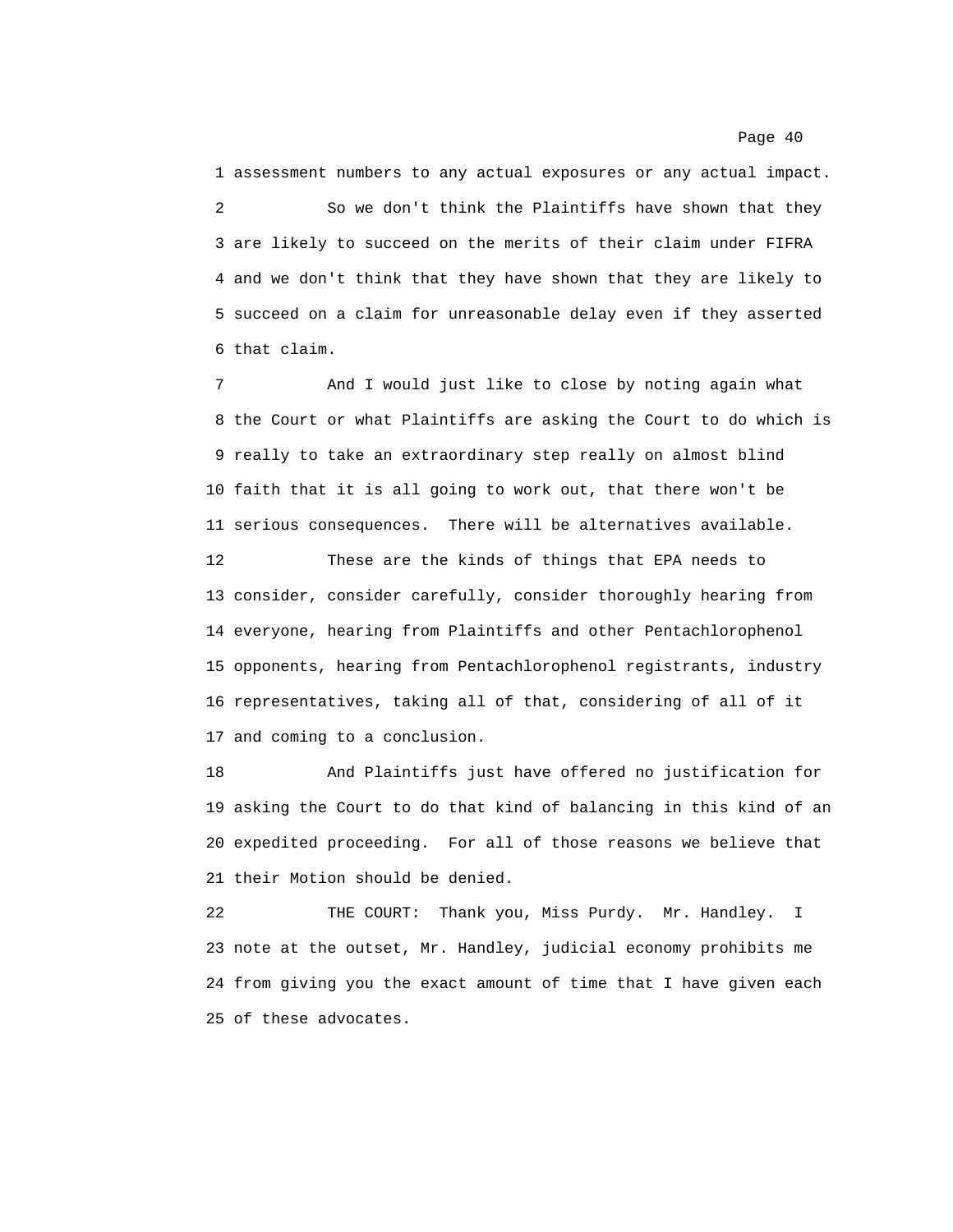1 assessment numbers to any actual exposures or any actual impact.

2 So we don't think the Plaintiffs have shown that they

3 are likely to succeed on the merits of their claim under FIFRA

4 and we don't think that they have shown that they are likely to

5 succeed on a claim for unreasonable delay even if they asserted

6 that claim.

7 And I would just like to close by noting again what

8 the Court or what Plaintiffs are asking the Court to do which is

9 really to take an extraordinary step really on almost blind

10 faith that it is all going to work out, that there won't be

11 serious consequences. There will be alternatives available.

12 These are the kinds of things that EPA needs to

13 consider, consider carefully, consider thoroughly hearing from

14 everyone, hearing from Plaintiffs and other Pentachlorophenol

15 opponents, hearing from Pentachlorophenol registrants, industry

16 representatives, taking all of that, considering of all of it

17 and coming to a conclusion.

18 And Plaintiffs just have offered no justification for

19 asking the Court to do that kind of balancing in this kind of an

20 expedited proceeding. For all of those reasons we believe that

21 their Motion should be denied.

22 THE COURT: Thank you, Miss Purdy. Mr. Handley. I

23 note at the outset, Mr. Handley, judicial economy prohibits me

24 from giving you the exact amount of time that I have given each

25 of these advocates.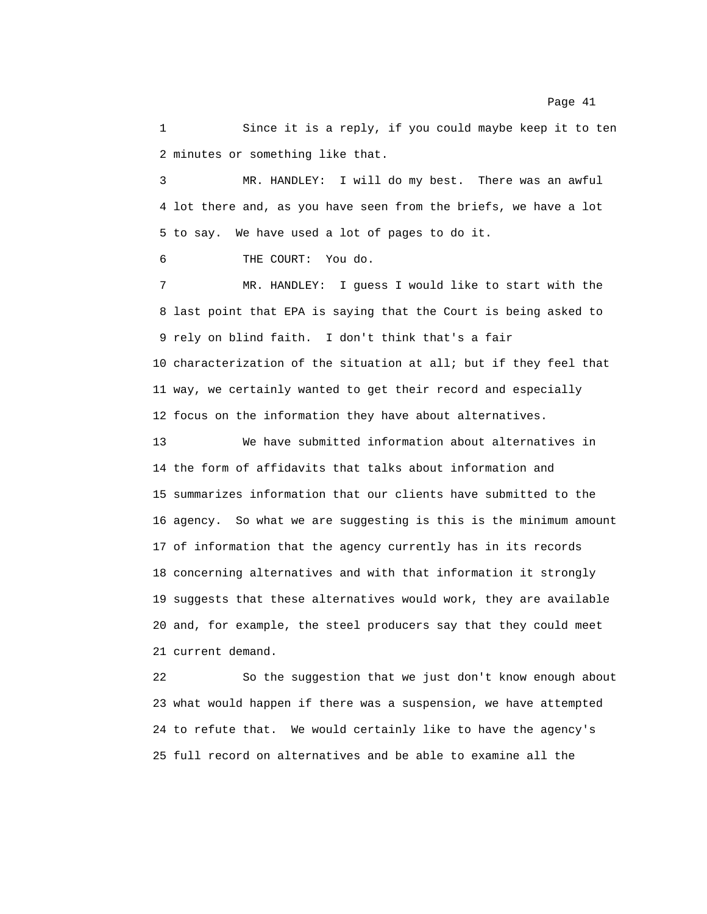1 Since it is a reply, if you could maybe keep it to ten
2 minutes or something like that.

3 MR. HANDLEY: I will do my best. There was an awful
4 lot there and, as you have seen from the briefs, we have a lot
5 to say. We have used a lot of pages to do it.

6 THE COURT: You do.

7 MR. HANDLEY: I guess I would like to start with the
8 last point that EPA is saying that the Court is being asked to
9 rely on blind faith. I don't think that's a fair
10 characterization of the situation at all; but if they feel that
11 way, we certainly wanted to get their record and especially
12 focus on the information they have about alternatives.

13 We have submitted information about alternatives in
14 the form of affidavits that talks about information and
15 summarizes information that our clients have submitted to the
16 agency. So what we are suggesting is this is the minimum amount
17 of information that the agency currently has in its records
18 concerning alternatives and with that information it strongly
19 suggests that these alternatives would work, they are available
20 and, for example, the steel producers say that they could meet
21 current demand.

22 So the suggestion that we just don't know enough about
23 what would happen if there was a suspension, we have attempted
24 to refute that. We would certainly like to have the agency's
25 full record on alternatives and be able to examine all the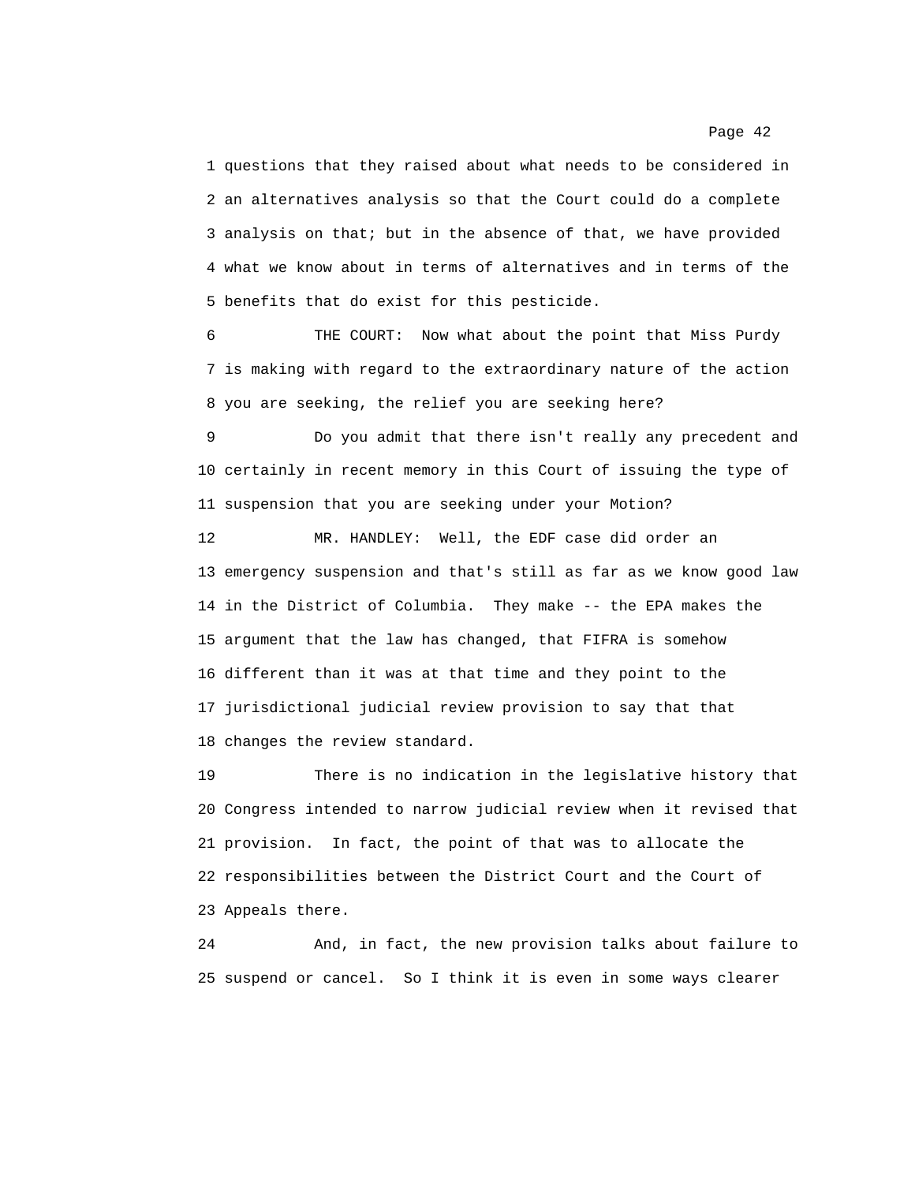1 questions that they raised about what needs to be considered in
2 an alternatives analysis so that the Court could do a complete
3 analysis on that; but in the absence of that, we have provided
4 what we know about in terms of alternatives and in terms of the
5 benefits that do exist for this pesticide.

6 THE COURT: Now what about the point that Miss Purdy
7 is making with regard to the extraordinary nature of the action
8 you are seeking, the relief you are seeking here?

9 Do you admit that there isn't really any precedent and
10 certainly in recent memory in this Court of issuing the type of
11 suspension that you are seeking under your Motion?

12 MR. HANDLEY: Well, the EDF case did order an
13 emergency suspension and that's still as far as we know good law
14 in the District of Columbia. They make -- the EPA makes the
15 argument that the law has changed, that FIFRA is somehow
16 different than it was at that time and they point to the
17 jurisdictional judicial review provision to say that that
18 changes the review standard.

19 There is no indication in the legislative history that
20 Congress intended to narrow judicial review when it revised that
21 provision. In fact, the point of that was to allocate the
22 responsibilities between the District Court and the Court of
23 Appeals there.

24 And, in fact, the new provision talks about failure to
25 suspend or cancel. So I think it is even in some ways clearer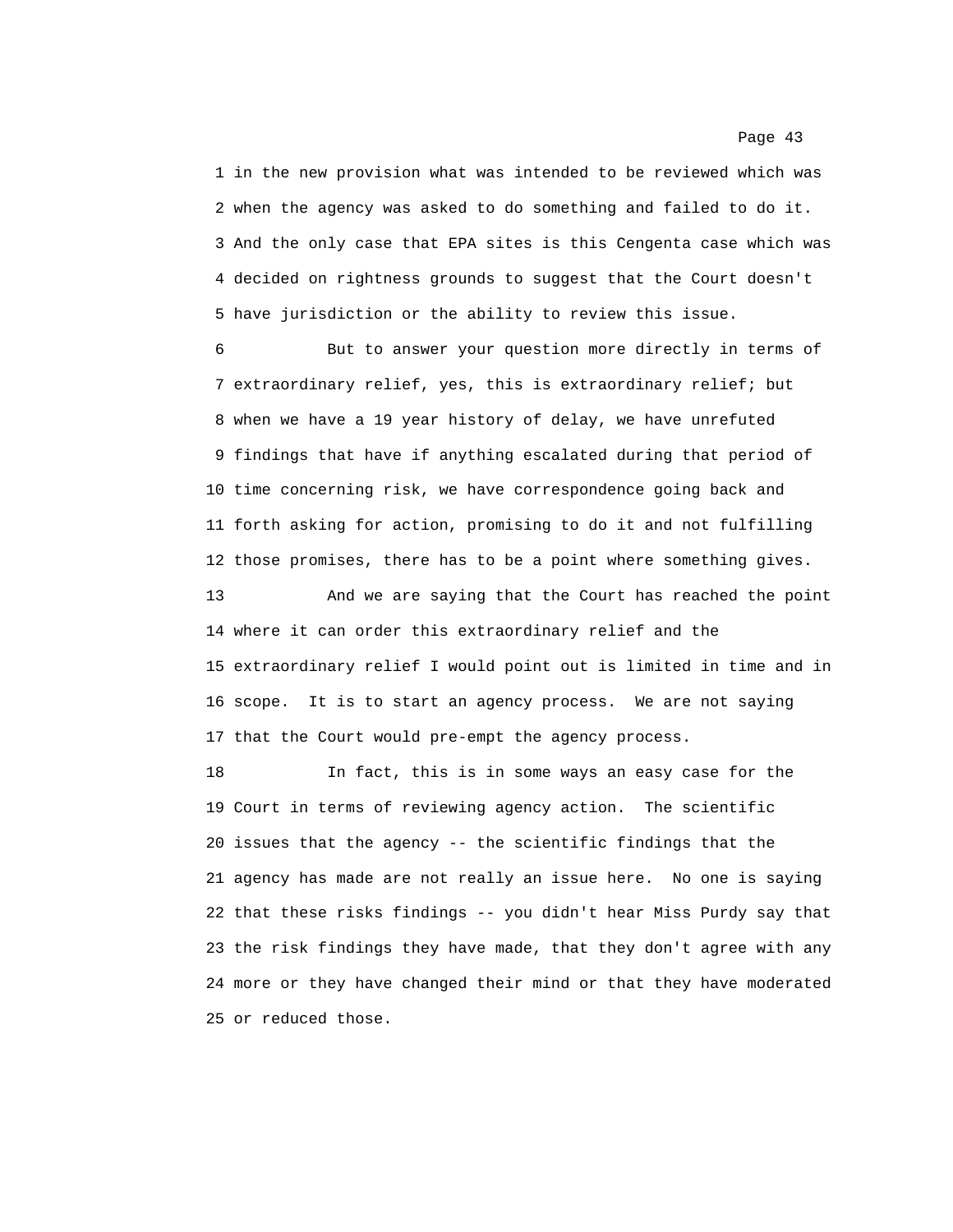1 in the new provision what was intended to be reviewed which was
2 when the agency was asked to do something and failed to do it.
3 And the only case that EPA sites is this Cengenta case which was
4 decided on rightness grounds to suggest that the Court doesn't
5 have jurisdiction or the ability to review this issue.

6 But to answer your question more directly in terms of
7 extraordinary relief, yes, this is extraordinary relief; but
8 when we have a 19 year history of delay, we have unrefuted
9 findings that have if anything escalated during that period of
10 time concerning risk, we have correspondence going back and
11 forth asking for action, promising to do it and not fulfilling
12 those promises, there has to be a point where something gives.

13 And we are saying that the Court has reached the point
14 where it can order this extraordinary relief and the
15 extraordinary relief I would point out is limited in time and in
16 scope. It is to start an agency process. We are not saying
17 that the Court would pre-empt the agency process.

18 In fact, this is in some ways an easy case for the
19 Court in terms of reviewing agency action. The scientific
20 issues that the agency -- the scientific findings that the
21 agency has made are not really an issue here. No one is saying
22 that these risks findings -- you didn't hear Miss Purdy say that
23 the risk findings they have made, that they don't agree with any
24 more or they have changed their mind or that they have moderated
25 or reduced those.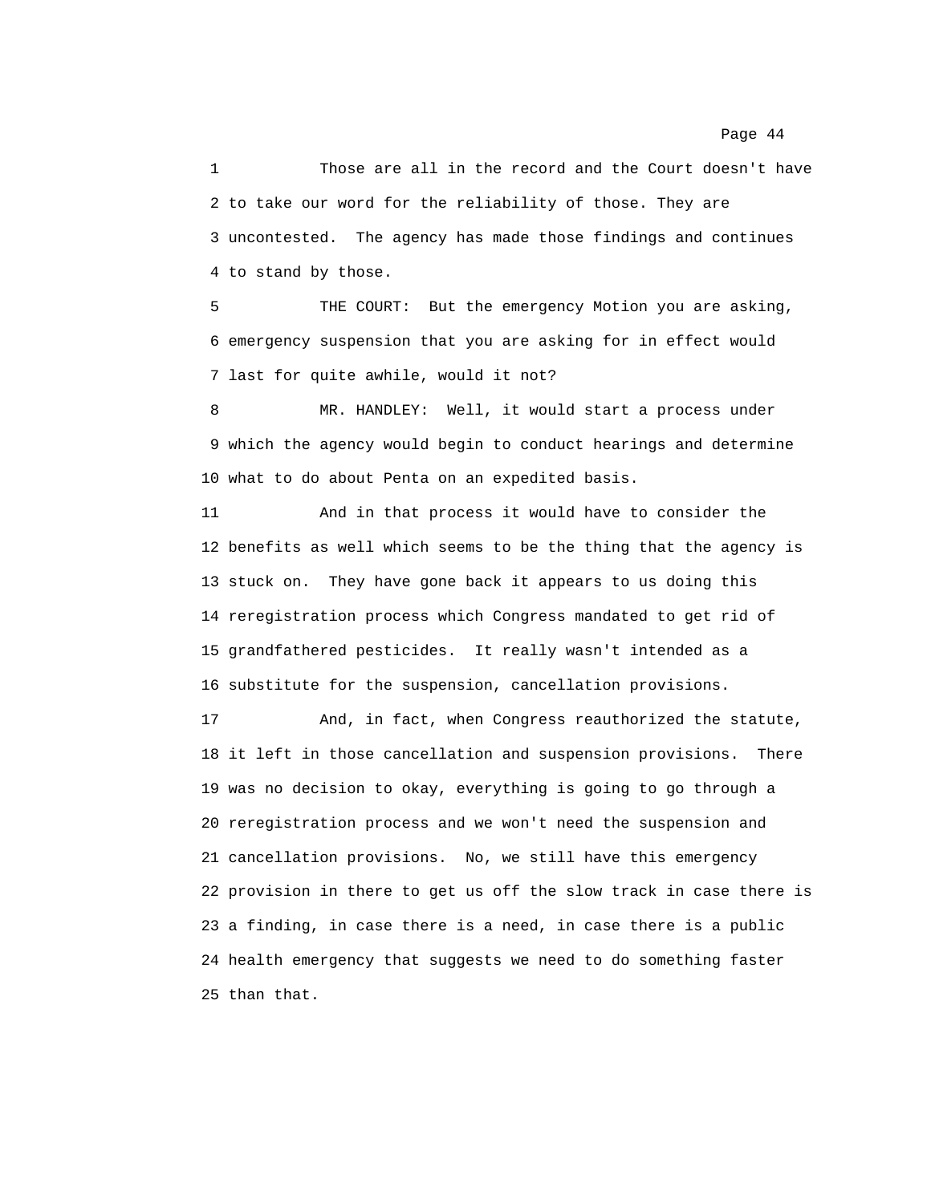1 Those are all in the record and the Court doesn't have
2 to take our word for the reliability of those. They are
3 uncontested. The agency has made those findings and continues
4 to stand by those.

5 THE COURT: But the emergency Motion you are asking,
6 emergency suspension that you are asking for in effect would
7 last for quite awhile, would it not?

8 MR. HANDLEY: Well, it would start a process under
9 which the agency would begin to conduct hearings and determine
10 what to do about Penta on an expedited basis.

11 And in that process it would have to consider the
12 benefits as well which seems to be the thing that the agency is
13 stuck on. They have gone back it appears to us doing this
14 reregistration process which Congress mandated to get rid of
15 grandfathered pesticides. It really wasn't intended as a
16 substitute for the suspension, cancellation provisions.

17 And, in fact, when Congress reauthorized the statute,
18 it left in those cancellation and suspension provisions. There
19 was no decision to okay, everything is going to go through a
20 reregistration process and we won't need the suspension and
21 cancellation provisions. No, we still have this emergency
22 provision in there to get us off the slow track in case there is
23 a finding, in case there is a need, in case there is a public
24 health emergency that suggests we need to do something faster
25 than that.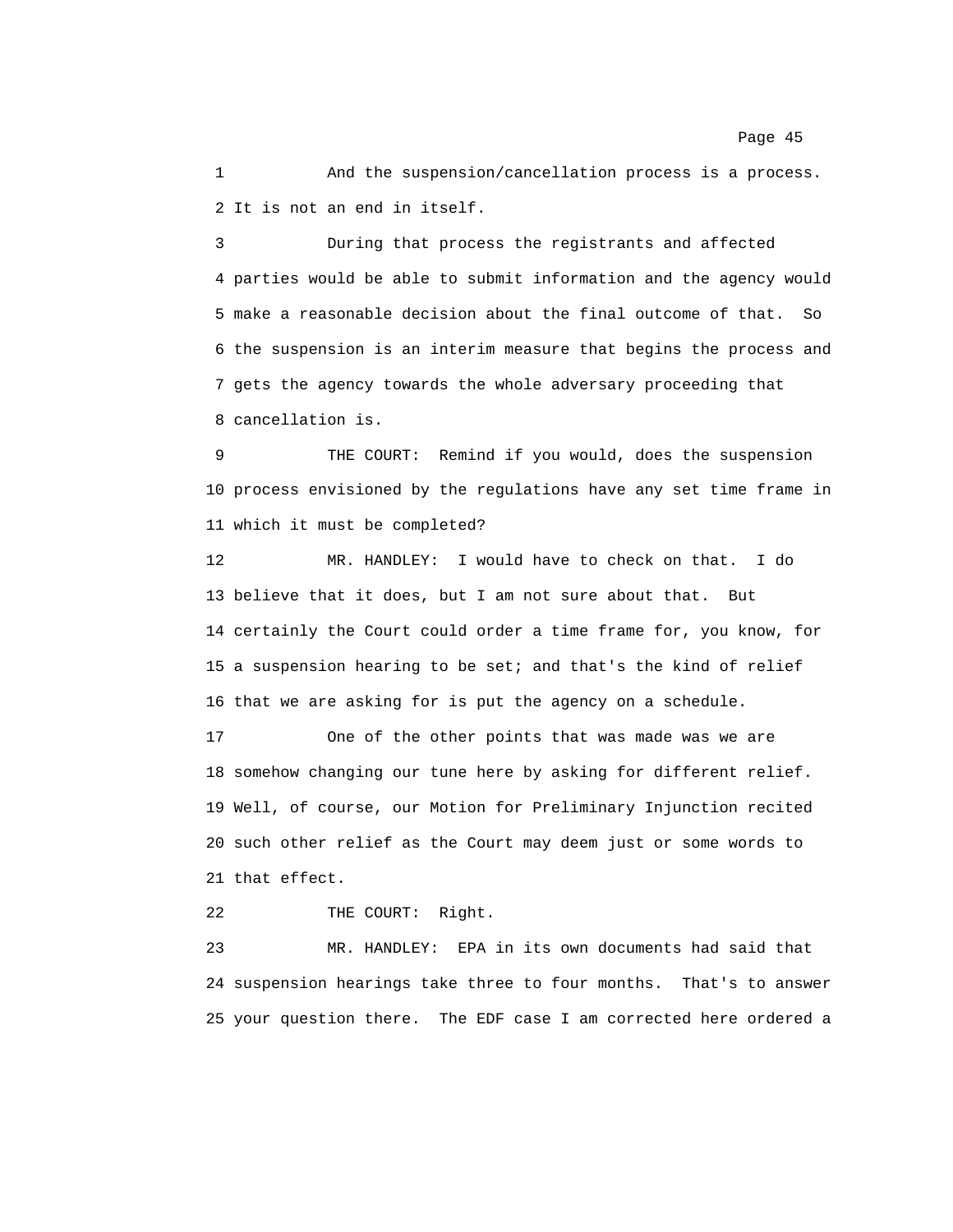1 And the suspension/cancellation process is a process.
2 It is not an end in itself.

3 During that process the registrants and affected
4 parties would be able to submit information and the agency would
5 make a reasonable decision about the final outcome of that. So
6 the suspension is an interim measure that begins the process and
7 gets the agency towards the whole adversary proceeding that
8 cancellation is.

9 THE COURT: Remind if you would, does the suspension
10 process envisioned by the regulations have any set time frame in
11 which it must be completed?

12 MR. HANDLEY: I would have to check on that. I do
13 believe that it does, but I am not sure about that. But
14 certainly the Court could order a time frame for, you know, for
15 a suspension hearing to be set; and that's the kind of relief
16 that we are asking for is put the agency on a schedule.

17 One of the other points that was made was we are
18 somehow changing our tune here by asking for different relief.
19 Well, of course, our Motion for Preliminary Injunction recited
20 such other relief as the Court may deem just or some words to
21 that effect.

22 THE COURT: Right.

23 MR. HANDLEY: EPA in its own documents had said that
24 suspension hearings take three to four months. That's to answer
25 your question there. The EDF case I am corrected here ordered a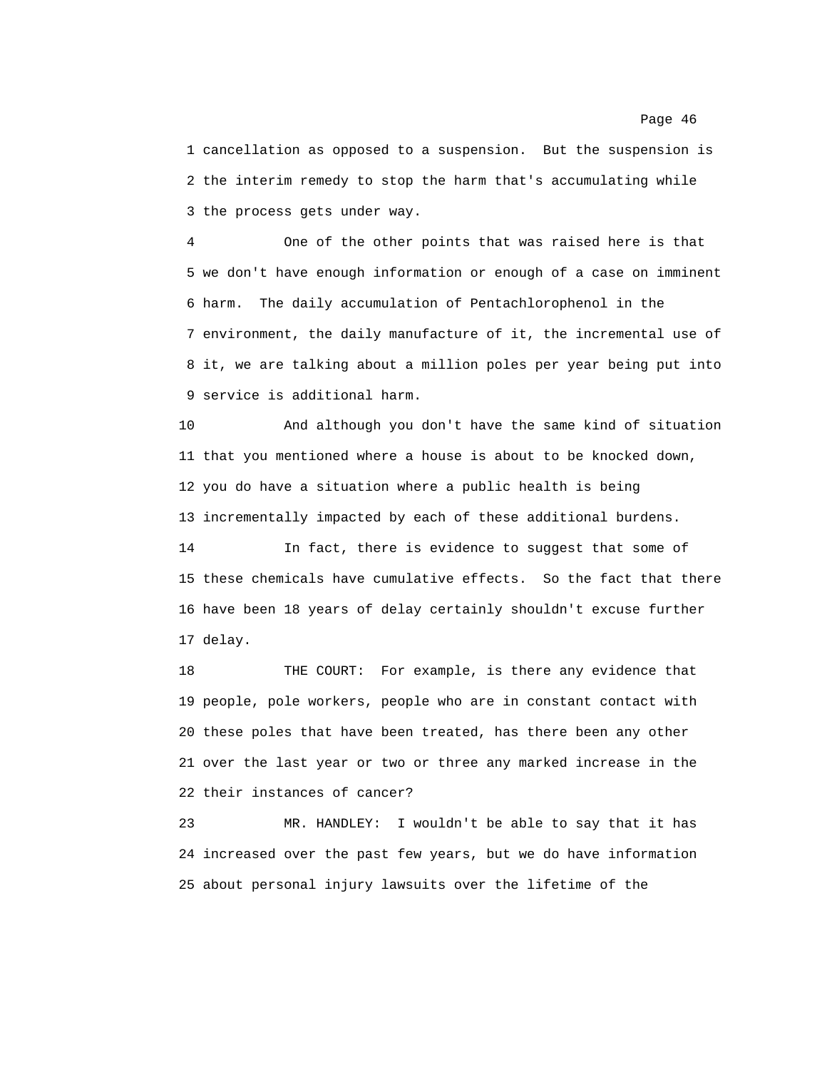1 cancellation as opposed to a suspension. But the suspension is
2 the interim remedy to stop the harm that's accumulating while
3 the process gets under way.

4 One of the other points that was raised here is that
5 we don't have enough information or enough of a case on imminent
6 harm. The daily accumulation of Pentachlorophenol in the
7 environment, the daily manufacture of it, the incremental use of
8 it, we are talking about a million poles per year being put into
9 service is additional harm.

10 And although you don't have the same kind of situation
11 that you mentioned where a house is about to be knocked down,
12 you do have a situation where a public health is being
13 incrementally impacted by each of these additional burdens.

14 In fact, there is evidence to suggest that some of
15 these chemicals have cumulative effects. So the fact that there
16 have been 18 years of delay certainly shouldn't excuse further
17 delay.

18 THE COURT: For example, is there any evidence that
19 people, pole workers, people who are in constant contact with
20 these poles that have been treated, has there been any other
21 over the last year or two or three any marked increase in the
22 their instances of cancer?

23 MR. HANDLEY: I wouldn't be able to say that it has
24 increased over the past few years, but we do have information
25 about personal injury lawsuits over the lifetime of the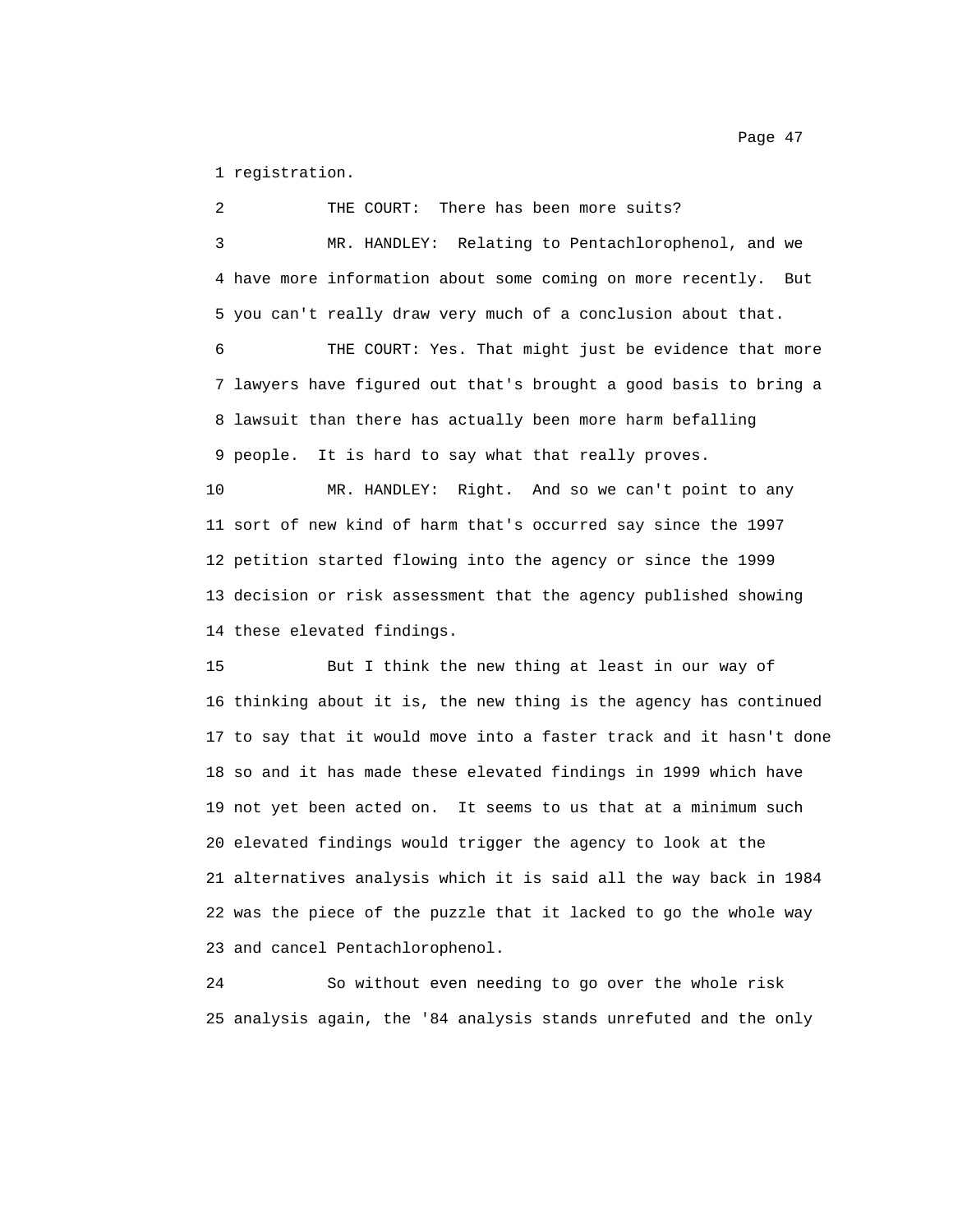1 registration.

2 THE COURT: There has been more suits?

3 MR. HANDLEY: Relating to Pentachlorophenol, and we
4 have more information about some coming on more recently. But
5 you can't really draw very much of a conclusion about that.

6 THE COURT: Yes. That might just be evidence that more
7 lawyers have figured out that's brought a good basis to bring a
8 lawsuit than there has actually been more harm befalling
9 people. It is hard to say what that really proves.

10 MR. HANDLEY: Right. And so we can't point to any
11 sort of new kind of harm that's occurred say since the 1997
12 petition started flowing into the agency or since the 1999
13 decision or risk assessment that the agency published showing
14 these elevated findings.

15 But I think the new thing at least in our way of
16 thinking about it is, the new thing is the agency has continued
17 to say that it would move into a faster track and it hasn't done
18 so and it has made these elevated findings in 1999 which have
19 not yet been acted on. It seems to us that at a minimum such
20 elevated findings would trigger the agency to look at the
21 alternatives analysis which it is said all the way back in 1984
22 was the piece of the puzzle that it lacked to go the whole way
23 and cancel Pentachlorophenol.

24 So without even needing to go over the whole risk
25 analysis again, the '84 analysis stands unrefuted and the only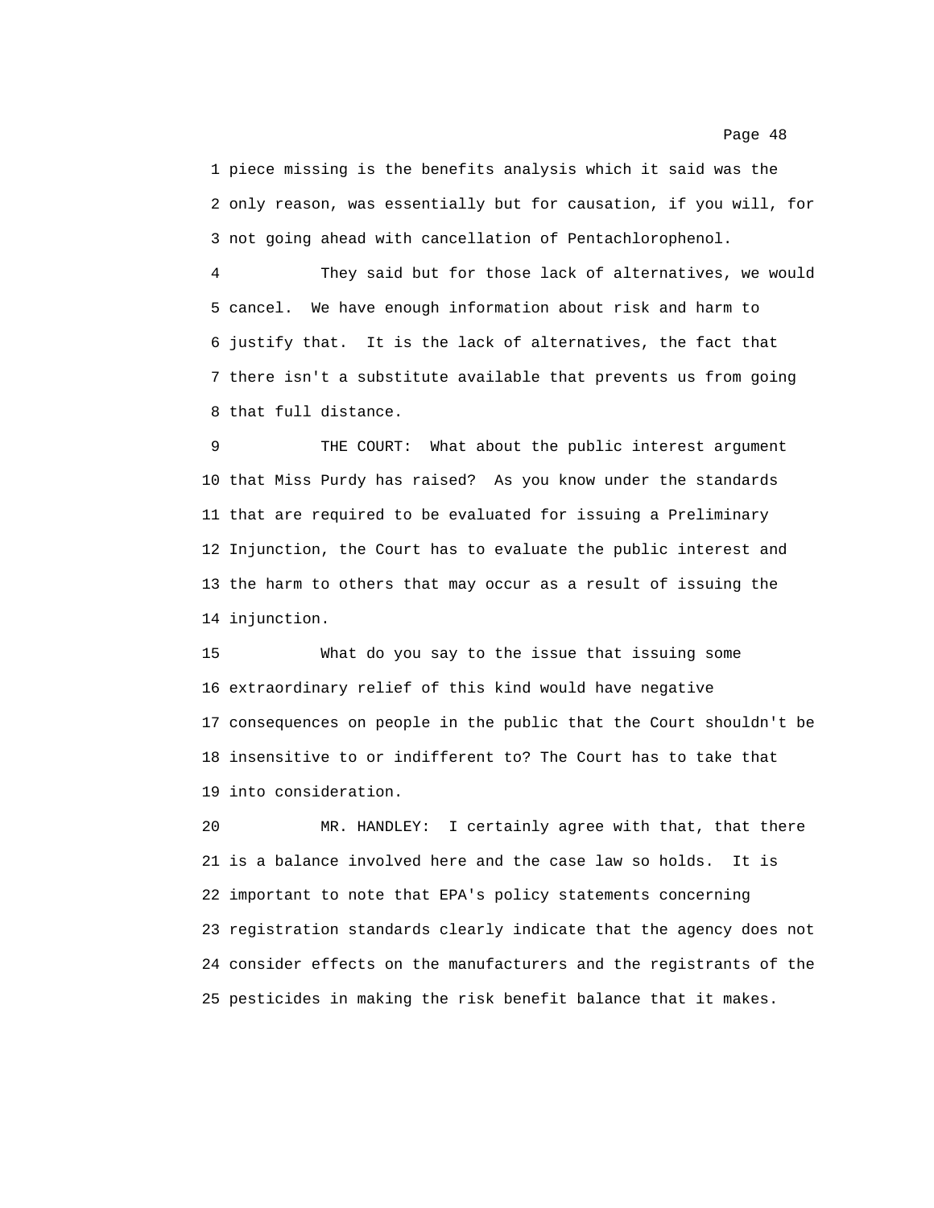1 piece missing is the benefits analysis which it said was the
2 only reason, was essentially but for causation, if you will, for
3 not going ahead with cancellation of Pentachlorophenol.

4 They said but for those lack of alternatives, we would
5 cancel. We have enough information about risk and harm to
6 justify that. It is the lack of alternatives, the fact that
7 there isn't a substitute available that prevents us from going
8 that full distance.

9 THE COURT: What about the public interest argument
10 that Miss Purdy has raised? As you know under the standards
11 that are required to be evaluated for issuing a Preliminary
12 Injunction, the Court has to evaluate the public interest and
13 the harm to others that may occur as a result of issuing the
14 injunction.

15 What do you say to the issue that issuing some
16 extraordinary relief of this kind would have negative
17 consequences on people in the public that the Court shouldn't be
18 insensitive to or indifferent to? The Court has to take that
19 into consideration.

20 MR. HANDLEY: I certainly agree with that, that there
21 is a balance involved here and the case law so holds. It is
22 important to note that EPA's policy statements concerning
23 registration standards clearly indicate that the agency does not
24 consider effects on the manufacturers and the registrants of the
25 pesticides in making the risk benefit balance that it makes.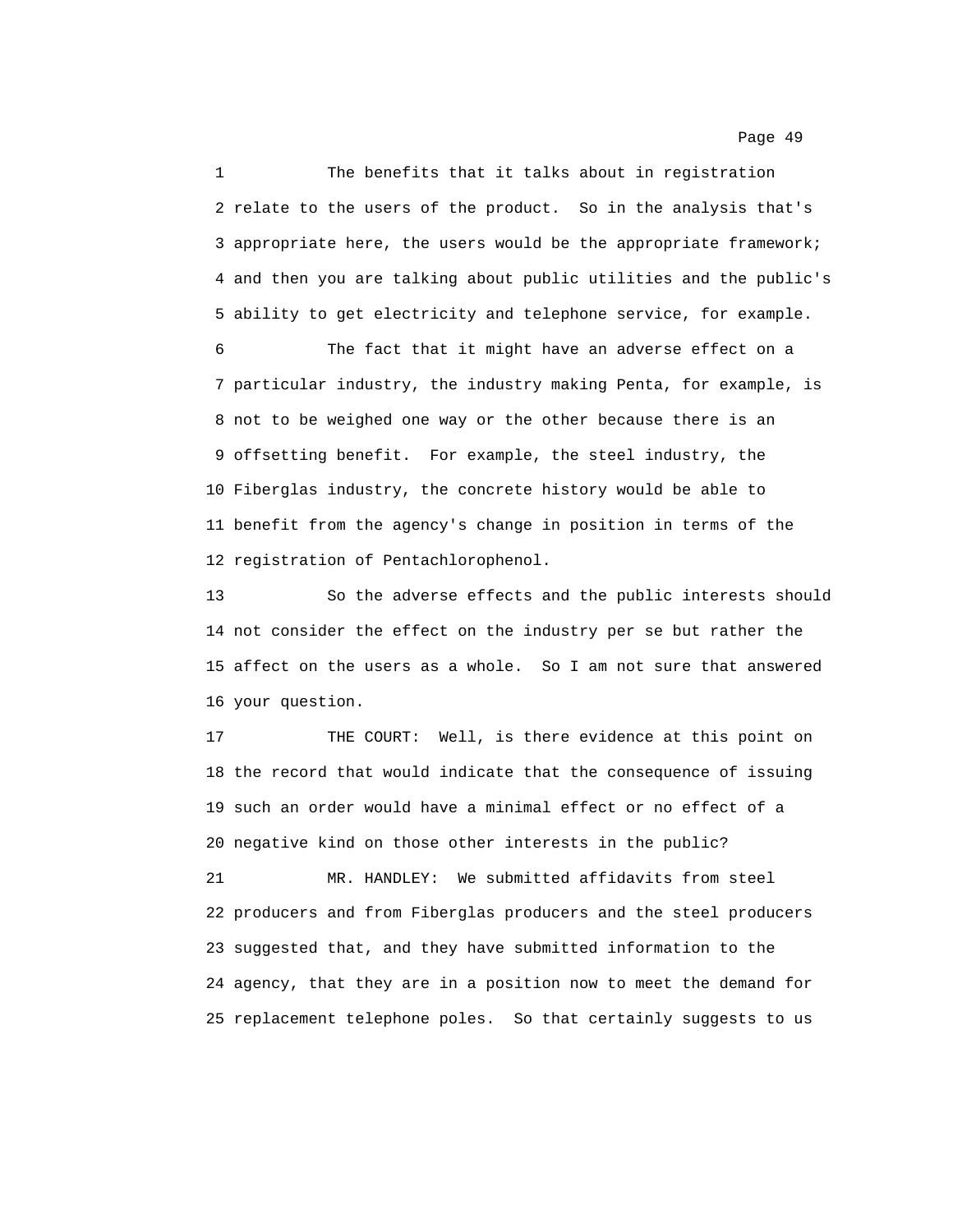1 The benefits that it talks about in registration
2 relate to the users of the product. So in the analysis that's
3 appropriate here, the users would be the appropriate framework;
4 and then you are talking about public utilities and the public's
5 ability to get electricity and telephone service, for example.
6 The fact that it might have an adverse effect on a
7 particular industry, the industry making Penta, for example, is
8 not to be weighed one way or the other because there is an
9 offsetting benefit. For example, the steel industry, the
10 Fiberglas industry, the concrete history would be able to
11 benefit from the agency's change in position in terms of the
12 registration of Pentachlorophenol.
13 So the adverse effects and the public interests should
14 not consider the effect on the industry per se but rather the
15 affect on the users as a whole. So I am not sure that answered
16 your question.
17 THE COURT: Well, is there evidence at this point on
18 the record that would indicate that the consequence of issuing
19 such an order would have a minimal effect or no effect of a
20 negative kind on those other interests in the public?
21 MR. HANDLEY: We submitted affidavits from steel
22 producers and from Fiberglas producers and the steel producers
23 suggested that, and they have submitted information to the
24 agency, that they are in a position now to meet the demand for
25 replacement telephone poles. So that certainly suggests to us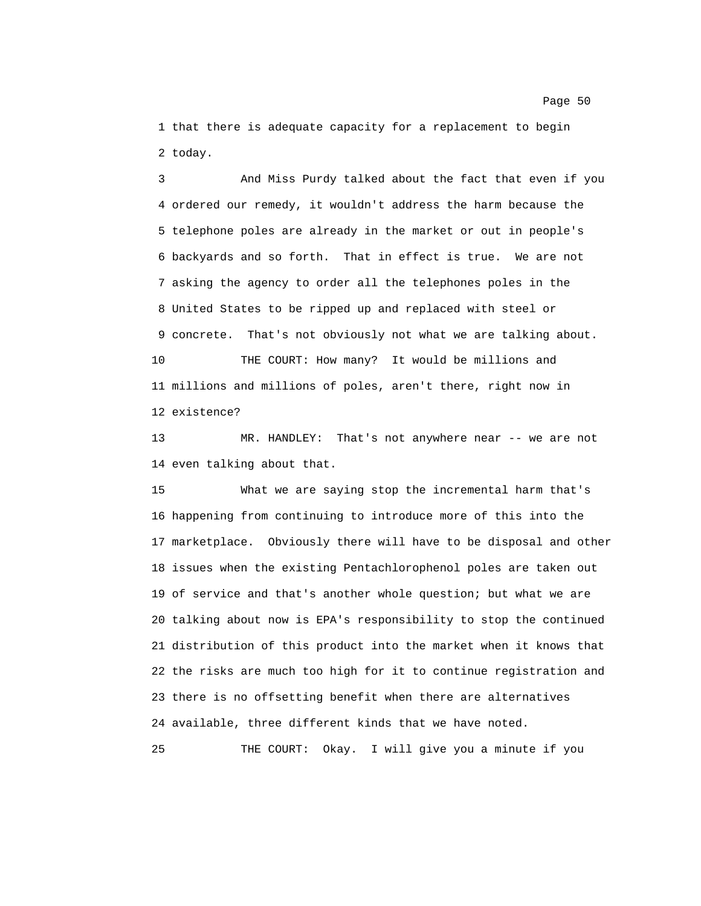1 that there is adequate capacity for a replacement to begin
2 today.

3 And Miss Purdy talked about the fact that even if you
4 ordered our remedy, it wouldn't address the harm because the
5 telephone poles are already in the market or out in people's
6 backyards and so forth. That in effect is true. We are not
7 asking the agency to order all the telephones poles in the
8 United States to be ripped up and replaced with steel or
9 concrete. That's not obviously not what we are talking about.

10 THE COURT: How many? It would be millions and
11 millions and millions of poles, aren't there, right now in
12 existence?

13 MR. HANDLEY: That's not anywhere near -- we are not
14 even talking about that.

15 What we are saying stop the incremental harm that's
16 happening from continuing to introduce more of this into the
17 marketplace. Obviously there will have to be disposal and other
18 issues when the existing Pentachlorophenol poles are taken out
19 of service and that's another whole question; but what we are
20 talking about now is EPA's responsibility to stop the continued
21 distribution of this product into the market when it knows that
22 the risks are much too high for it to continue registration and
23 there is no offsetting benefit when there are alternatives
24 available, three different kinds that we have noted.

25 THE COURT: Okay. I will give you a minute if you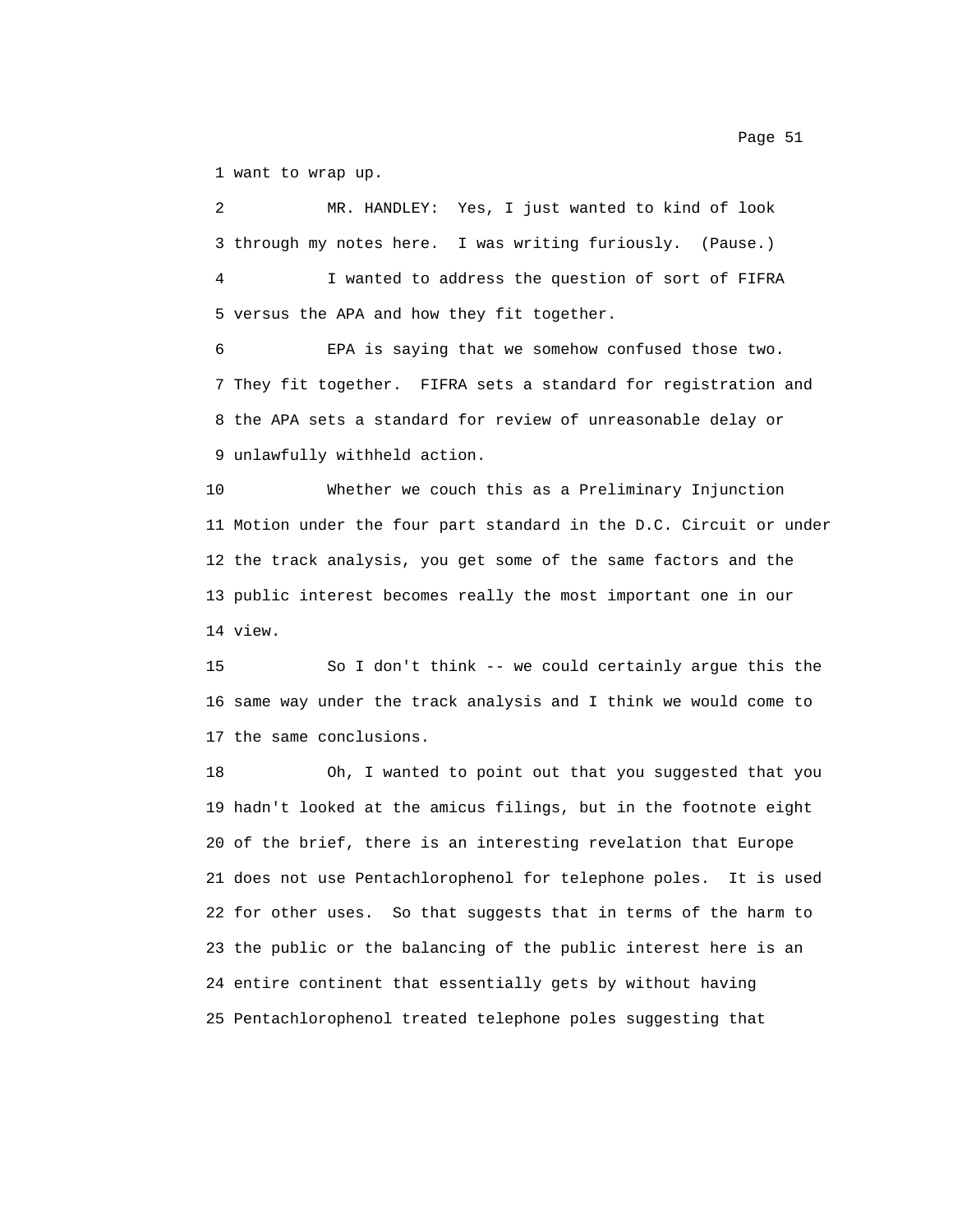1 want to wrap up.

2 MR. HANDLEY: Yes, I just wanted to kind of look

3 through my notes here. I was writing furiously. (Pause.)

4 I wanted to address the question of sort of FIFRA

5 versus the APA and how they fit together.

6 EPA is saying that we somehow confused those two.

7 They fit together. FIFRA sets a standard for registration and

8 the APA sets a standard for review of unreasonable delay or

9 unlawfully withheld action.

10 Whether we couch this as a Preliminary Injunction

11 Motion under the four part standard in the D.C. Circuit or under

12 the track analysis, you get some of the same factors and the

13 public interest becomes really the most important one in our

14 view.

15 So I don't think -- we could certainly argue this the

16 same way under the track analysis and I think we would come to

17 the same conclusions.

18 Oh, I wanted to point out that you suggested that you

19 hadn't looked at the amicus filings, but in the footnote eight

20 of the brief, there is an interesting revelation that Europe

21 does not use Pentachlorophenol for telephone poles. It is used

22 for other uses. So that suggests that in terms of the harm to

23 the public or the balancing of the public interest here is an

24 entire continent that essentially gets by without having

25 Pentachlorophenol treated telephone poles suggesting that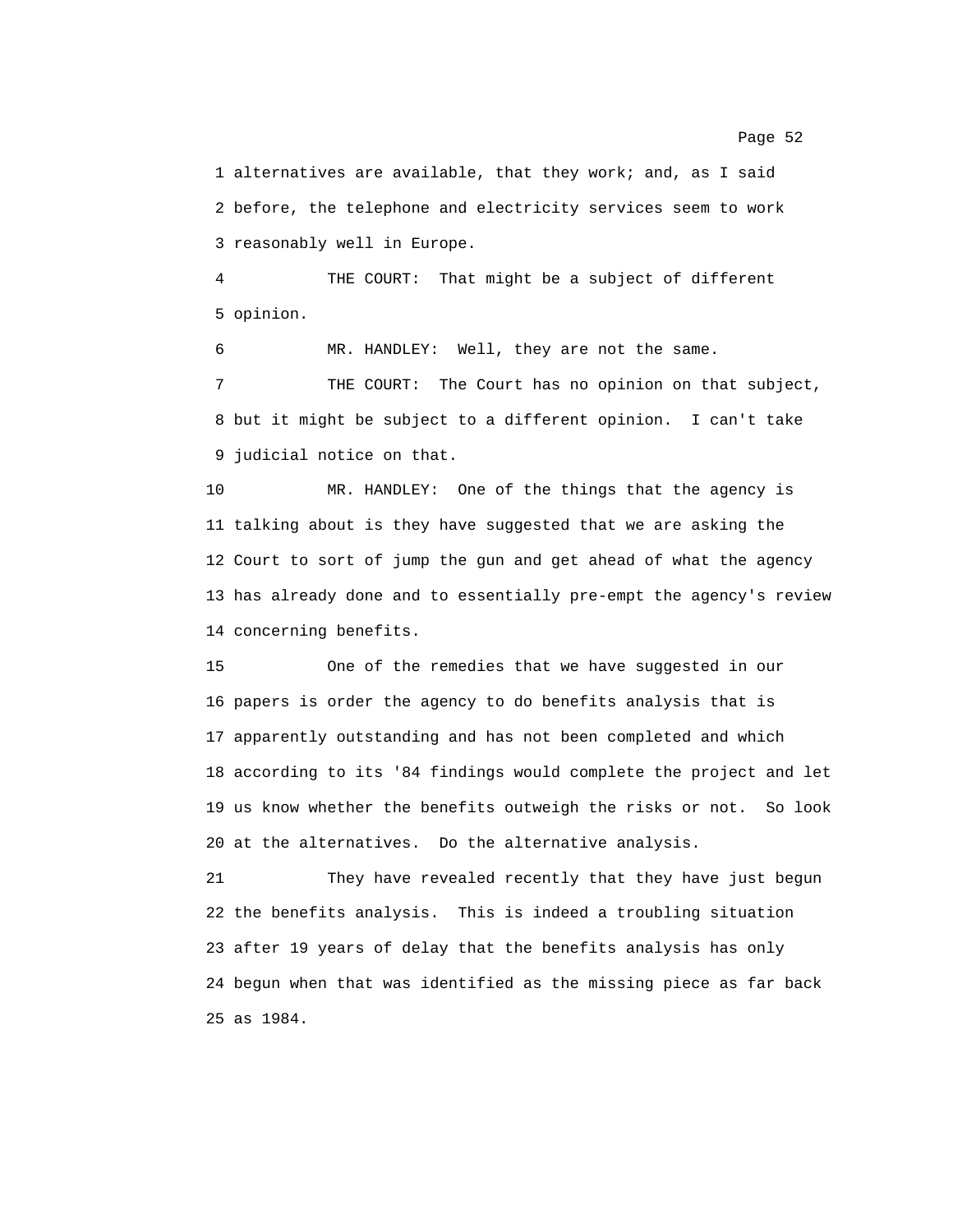1 alternatives are available, that they work; and, as I said
2 before, the telephone and electricity services seem to work
3 reasonably well in Europe.

4 THE COURT: That might be a subject of different
5 opinion.

6 MR. HANDLEY: Well, they are not the same.

7 THE COURT: The Court has no opinion on that subject,
8 but it might be subject to a different opinion. I can't take
9 judicial notice on that.

10 MR. HANDLEY: One of the things that the agency is
11 talking about is they have suggested that we are asking the
12 Court to sort of jump the gun and get ahead of what the agency
13 has already done and to essentially pre-empt the agency's review
14 concerning benefits.

15 One of the remedies that we have suggested in our
16 papers is order the agency to do benefits analysis that is
17 apparently outstanding and has not been completed and which
18 according to its '84 findings would complete the project and let
19 us know whether the benefits outweigh the risks or not. So look
20 at the alternatives. Do the alternative analysis.

21 They have revealed recently that they have just begun
22 the benefits analysis. This is indeed a troubling situation
23 after 19 years of delay that the benefits analysis has only
24 begun when that was identified as the missing piece as far back
25 as 1984.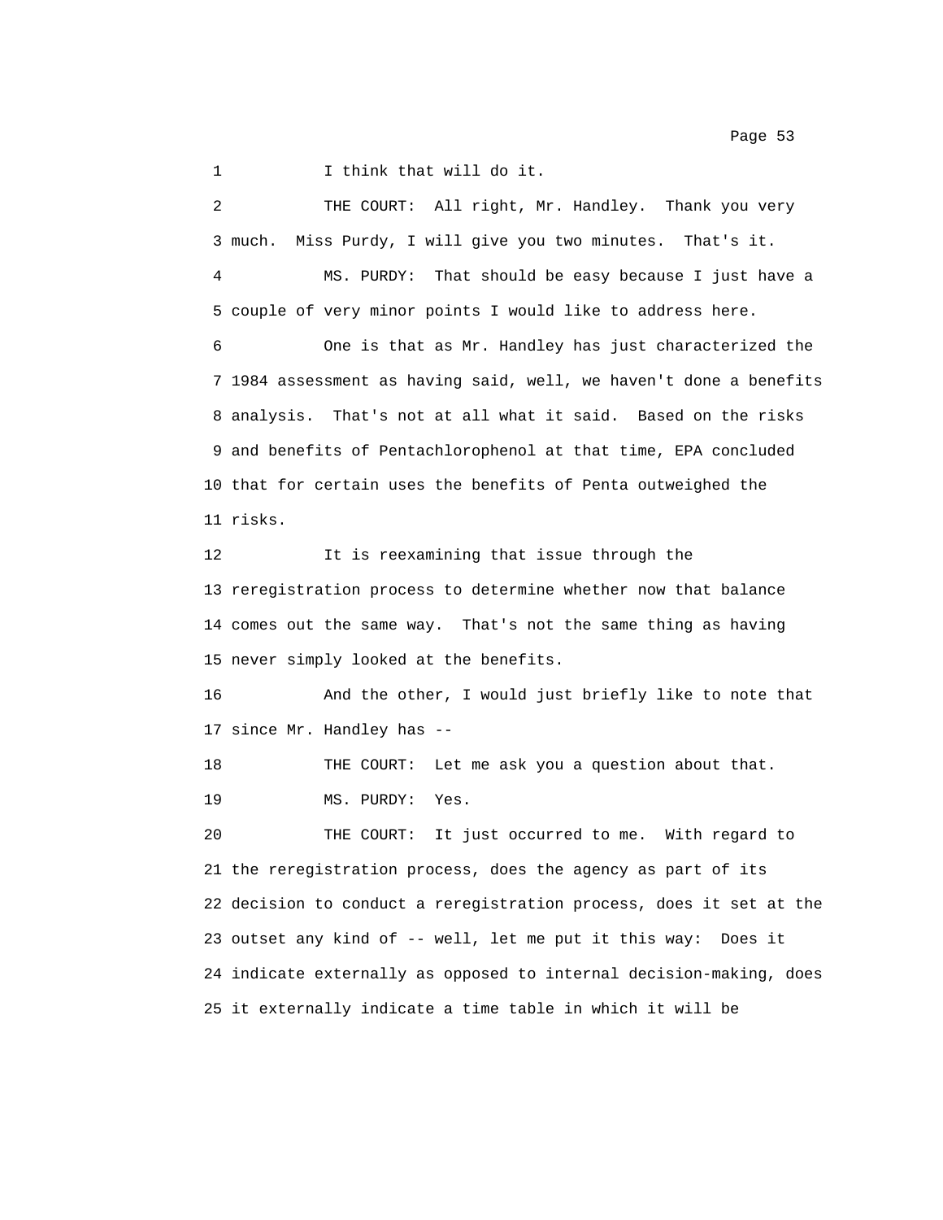1 I think that will do it.

2 THE COURT: All right, Mr. Handley. Thank you very
3 much. Miss Purdy, I will give you two minutes. That's it.

4 MS. PURDY: That should be easy because I just have a
5 couple of very minor points I would like to address here.

6 One is that as Mr. Handley has just characterized the
7 1984 assessment as having said, well, we haven't done a benefits
8 analysis. That's not at all what it said. Based on the risks
9 and benefits of Pentachlorophenol at that time, EPA concluded
10 that for certain uses the benefits of Penta outweighed the
11 risks.

12 It is reexamining that issue through the
13 reregistration process to determine whether now that balance
14 comes out the same way. That's not the same thing as having
15 never simply looked at the benefits.

16 And the other, I would just briefly like to note that
17 since Mr. Handley has --

18 THE COURT: Let me ask you a question about that.

19 MS. PURDY: Yes.

20 THE COURT: It just occurred to me. With regard to
21 the reregistration process, does the agency as part of its
22 decision to conduct a reregistration process, does it set at the
23 outset any kind of -- well, let me put it this way: Does it
24 indicate externally as opposed to internal decision-making, does
25 it externally indicate a time table in which it will be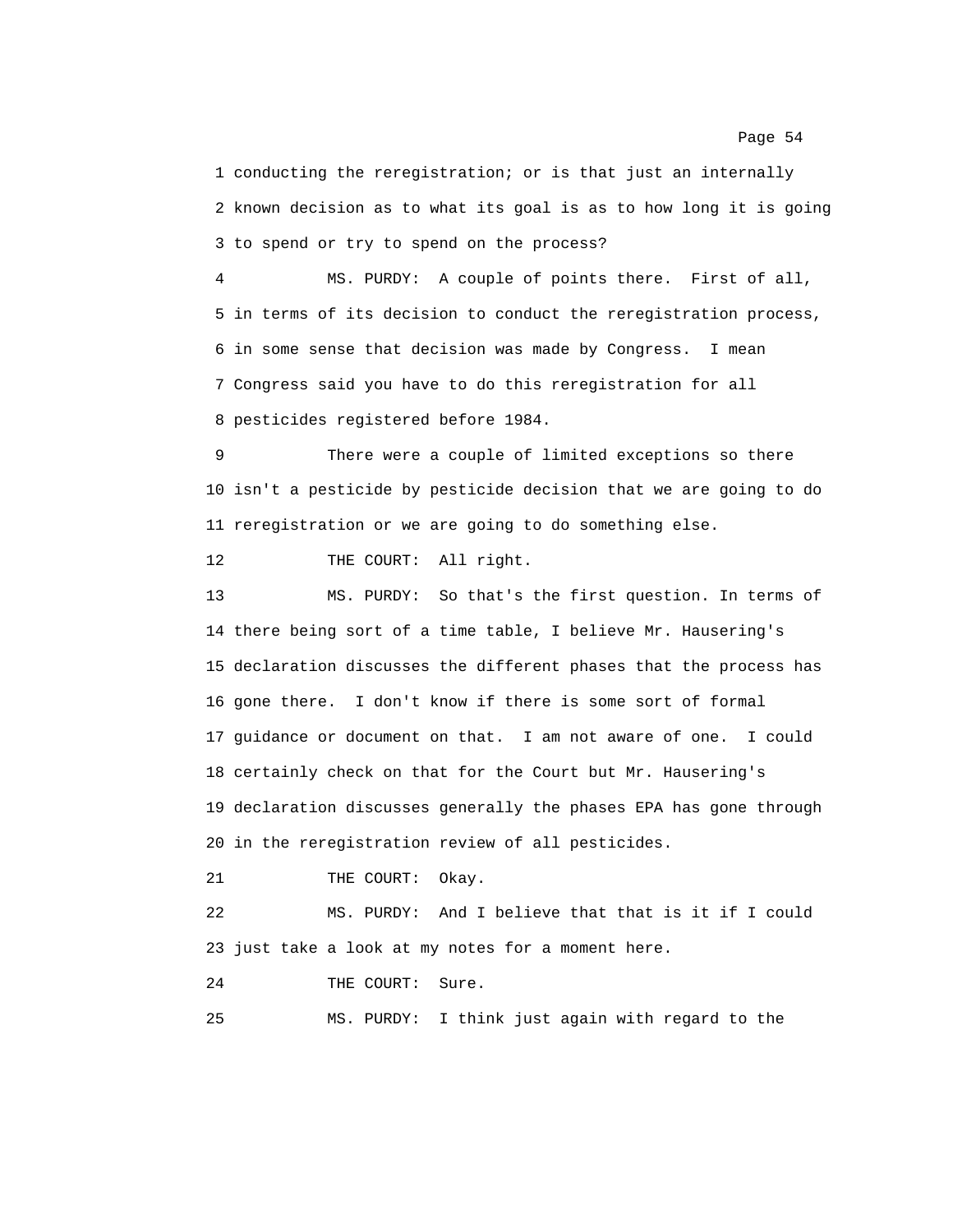1 conducting the reregistration; or is that just an internally
2 known decision as to what its goal is as to how long it is going
3 to spend or try to spend on the process?

4 MS. PURDY: A couple of points there. First of all,
5 in terms of its decision to conduct the reregistration process,
6 in some sense that decision was made by Congress. I mean
7 Congress said you have to do this reregistration for all
8 pesticides registered before 1984.

9 There were a couple of limited exceptions so there
10 isn't a pesticide by pesticide decision that we are going to do
11 reregistration or we are going to do something else.

12 THE COURT: All right.

13 MS. PURDY: So that's the first question. In terms of
14 there being sort of a time table, I believe Mr. Hausering's
15 declaration discusses the different phases that the process has
16 gone there. I don't know if there is some sort of formal
17 guidance or document on that. I am not aware of one. I could
18 certainly check on that for the Court but Mr. Hausering's
19 declaration discusses generally the phases EPA has gone through
20 in the reregistration review of all pesticides.

21 THE COURT: Okay.

22 MS. PURDY: And I believe that that is it if I could
23 just take a look at my notes for a moment here.

24 THE COURT: Sure.

25 MS. PURDY: I think just again with regard to the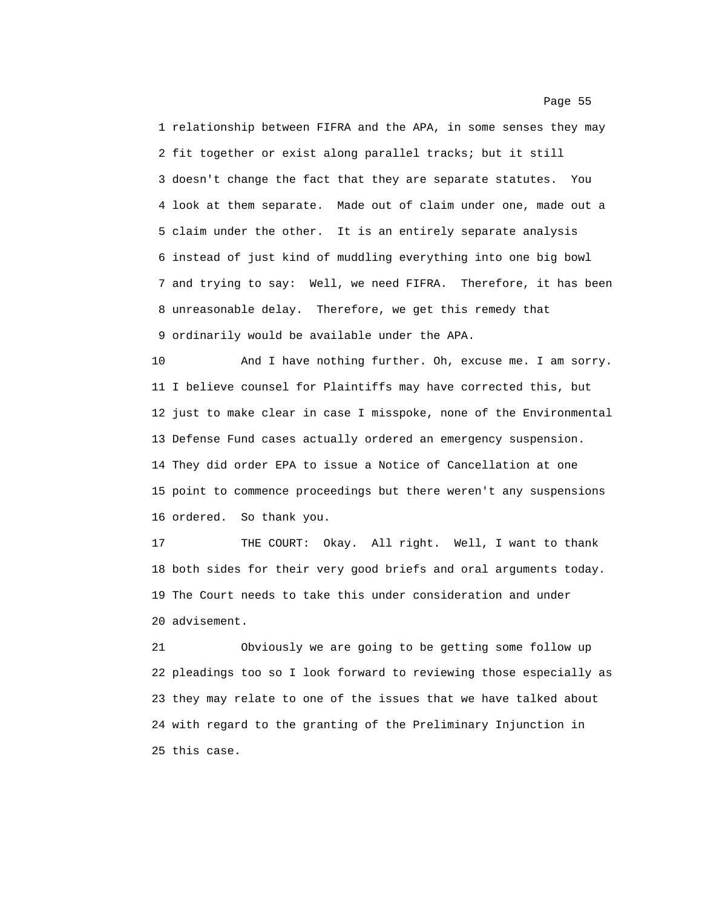1 relationship between FIFRA and the APA, in some senses they may
2 fit together or exist along parallel tracks; but it still
3 doesn't change the fact that they are separate statutes.  You
4 look at them separate.  Made out of claim under one, made out a
5 claim under the other.  It is an entirely separate analysis
6 instead of just kind of muddling everything into one big bowl
7 and trying to say:  Well, we need FIFRA.  Therefore, it has been
8 unreasonable delay.  Therefore, we get this remedy that
9 ordinarily would be available under the APA.

10           And I have nothing further. Oh, excuse me. I am sorry.
11 I believe counsel for Plaintiffs may have corrected this, but
12 just to make clear in case I misspoke, none of the Environmental
13 Defense Fund cases actually ordered an emergency suspension.
14 They did order EPA to issue a Notice of Cancellation at one
15 point to commence proceedings but there weren't any suspensions
16 ordered.  So thank you.

17           THE COURT:  Okay.  All right.  Well, I want to thank
18 both sides for their very good briefs and oral arguments today.
19 The Court needs to take this under consideration and under
20 advisement.

21           Obviously we are going to be getting some follow up
22 pleadings too so I look forward to reviewing those especially as
23 they may relate to one of the issues that we have talked about
24 with regard to the granting of the Preliminary Injunction in
25 this case.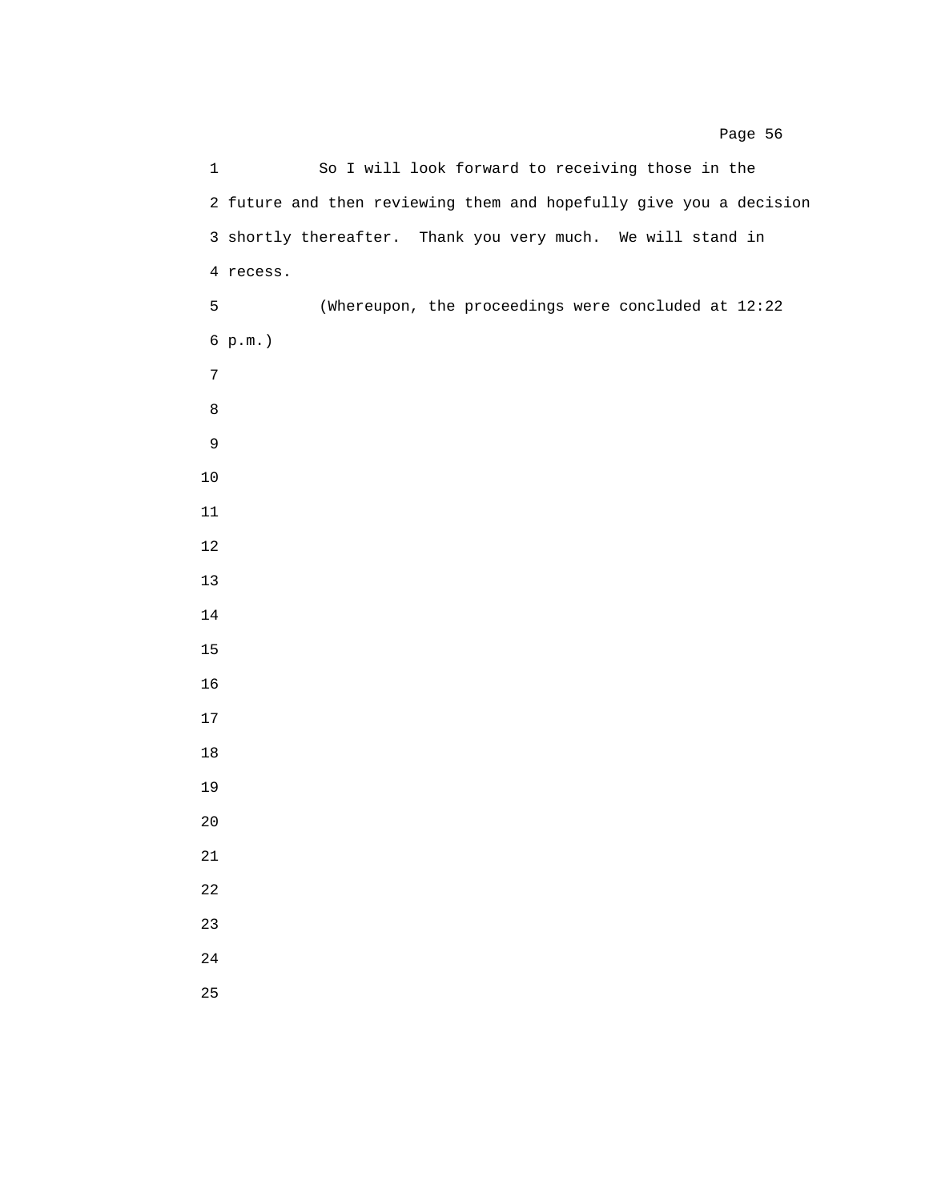So I will look forward to receiving those in the future and then reviewing them and hopefully give you a decision shortly thereafter. Thank you very much. We will stand in recess.

(Whereupon, the proceedings were concluded at 12:22 p.m.)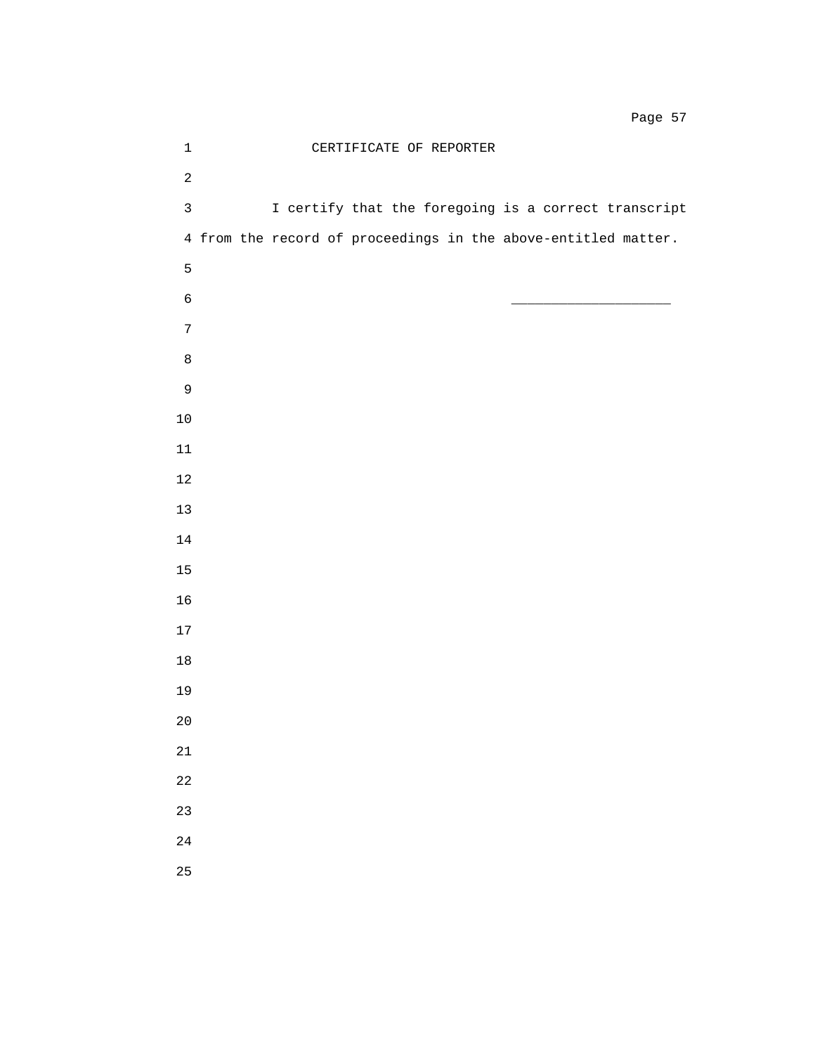# CERTIFICATE OF REPORTER

I certify that the foregoing is a correct transcript from the record of proceedings in the above-entitled matter.

____________________